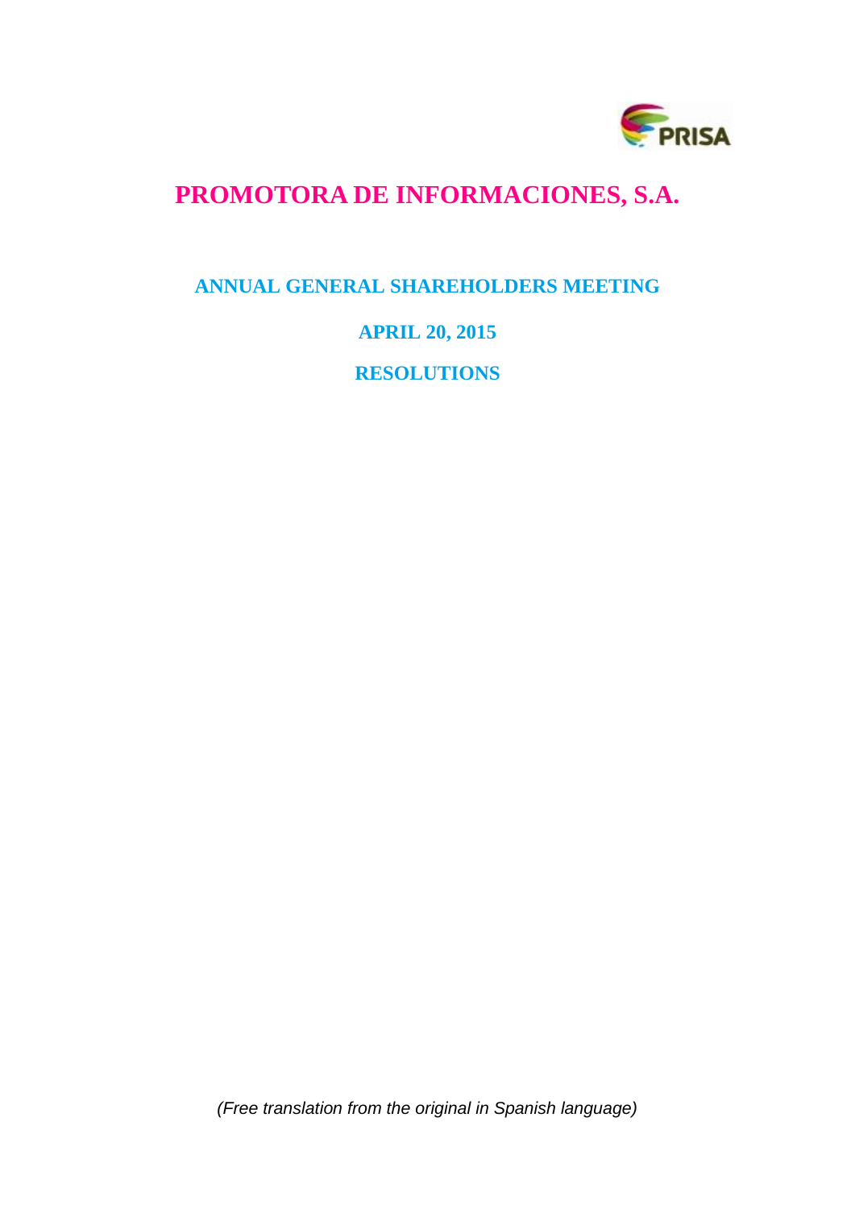# PROMOTORA DE INFORMACIONES, S.A.

## ANNUAL GENERAL SHAREHOLDERS MEETING

## APRIL 20, 2015

## RESOLUTIONS

*(Free translation from the original in Spanish language)*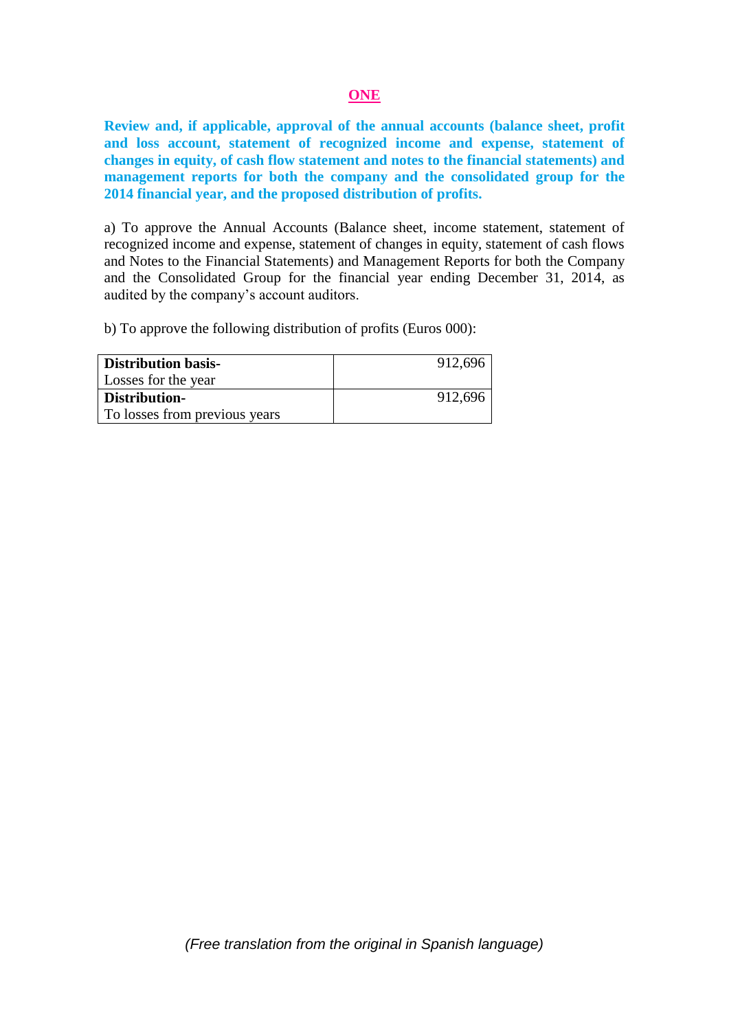## ONE

**Review and, if applicable, approval of the annual accounts (balance sheet, profit and loss account, statement of recognized income and expense, statement of changes in equity, of cash flow statement and notes to the financial statements) and management reports for both the company and the consolidated group for the 2014 financial year, and the proposed distribution of profits.**

a) To approve the Annual Accounts (Balance sheet, income statement, statement of recognized income and expense, statement of changes in equity, statement of cash flows and Notes to the Financial Statements) and Management Reports for both the Company and the Consolidated Group for the financial year ending December 31, 2014, as audited by the company's account auditors.

b) To approve the following distribution of profits (Euros 000):

| | |
|---|---|
| **Distribution basis-**<br>Losses for the year | 912,696 |
| **Distribution-**<br>To losses from previous years | 912,696 |

*(Free translation from the original in Spanish language)*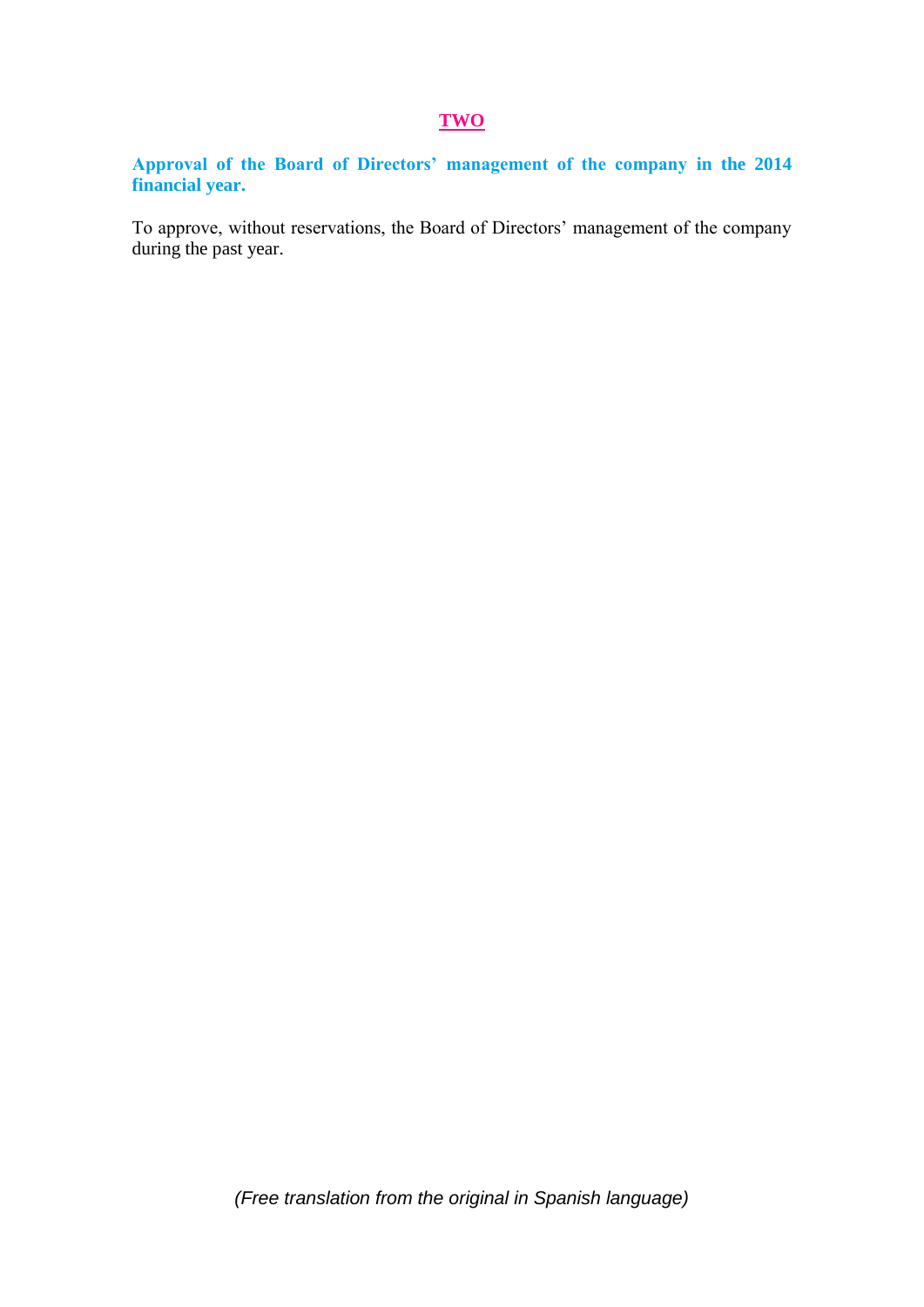## TWO

**Approval of the Board of Directors' management of the company in the 2014 financial year.**

To approve, without reservations, the Board of Directors' management of the company during the past year.

*(Free translation from the original in Spanish language)*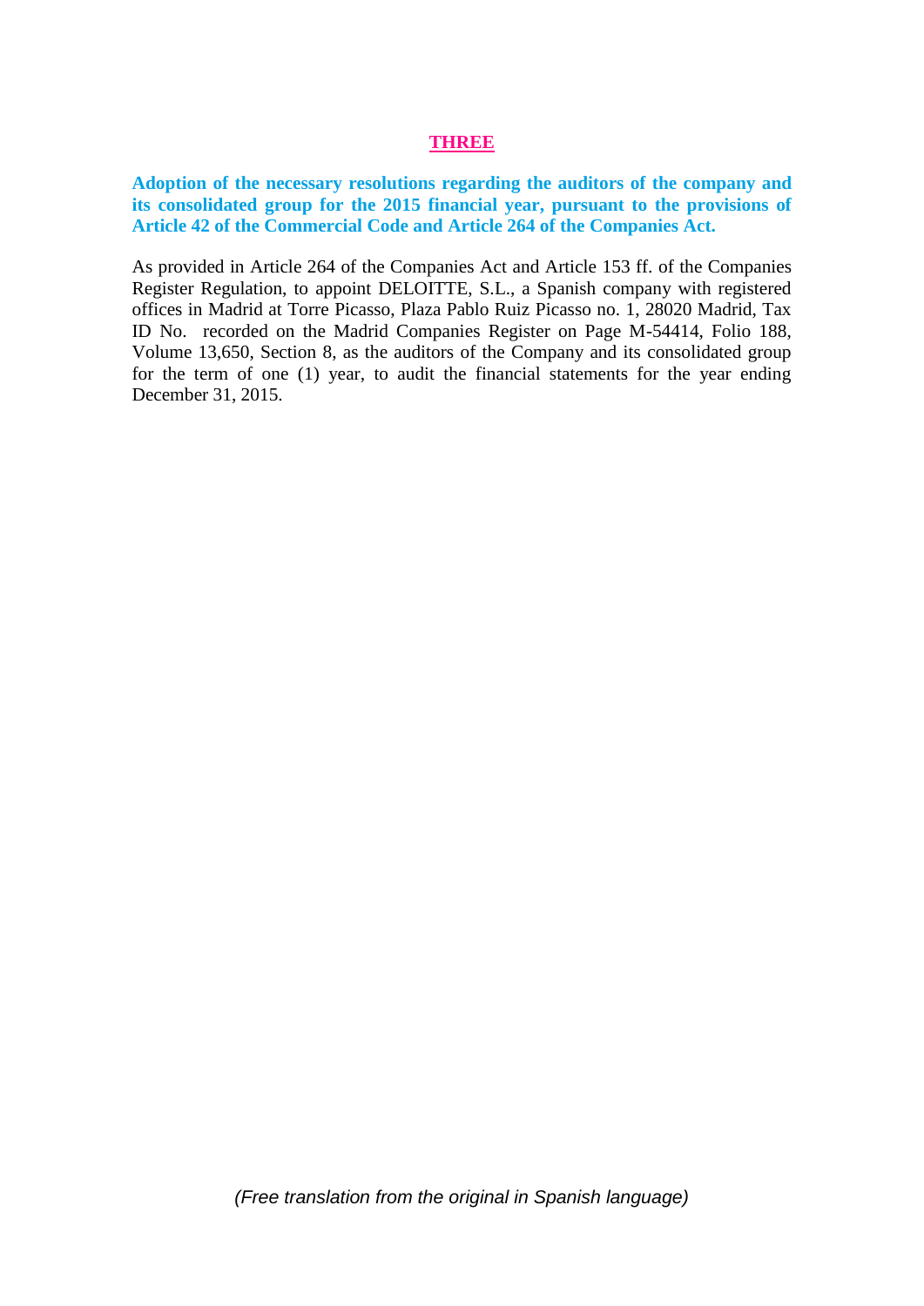## THREE

**Adoption of the necessary resolutions regarding the auditors of the company and its consolidated group for the 2015 financial year, pursuant to the provisions of Article 42 of the Commercial Code and Article 264 of the Companies Act.**

As provided in Article 264 of the Companies Act and Article 153 ff. of the Companies Register Regulation, to appoint DELOITTE, S.L., a Spanish company with registered offices in Madrid at Torre Picasso, Plaza Pablo Ruiz Picasso no. 1, 28020 Madrid, Tax ID No.  recorded on the Madrid Companies Register on Page M-54414, Folio 188, Volume 13,650, Section 8, as the auditors of the Company and its consolidated group for the term of one (1) year, to audit the financial statements for the year ending December 31, 2015.

*(Free translation from the original in Spanish language)*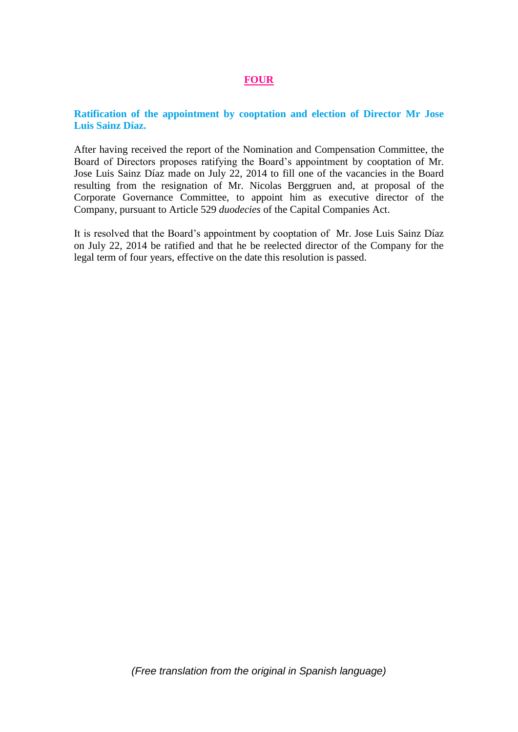## FOUR

### Ratification of the appointment by cooptation and election of Director Mr Jose Luis Sainz Díaz.

After having received the report of the Nomination and Compensation Committee, the Board of Directors proposes ratifying the Board's appointment by cooptation of Mr. Jose Luis Sainz Díaz made on July 22, 2014 to fill one of the vacancies in the Board resulting from the resignation of Mr. Nicolas Berggruen and, at proposal of the Corporate Governance Committee, to appoint him as executive director of the Company, pursuant to Article 529 *duodecies* of the Capital Companies Act.

It is resolved that the Board's appointment by cooptation of Mr. Jose Luis Sainz Díaz on July 22, 2014 be ratified and that he be reelected director of the Company for the legal term of four years, effective on the date this resolution is passed.

*(Free translation from the original in Spanish language)*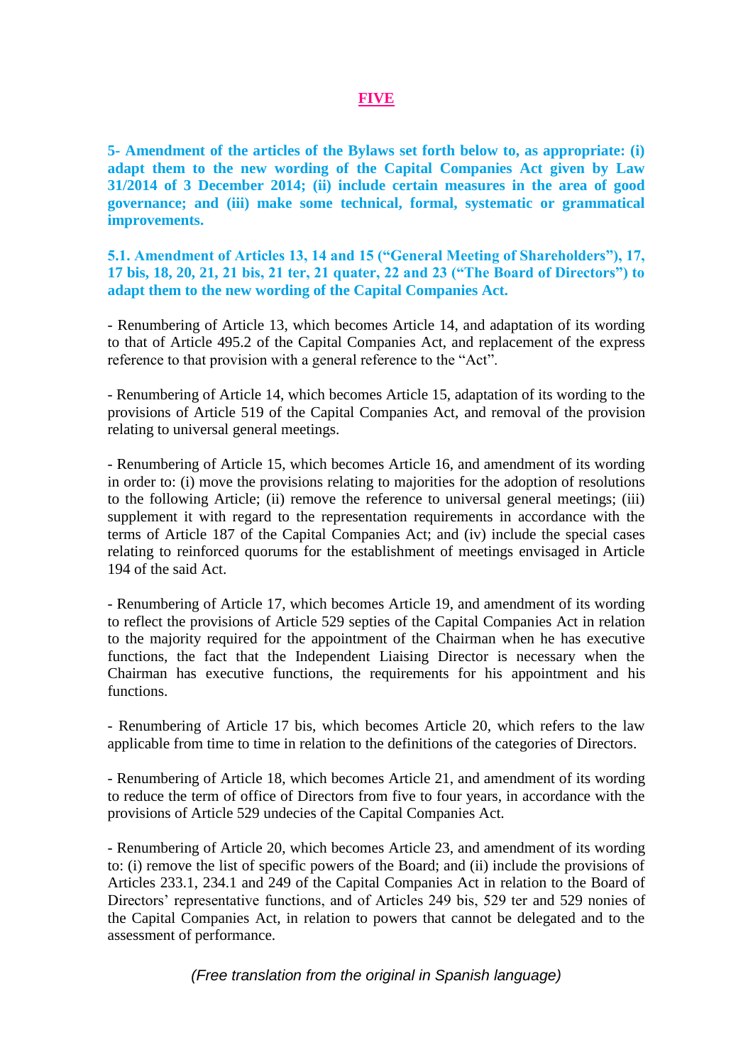## FIVE

**5- Amendment of the articles of the Bylaws set forth below to, as appropriate: (i) adapt them to the new wording of the Capital Companies Act given by Law 31/2014 of 3 December 2014; (ii) include certain measures in the area of good governance; and (iii) make some technical, formal, systematic or grammatical improvements.**

**5.1. Amendment of Articles 13, 14 and 15 ("General Meeting of Shareholders"), 17, 17 bis, 18, 20, 21, 21 bis, 21 ter, 21 quater, 22 and 23 ("The Board of Directors") to adapt them to the new wording of the Capital Companies Act.**

- Renumbering of Article 13, which becomes Article 14, and adaptation of its wording to that of Article 495.2 of the Capital Companies Act, and replacement of the express reference to that provision with a general reference to the "Act".

- Renumbering of Article 14, which becomes Article 15, adaptation of its wording to the provisions of Article 519 of the Capital Companies Act, and removal of the provision relating to universal general meetings.

- Renumbering of Article 15, which becomes Article 16, and amendment of its wording in order to: (i) move the provisions relating to majorities for the adoption of resolutions to the following Article; (ii) remove the reference to universal general meetings; (iii) supplement it with regard to the representation requirements in accordance with the terms of Article 187 of the Capital Companies Act; and (iv) include the special cases relating to reinforced quorums for the establishment of meetings envisaged in Article 194 of the said Act.

- Renumbering of Article 17, which becomes Article 19, and amendment of its wording to reflect the provisions of Article 529 septies of the Capital Companies Act in relation to the majority required for the appointment of the Chairman when he has executive functions, the fact that the Independent Liaising Director is necessary when the Chairman has executive functions, the requirements for his appointment and his functions.

- Renumbering of Article 17 bis, which becomes Article 20, which refers to the law applicable from time to time in relation to the definitions of the categories of Directors.

- Renumbering of Article 18, which becomes Article 21, and amendment of its wording to reduce the term of office of Directors from five to four years, in accordance with the provisions of Article 529 undecies of the Capital Companies Act.

- Renumbering of Article 20, which becomes Article 23, and amendment of its wording to: (i) remove the list of specific powers of the Board; and (ii) include the provisions of Articles 233.1, 234.1 and 249 of the Capital Companies Act in relation to the Board of Directors' representative functions, and of Articles 249 bis, 529 ter and 529 nonies of the Capital Companies Act, in relation to powers that cannot be delegated and to the assessment of performance.

*(Free translation from the original in Spanish language)*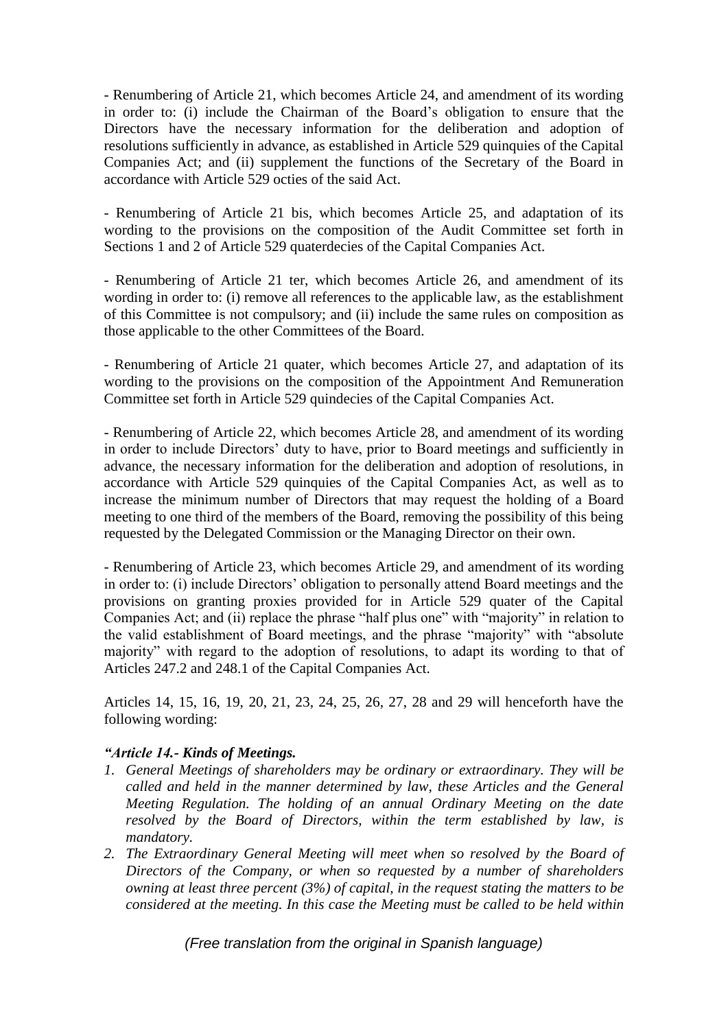- Renumbering of Article 21, which becomes Article 24, and amendment of its wording in order to: (i) include the Chairman of the Board's obligation to ensure that the Directors have the necessary information for the deliberation and adoption of resolutions sufficiently in advance, as established in Article 529 quinquies of the Capital Companies Act; and (ii) supplement the functions of the Secretary of the Board in accordance with Article 529 octies of the said Act.

- Renumbering of Article 21 bis, which becomes Article 25, and adaptation of its wording to the provisions on the composition of the Audit Committee set forth in Sections 1 and 2 of Article 529 quaterdecies of the Capital Companies Act.

- Renumbering of Article 21 ter, which becomes Article 26, and amendment of its wording in order to: (i) remove all references to the applicable law, as the establishment of this Committee is not compulsory; and (ii) include the same rules on composition as those applicable to the other Committees of the Board.

- Renumbering of Article 21 quater, which becomes Article 27, and adaptation of its wording to the provisions on the composition of the Appointment And Remuneration Committee set forth in Article 529 quindecies of the Capital Companies Act.

- Renumbering of Article 22, which becomes Article 28, and amendment of its wording in order to include Directors' duty to have, prior to Board meetings and sufficiently in advance, the necessary information for the deliberation and adoption of resolutions, in accordance with Article 529 quinquies of the Capital Companies Act, as well as to increase the minimum number of Directors that may request the holding of a Board meeting to one third of the members of the Board, removing the possibility of this being requested by the Delegated Commission or the Managing Director on their own.

- Renumbering of Article 23, which becomes Article 29, and amendment of its wording in order to: (i) include Directors' obligation to personally attend Board meetings and the provisions on granting proxies provided for in Article 529 quater of the Capital Companies Act; and (ii) replace the phrase "half plus one" with "majority" in relation to the valid establishment of Board meetings, and the phrase "majority" with "absolute majority" with regard to the adoption of resolutions, to adapt its wording to that of Articles 247.2 and 248.1 of the Capital Companies Act.

Articles 14, 15, 16, 19, 20, 21, 23, 24, 25, 26, 27, 28 and 29 will henceforth have the following wording:

***"Article 14.- Kinds of Meetings.***

1. *General Meetings of shareholders may be ordinary or extraordinary. They will be called and held in the manner determined by law, these Articles and the General Meeting Regulation. The holding of an annual Ordinary Meeting on the date resolved by the Board of Directors, within the term established by law, is mandatory.*
2. *The Extraordinary General Meeting will meet when so resolved by the Board of Directors of the Company, or when so requested by a number of shareholders owning at least three percent (3%) of capital, in the request stating the matters to be considered at the meeting. In this case the Meeting must be called to be held within*

*(Free translation from the original in Spanish language)*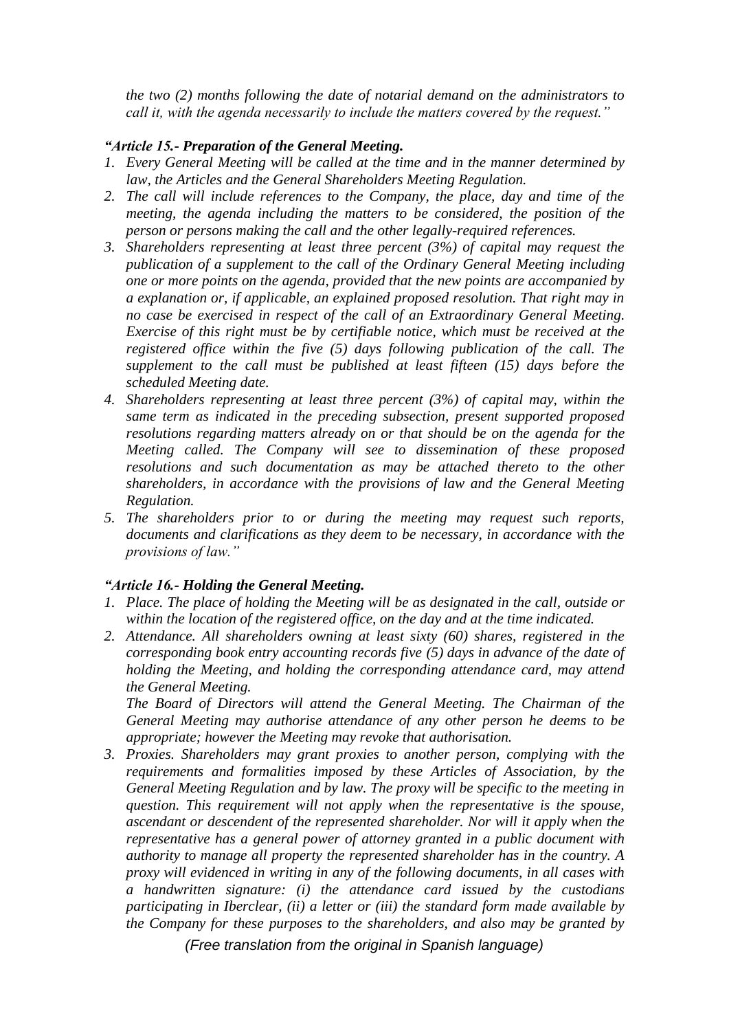*the two (2) months following the date of notarial demand on the administrators to call it, with the agenda necessarily to include the matters covered by the request."*

***"Article 15.- Preparation of the General Meeting.***

1. *Every General Meeting will be called at the time and in the manner determined by law, the Articles and the General Shareholders Meeting Regulation.*
2. *The call will include references to the Company, the place, day and time of the meeting, the agenda including the matters to be considered, the position of the person or persons making the call and the other legally-required references.*
3. *Shareholders representing at least three percent (3%) of capital may request the publication of a supplement to the call of the Ordinary General Meeting including one or more points on the agenda, provided that the new points are accompanied by a explanation or, if applicable, an explained proposed resolution. That right may in no case be exercised in respect of the call of an Extraordinary General Meeting. Exercise of this right must be by certifiable notice, which must be received at the registered office within the five (5) days following publication of the call. The supplement to the call must be published at least fifteen (15) days before the scheduled Meeting date.*
4. *Shareholders representing at least three percent (3%) of capital may, within the same term as indicated in the preceding subsection, present supported proposed resolutions regarding matters already on or that should be on the agenda for the Meeting called. The Company will see to dissemination of these proposed resolutions and such documentation as may be attached thereto to the other shareholders, in accordance with the provisions of law and the General Meeting Regulation.*
5. *The shareholders prior to or during the meeting may request such reports, documents and clarifications as they deem to be necessary, in accordance with the provisions of law."*

***"Article 16.- Holding the General Meeting.***

1. *Place. The place of holding the Meeting will be as designated in the call, outside or within the location of the registered office, on the day and at the time indicated.*
2. *Attendance. All shareholders owning at least sixty (60) shares, registered in the corresponding book entry accounting records five (5) days in advance of the date of holding the Meeting, and holding the corresponding attendance card, may attend the General Meeting.*

   *The Board of Directors will attend the General Meeting. The Chairman of the General Meeting may authorise attendance of any other person he deems to be appropriate; however the Meeting may revoke that authorisation.*
3. *Proxies. Shareholders may grant proxies to another person, complying with the requirements and formalities imposed by these Articles of Association, by the General Meeting Regulation and by law. The proxy will be specific to the meeting in question. This requirement will not apply when the representative is the spouse, ascendant or descendent of the represented shareholder. Nor will it apply when the representative has a general power of attorney granted in a public document with authority to manage all property the represented shareholder has in the country. A proxy will evidenced in writing in any of the following documents, in all cases with a handwritten signature: (i) the attendance card issued by the custodians participating in Iberclear, (ii) a letter or (iii) the standard form made available by the Company for these purposes to the shareholders, and also may be granted by*

*(Free translation from the original in Spanish language)*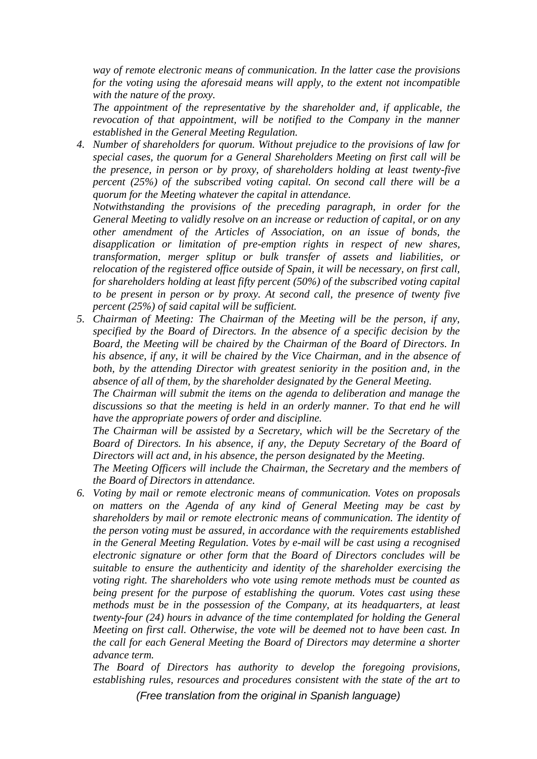*way of remote electronic means of communication. In the latter case the provisions for the voting using the aforesaid means will apply, to the extent not incompatible with the nature of the proxy.*

*The appointment of the representative by the shareholder and, if applicable, the revocation of that appointment, will be notified to the Company in the manner established in the General Meeting Regulation.*

4. *Number of shareholders for quorum. Without prejudice to the provisions of law for special cases, the quorum for a General Shareholders Meeting on first call will be the presence, in person or by proxy, of shareholders holding at least twenty-five percent (25%) of the subscribed voting capital. On second call there will be a quorum for the Meeting whatever the capital in attendance.*

   *Notwithstanding the provisions of the preceding paragraph, in order for the General Meeting to validly resolve on an increase or reduction of capital, or on any other amendment of the Articles of Association, on an issue of bonds, the disapplication or limitation of pre-emption rights in respect of new shares, transformation, merger splitup or bulk transfer of assets and liabilities, or relocation of the registered office outside of Spain, it will be necessary, on first call, for shareholders holding at least fifty percent (50%) of the subscribed voting capital to be present in person or by proxy. At second call, the presence of twenty five percent (25%) of said capital will be sufficient.*

5. *Chairman of Meeting: The Chairman of the Meeting will be the person, if any, specified by the Board of Directors. In the absence of a specific decision by the Board, the Meeting will be chaired by the Chairman of the Board of Directors. In his absence, if any, it will be chaired by the Vice Chairman, and in the absence of both, by the attending Director with greatest seniority in the position and, in the absence of all of them, by the shareholder designated by the General Meeting.*

   *The Chairman will submit the items on the agenda to deliberation and manage the discussions so that the meeting is held in an orderly manner. To that end he will have the appropriate powers of order and discipline.*

   *The Chairman will be assisted by a Secretary, which will be the Secretary of the Board of Directors. In his absence, if any, the Deputy Secretary of the Board of Directors will act and, in his absence, the person designated by the Meeting.*

   *The Meeting Officers will include the Chairman, the Secretary and the members of the Board of Directors in attendance.*

6. *Voting by mail or remote electronic means of communication. Votes on proposals on matters on the Agenda of any kind of General Meeting may be cast by shareholders by mail or remote electronic means of communication. The identity of the person voting must be assured, in accordance with the requirements established in the General Meeting Regulation. Votes by e-mail will be cast using a recognised electronic signature or other form that the Board of Directors concludes will be suitable to ensure the authenticity and identity of the shareholder exercising the voting right. The shareholders who vote using remote methods must be counted as being present for the purpose of establishing the quorum. Votes cast using these methods must be in the possession of the Company, at its headquarters, at least twenty-four (24) hours in advance of the time contemplated for holding the General Meeting on first call. Otherwise, the vote will be deemed not to have been cast. In the call for each General Meeting the Board of Directors may determine a shorter advance term.*

   *The Board of Directors has authority to develop the foregoing provisions, establishing rules, resources and procedures consistent with the state of the art to*

*(Free translation from the original in Spanish language)*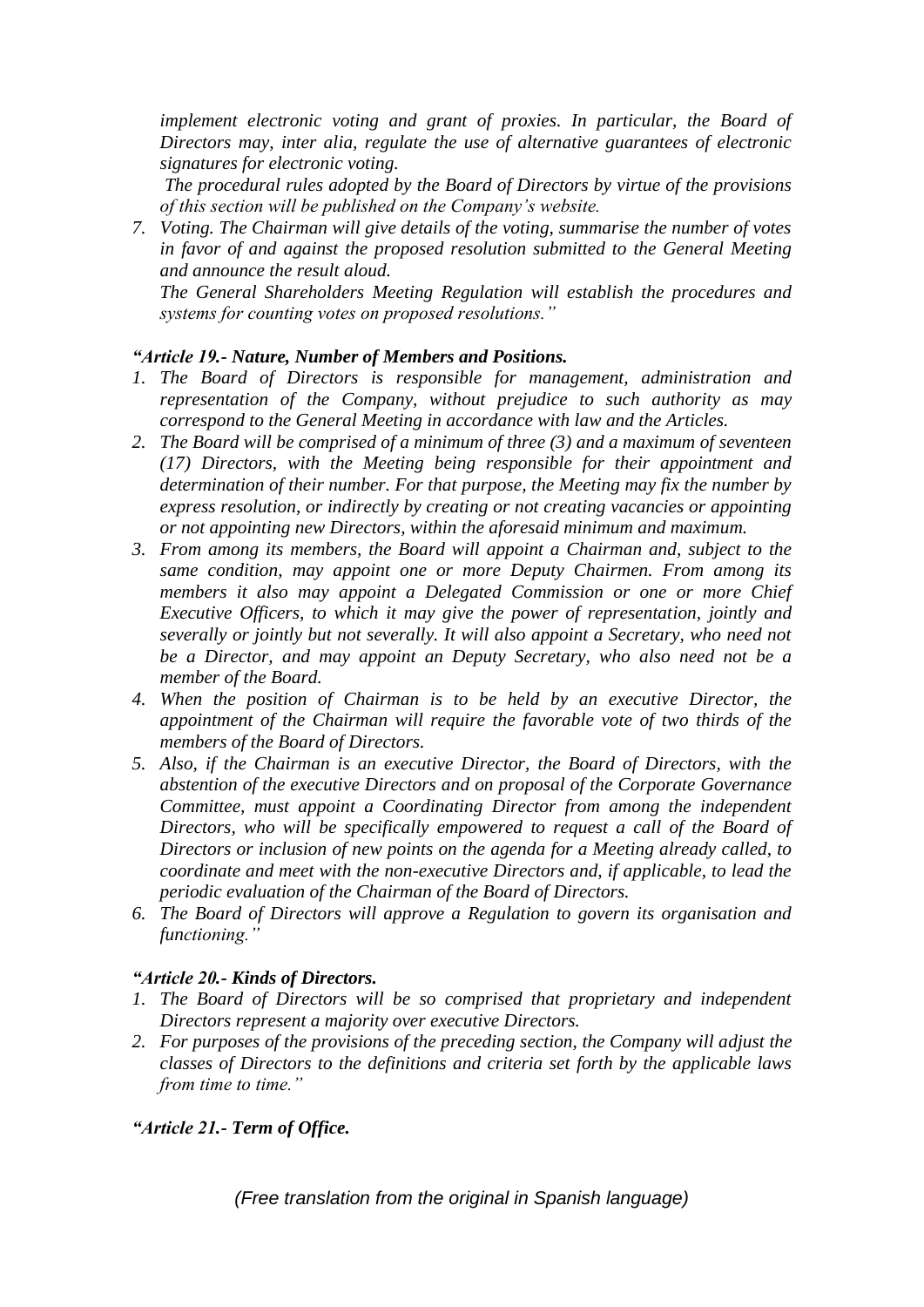*implement electronic voting and grant of proxies. In particular, the Board of Directors may, inter alia, regulate the use of alternative guarantees of electronic signatures for electronic voting.*

*The procedural rules adopted by the Board of Directors by virtue of the provisions of this section will be published on the Company's website.*

7. *Voting. The Chairman will give details of the voting, summarise the number of votes in favor of and against the proposed resolution submitted to the General Meeting and announce the result aloud.*

   *The General Shareholders Meeting Regulation will establish the procedures and systems for counting votes on proposed resolutions."*

***"Article 19.- Nature, Number of Members and Positions.***

1. *The Board of Directors is responsible for management, administration and representation of the Company, without prejudice to such authority as may correspond to the General Meeting in accordance with law and the Articles.*
2. *The Board will be comprised of a minimum of three (3) and a maximum of seventeen (17) Directors, with the Meeting being responsible for their appointment and determination of their number. For that purpose, the Meeting may fix the number by express resolution, or indirectly by creating or not creating vacancies or appointing or not appointing new Directors, within the aforesaid minimum and maximum.*
3. *From among its members, the Board will appoint a Chairman and, subject to the same condition, may appoint one or more Deputy Chairmen. From among its members it also may appoint a Delegated Commission or one or more Chief Executive Officers, to which it may give the power of representation, jointly and severally or jointly but not severally. It will also appoint a Secretary, who need not be a Director, and may appoint an Deputy Secretary, who also need not be a member of the Board.*
4. *When the position of Chairman is to be held by an executive Director, the appointment of the Chairman will require the favorable vote of two thirds of the members of the Board of Directors.*
5. *Also, if the Chairman is an executive Director, the Board of Directors, with the abstention of the executive Directors and on proposal of the Corporate Governance Committee, must appoint a Coordinating Director from among the independent Directors, who will be specifically empowered to request a call of the Board of Directors or inclusion of new points on the agenda for a Meeting already called, to coordinate and meet with the non-executive Directors and, if applicable, to lead the periodic evaluation of the Chairman of the Board of Directors.*
6. *The Board of Directors will approve a Regulation to govern its organisation and functioning."*

***"Article 20.- Kinds of Directors.***

1. *The Board of Directors will be so comprised that proprietary and independent Directors represent a majority over executive Directors.*
2. *For purposes of the provisions of the preceding section, the Company will adjust the classes of Directors to the definitions and criteria set forth by the applicable laws from time to time."*

***"Article 21.- Term of Office.***

*(Free translation from the original in Spanish language)*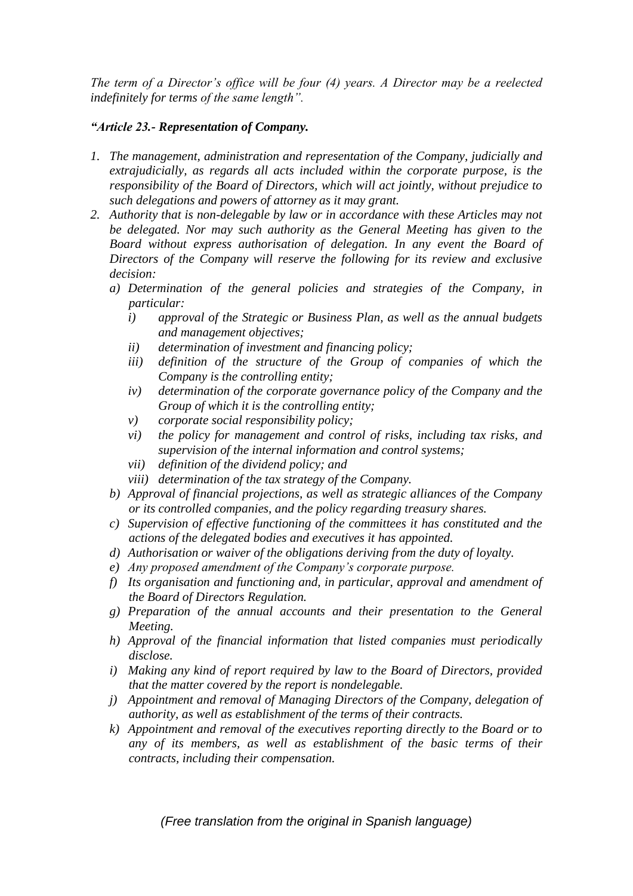*The term of a Director's office will be four (4) years. A Director may be a reelected indefinitely for terms of the same length".*

***"Article 23.- Representation of Company.***

1. *The management, administration and representation of the Company, judicially and extrajudicially, as regards all acts included within the corporate purpose, is the responsibility of the Board of Directors, which will act jointly, without prejudice to such delegations and powers of attorney as it may grant.*
2. *Authority that is non-delegable by law or in accordance with these Articles may not be delegated. Nor may such authority as the General Meeting has given to the Board without express authorisation of delegation. In any event the Board of Directors of the Company will reserve the following for its review and exclusive decision:*
   a) *Determination of the general policies and strategies of the Company, in particular:*
      i) *approval of the Strategic or Business Plan, as well as the annual budgets and management objectives;*
      ii) *determination of investment and financing policy;*
      iii) *definition of the structure of the Group of companies of which the Company is the controlling entity;*
      iv) *determination of the corporate governance policy of the Company and the Group of which it is the controlling entity;*
      v) *corporate social responsibility policy;*
      vi) *the policy for management and control of risks, including tax risks, and supervision of the internal information and control systems;*
      vii) *definition of the dividend policy; and*
      viii) *determination of the tax strategy of the Company.*
   b) *Approval of financial projections, as well as strategic alliances of the Company or its controlled companies, and the policy regarding treasury shares.*
   c) *Supervision of effective functioning of the committees it has constituted and the actions of the delegated bodies and executives it has appointed.*
   d) *Authorisation or waiver of the obligations deriving from the duty of loyalty.*
   e) *Any proposed amendment of the Company's corporate purpose.*
   f) *Its organisation and functioning and, in particular, approval and amendment of the Board of Directors Regulation.*
   g) *Preparation of the annual accounts and their presentation to the General Meeting.*
   h) *Approval of the financial information that listed companies must periodically disclose.*
   i) *Making any kind of report required by law to the Board of Directors, provided that the matter covered by the report is nondelegable.*
   j) *Appointment and removal of Managing Directors of the Company, delegation of authority, as well as establishment of the terms of their contracts.*
   k) *Appointment and removal of the executives reporting directly to the Board or to any of its members, as well as establishment of the basic terms of their contracts, including their compensation.*

*(Free translation from the original in Spanish language)*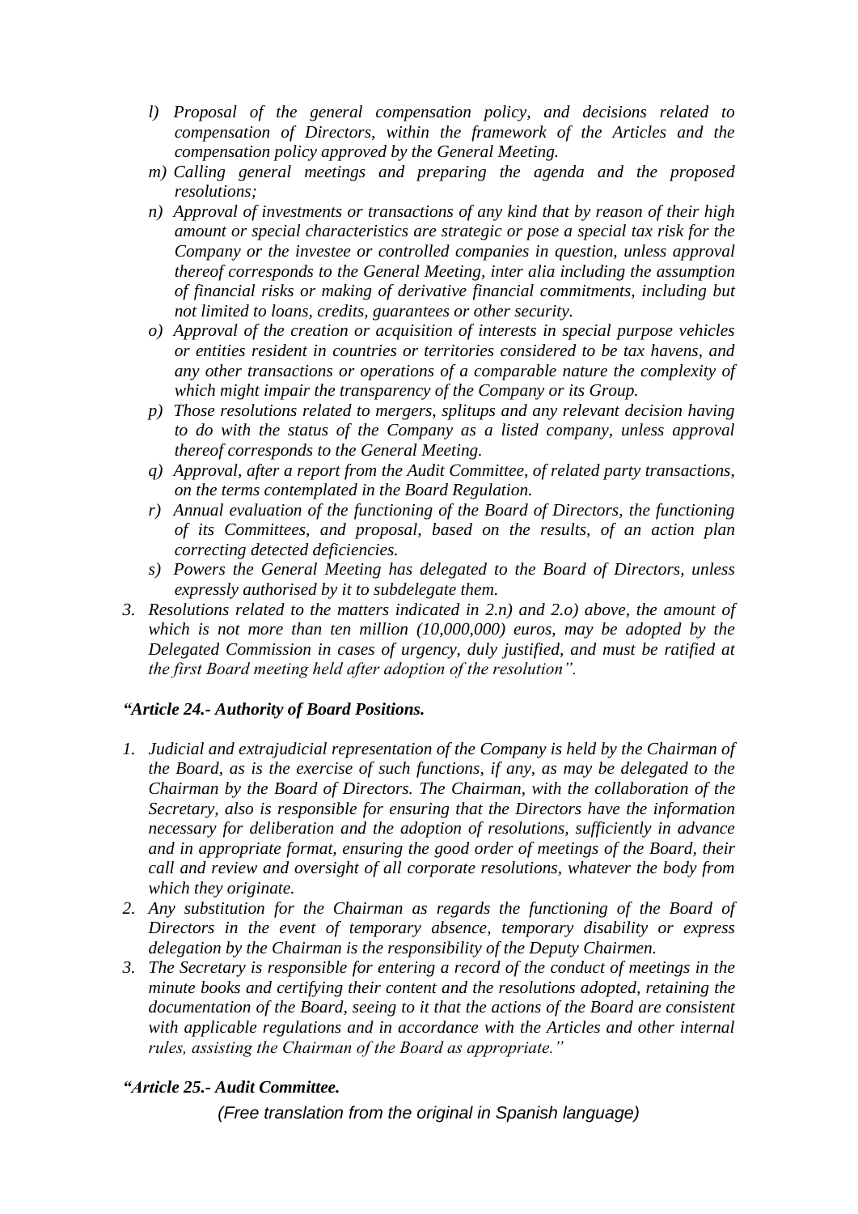- *l) Proposal of the general compensation policy, and decisions related to compensation of Directors, within the framework of the Articles and the compensation policy approved by the General Meeting.*
- *m) Calling general meetings and preparing the agenda and the proposed resolutions;*
- *n) Approval of investments or transactions of any kind that by reason of their high amount or special characteristics are strategic or pose a special tax risk for the Company or the investee or controlled companies in question, unless approval thereof corresponds to the General Meeting, inter alia including the assumption of financial risks or making of derivative financial commitments, including but not limited to loans, credits, guarantees or other security.*
- *o) Approval of the creation or acquisition of interests in special purpose vehicles or entities resident in countries or territories considered to be tax havens, and any other transactions or operations of a comparable nature the complexity of which might impair the transparency of the Company or its Group.*
- *p) Those resolutions related to mergers, splitups and any relevant decision having to do with the status of the Company as a listed company, unless approval thereof corresponds to the General Meeting.*
- *q) Approval, after a report from the Audit Committee, of related party transactions, on the terms contemplated in the Board Regulation.*
- *r) Annual evaluation of the functioning of the Board of Directors, the functioning of its Committees, and proposal, based on the results, of an action plan correcting detected deficiencies.*
- *s) Powers the General Meeting has delegated to the Board of Directors, unless expressly authorised by it to subdelegate them.*

*3. Resolutions related to the matters indicated in 2.n) and 2.o) above, the amount of which is not more than ten million (10,000,000) euros, may be adopted by the Delegated Commission in cases of urgency, duly justified, and must be ratified at the first Board meeting held after adoption of the resolution".*

***"Article 24.- Authority of Board Positions.***

1. *Judicial and extrajudicial representation of the Company is held by the Chairman of the Board, as is the exercise of such functions, if any, as may be delegated to the Chairman by the Board of Directors. The Chairman, with the collaboration of the Secretary, also is responsible for ensuring that the Directors have the information necessary for deliberation and the adoption of resolutions, sufficiently in advance and in appropriate format, ensuring the good order of meetings of the Board, their call and review and oversight of all corporate resolutions, whatever the body from which they originate.*
2. *Any substitution for the Chairman as regards the functioning of the Board of Directors in the event of temporary absence, temporary disability or express delegation by the Chairman is the responsibility of the Deputy Chairmen.*
3. *The Secretary is responsible for entering a record of the conduct of meetings in the minute books and certifying their content and the resolutions adopted, retaining the documentation of the Board, seeing to it that the actions of the Board are consistent with applicable regulations and in accordance with the Articles and other internal rules, assisting the Chairman of the Board as appropriate."*

***"Article 25.- Audit Committee.***

*(Free translation from the original in Spanish language)*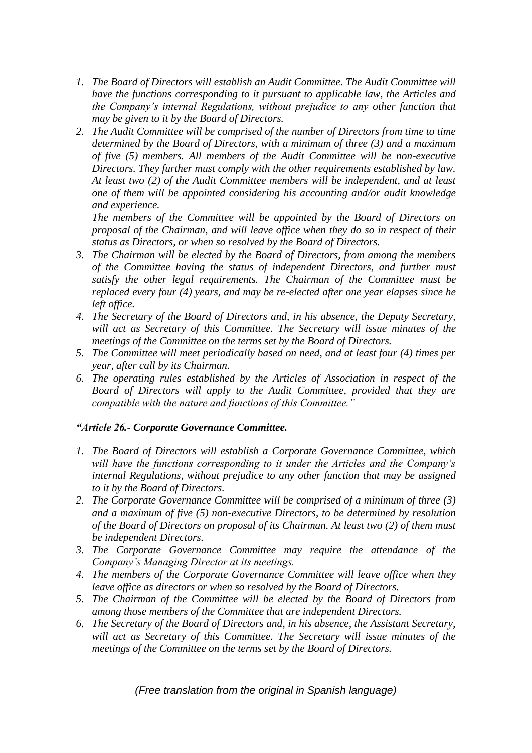1. *The Board of Directors will establish an Audit Committee. The Audit Committee will have the functions corresponding to it pursuant to applicable law, the Articles and the Company's internal Regulations, without prejudice to any other function that may be given to it by the Board of Directors.*
2. *The Audit Committee will be comprised of the number of Directors from time to time determined by the Board of Directors, with a minimum of three (3) and a maximum of five (5) members. All members of the Audit Committee will be non-executive Directors. They further must comply with the other requirements established by law. At least two (2) of the Audit Committee members will be independent, and at least one of them will be appointed considering his accounting and/or audit knowledge and experience.*

   *The members of the Committee will be appointed by the Board of Directors on proposal of the Chairman, and will leave office when they do so in respect of their status as Directors, or when so resolved by the Board of Directors.*
3. *The Chairman will be elected by the Board of Directors, from among the members of the Committee having the status of independent Directors, and further must satisfy the other legal requirements. The Chairman of the Committee must be replaced every four (4) years, and may be re-elected after one year elapses since he left office.*
4. *The Secretary of the Board of Directors and, in his absence, the Deputy Secretary, will act as Secretary of this Committee. The Secretary will issue minutes of the meetings of the Committee on the terms set by the Board of Directors.*
5. *The Committee will meet periodically based on need, and at least four (4) times per year, after call by its Chairman.*
6. *The operating rules established by the Articles of Association in respect of the Board of Directors will apply to the Audit Committee, provided that they are compatible with the nature and functions of this Committee."*

***"Article 26.- Corporate Governance Committee.***

1. *The Board of Directors will establish a Corporate Governance Committee, which will have the functions corresponding to it under the Articles and the Company's internal Regulations, without prejudice to any other function that may be assigned to it by the Board of Directors.*
2. *The Corporate Governance Committee will be comprised of a minimum of three (3) and a maximum of five (5) non-executive Directors, to be determined by resolution of the Board of Directors on proposal of its Chairman. At least two (2) of them must be independent Directors.*
3. *The Corporate Governance Committee may require the attendance of the Company's Managing Director at its meetings.*
4. *The members of the Corporate Governance Committee will leave office when they leave office as directors or when so resolved by the Board of Directors.*
5. *The Chairman of the Committee will be elected by the Board of Directors from among those members of the Committee that are independent Directors.*
6. *The Secretary of the Board of Directors and, in his absence, the Assistant Secretary, will act as Secretary of this Committee. The Secretary will issue minutes of the meetings of the Committee on the terms set by the Board of Directors.*

*(Free translation from the original in Spanish language)*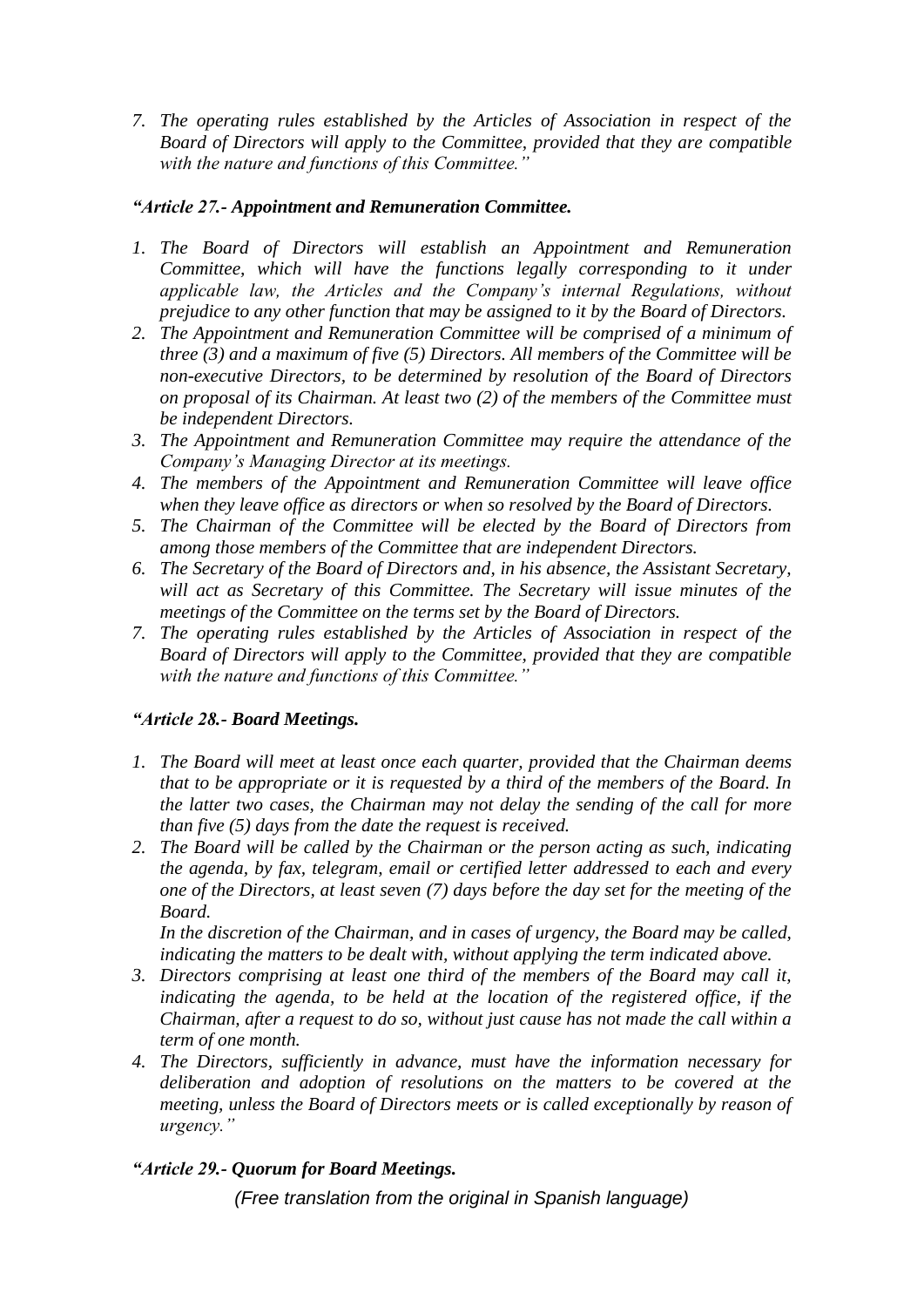*7. The operating rules established by the Articles of Association in respect of the Board of Directors will apply to the Committee, provided that they are compatible with the nature and functions of this Committee."*

***"Article 27.- Appointment and Remuneration Committee.***

*1. The Board of Directors will establish an Appointment and Remuneration Committee, which will have the functions legally corresponding to it under applicable law, the Articles and the Company's internal Regulations, without prejudice to any other function that may be assigned to it by the Board of Directors.*
*2. The Appointment and Remuneration Committee will be comprised of a minimum of three (3) and a maximum of five (5) Directors. All members of the Committee will be non-executive Directors, to be determined by resolution of the Board of Directors on proposal of its Chairman. At least two (2) of the members of the Committee must be independent Directors.*
*3. The Appointment and Remuneration Committee may require the attendance of the Company's Managing Director at its meetings.*
*4. The members of the Appointment and Remuneration Committee will leave office when they leave office as directors or when so resolved by the Board of Directors.*
*5. The Chairman of the Committee will be elected by the Board of Directors from among those members of the Committee that are independent Directors.*
*6. The Secretary of the Board of Directors and, in his absence, the Assistant Secretary, will act as Secretary of this Committee. The Secretary will issue minutes of the meetings of the Committee on the terms set by the Board of Directors.*
*7. The operating rules established by the Articles of Association in respect of the Board of Directors will apply to the Committee, provided that they are compatible with the nature and functions of this Committee."*

***"Article 28.- Board Meetings.***

*1. The Board will meet at least once each quarter, provided that the Chairman deems that to be appropriate or it is requested by a third of the members of the Board. In the latter two cases, the Chairman may not delay the sending of the call for more than five (5) days from the date the request is received.*
*2. The Board will be called by the Chairman or the person acting as such, indicating the agenda, by fax, telegram, email or certified letter addressed to each and every one of the Directors, at least seven (7) days before the day set for the meeting of the Board.*
   *In the discretion of the Chairman, and in cases of urgency, the Board may be called, indicating the matters to be dealt with, without applying the term indicated above.*
*3. Directors comprising at least one third of the members of the Board may call it, indicating the agenda, to be held at the location of the registered office, if the Chairman, after a request to do so, without just cause has not made the call within a term of one month.*
*4. The Directors, sufficiently in advance, must have the information necessary for deliberation and adoption of resolutions on the matters to be covered at the meeting, unless the Board of Directors meets or is called exceptionally by reason of urgency."*

***"Article 29.- Quorum for Board Meetings.***

*(Free translation from the original in Spanish language)*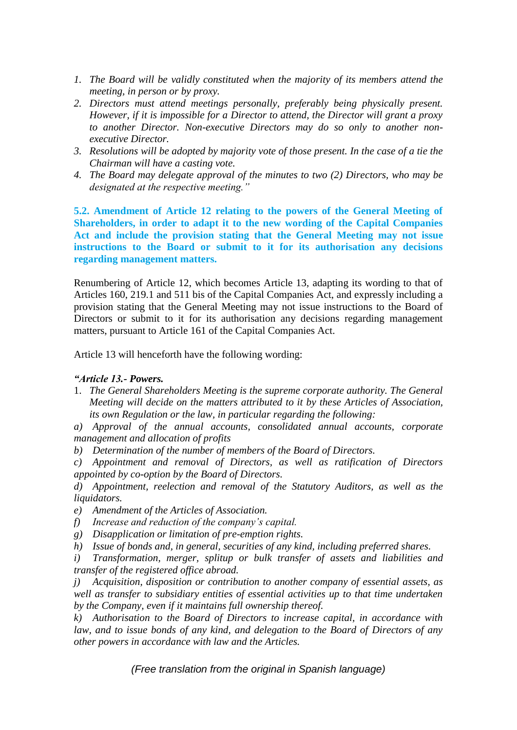1. *The Board will be validly constituted when the majority of its members attend the meeting, in person or by proxy.*
2. *Directors must attend meetings personally, preferably being physically present. However, if it is impossible for a Director to attend, the Director will grant a proxy to another Director. Non-executive Directors may do so only to another non-executive Director.*
3. *Resolutions will be adopted by majority vote of those present. In the case of a tie the Chairman will have a casting vote.*
4. *The Board may delegate approval of the minutes to two (2) Directors, who may be designated at the respective meeting."*

**5.2. Amendment of Article 12 relating to the powers of the General Meeting of Shareholders, in order to adapt it to the new wording of the Capital Companies Act and include the provision stating that the General Meeting may not issue instructions to the Board or submit to it for its authorisation any decisions regarding management matters.**

Renumbering of Article 12, which becomes Article 13, adapting its wording to that of Articles 160, 219.1 and 511 bis of the Capital Companies Act, and expressly including a provision stating that the General Meeting may not issue instructions to the Board of Directors or submit to it for its authorisation any decisions regarding management matters, pursuant to Article 161 of the Capital Companies Act.

Article 13 will henceforth have the following wording:

***"Article 13.- Powers.***

1. *The General Shareholders Meeting is the supreme corporate authority. The General Meeting will decide on the matters attributed to it by these Articles of Association, its own Regulation or the law, in particular regarding the following:*

*a) Approval of the annual accounts, consolidated annual accounts, corporate management and allocation of profits*

*b) Determination of the number of members of the Board of Directors.*

*c) Appointment and removal of Directors, as well as ratification of Directors appointed by co-option by the Board of Directors.*

*d) Appointment, reelection and removal of the Statutory Auditors, as well as the liquidators.*

*e) Amendment of the Articles of Association.*

*f) Increase and reduction of the company's capital.*

*g) Disapplication or limitation of pre-emption rights.*

*h) Issue of bonds and, in general, securities of any kind, including preferred shares.*

*i) Transformation, merger, splitup or bulk transfer of assets and liabilities and transfer of the registered office abroad.*

*j) Acquisition, disposition or contribution to another company of essential assets, as well as transfer to subsidiary entities of essential activities up to that time undertaken by the Company, even if it maintains full ownership thereof.*

*k) Authorisation to the Board of Directors to increase capital, in accordance with law, and to issue bonds of any kind, and delegation to the Board of Directors of any other powers in accordance with law and the Articles.*

*(Free translation from the original in Spanish language)*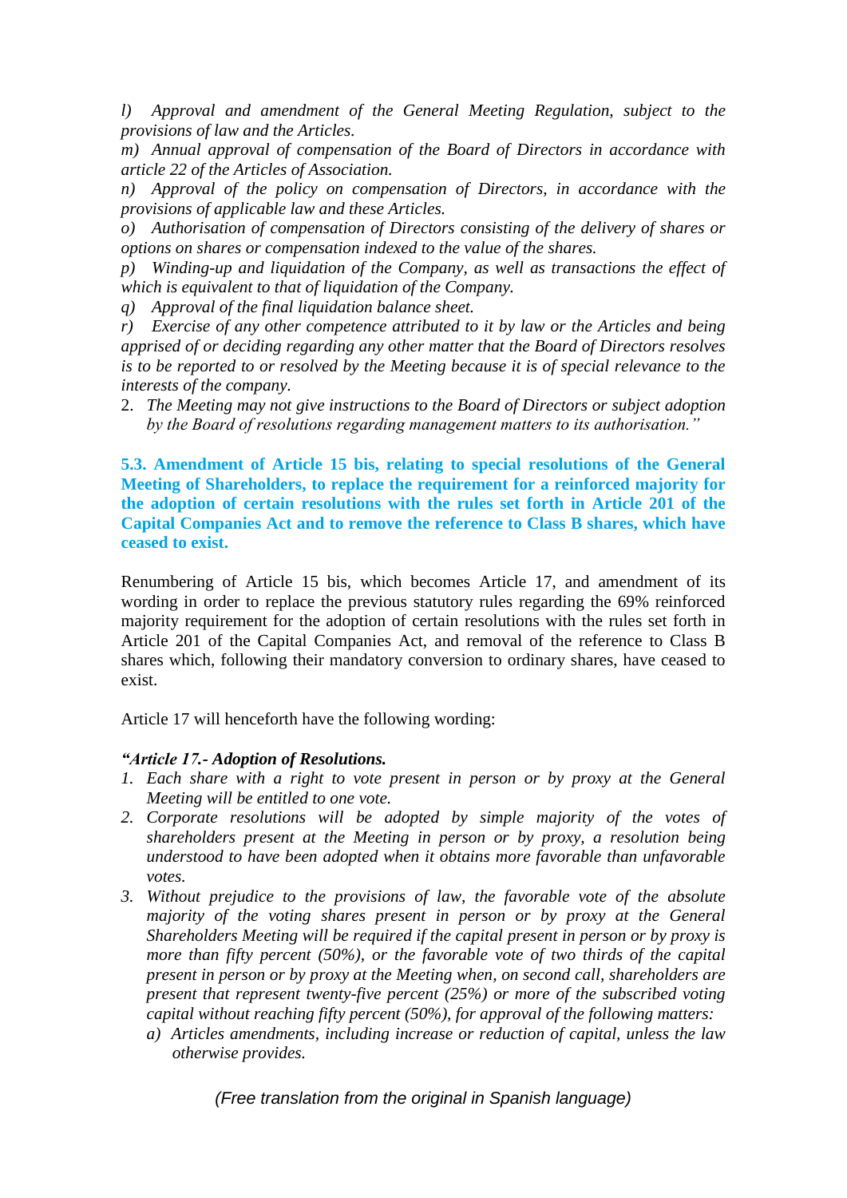*l) Approval and amendment of the General Meeting Regulation, subject to the provisions of law and the Articles.*

*m) Annual approval of compensation of the Board of Directors in accordance with article 22 of the Articles of Association.*

*n) Approval of the policy on compensation of Directors, in accordance with the provisions of applicable law and these Articles.*

*o) Authorisation of compensation of Directors consisting of the delivery of shares or options on shares or compensation indexed to the value of the shares.*

*p) Winding-up and liquidation of the Company, as well as transactions the effect of which is equivalent to that of liquidation of the Company.*

*q) Approval of the final liquidation balance sheet.*

*r) Exercise of any other competence attributed to it by law or the Articles and being apprised of or deciding regarding any other matter that the Board of Directors resolves is to be reported to or resolved by the Meeting because it is of special relevance to the interests of the company.*

2. *The Meeting may not give instructions to the Board of Directors or subject adoption by the Board of resolutions regarding management matters to its authorisation."*

**5.3. Amendment of Article 15 bis, relating to special resolutions of the General Meeting of Shareholders, to replace the requirement for a reinforced majority for the adoption of certain resolutions with the rules set forth in Article 201 of the Capital Companies Act and to remove the reference to Class B shares, which have ceased to exist.**

Renumbering of Article 15 bis, which becomes Article 17, and amendment of its wording in order to replace the previous statutory rules regarding the 69% reinforced majority requirement for the adoption of certain resolutions with the rules set forth in Article 201 of the Capital Companies Act, and removal of the reference to Class B shares which, following their mandatory conversion to ordinary shares, have ceased to exist.

Article 17 will henceforth have the following wording:

***"Article 17.- Adoption of Resolutions.***

1. *Each share with a right to vote present in person or by proxy at the General Meeting will be entitled to one vote.*
2. *Corporate resolutions will be adopted by simple majority of the votes of shareholders present at the Meeting in person or by proxy, a resolution being understood to have been adopted when it obtains more favorable than unfavorable votes.*
3. *Without prejudice to the provisions of law, the favorable vote of the absolute majority of the voting shares present in person or by proxy at the General Shareholders Meeting will be required if the capital present in person or by proxy is more than fifty percent (50%), or the favorable vote of two thirds of the capital present in person or by proxy at the Meeting when, on second call, shareholders are present that represent twenty-five percent (25%) or more of the subscribed voting capital without reaching fifty percent (50%), for approval of the following matters:*
   *a) Articles amendments, including increase or reduction of capital, unless the law otherwise provides.*

(Free translation from the original in Spanish language)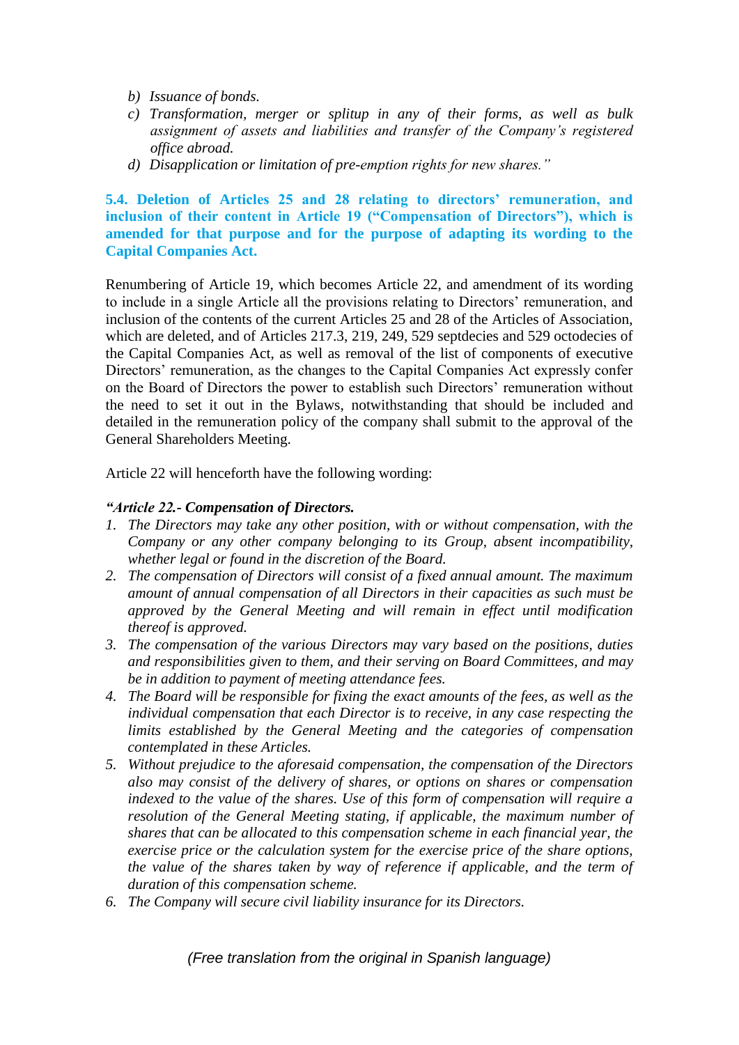*b) Issuance of bonds.*

*c) Transformation, merger or splitup in any of their forms, as well as bulk assignment of assets and liabilities and transfer of the Company's registered office abroad.*

*d) Disapplication or limitation of pre-emption rights for new shares."*

**5.4. Deletion of Articles 25 and 28 relating to directors' remuneration, and inclusion of their content in Article 19 ("Compensation of Directors"), which is amended for that purpose and for the purpose of adapting its wording to the Capital Companies Act.**

Renumbering of Article 19, which becomes Article 22, and amendment of its wording to include in a single Article all the provisions relating to Directors' remuneration, and inclusion of the contents of the current Articles 25 and 28 of the Articles of Association, which are deleted, and of Articles 217.3, 219, 249, 529 septdecies and 529 octodecies of the Capital Companies Act, as well as removal of the list of components of executive Directors' remuneration, as the changes to the Capital Companies Act expressly confer on the Board of Directors the power to establish such Directors' remuneration without the need to set it out in the Bylaws, notwithstanding that should be included and detailed in the remuneration policy of the company shall submit to the approval of the General Shareholders Meeting.

Article 22 will henceforth have the following wording:

***"Article 22.- Compensation of Directors.***

1. *The Directors may take any other position, with or without compensation, with the Company or any other company belonging to its Group, absent incompatibility, whether legal or found in the discretion of the Board.*
2. *The compensation of Directors will consist of a fixed annual amount. The maximum amount of annual compensation of all Directors in their capacities as such must be approved by the General Meeting and will remain in effect until modification thereof is approved.*
3. *The compensation of the various Directors may vary based on the positions, duties and responsibilities given to them, and their serving on Board Committees, and may be in addition to payment of meeting attendance fees.*
4. *The Board will be responsible for fixing the exact amounts of the fees, as well as the individual compensation that each Director is to receive, in any case respecting the limits established by the General Meeting and the categories of compensation contemplated in these Articles.*
5. *Without prejudice to the aforesaid compensation, the compensation of the Directors also may consist of the delivery of shares, or options on shares or compensation indexed to the value of the shares. Use of this form of compensation will require a resolution of the General Meeting stating, if applicable, the maximum number of shares that can be allocated to this compensation scheme in each financial year, the exercise price or the calculation system for the exercise price of the share options, the value of the shares taken by way of reference if applicable, and the term of duration of this compensation scheme.*
6. *The Company will secure civil liability insurance for its Directors.*

*(Free translation from the original in Spanish language)*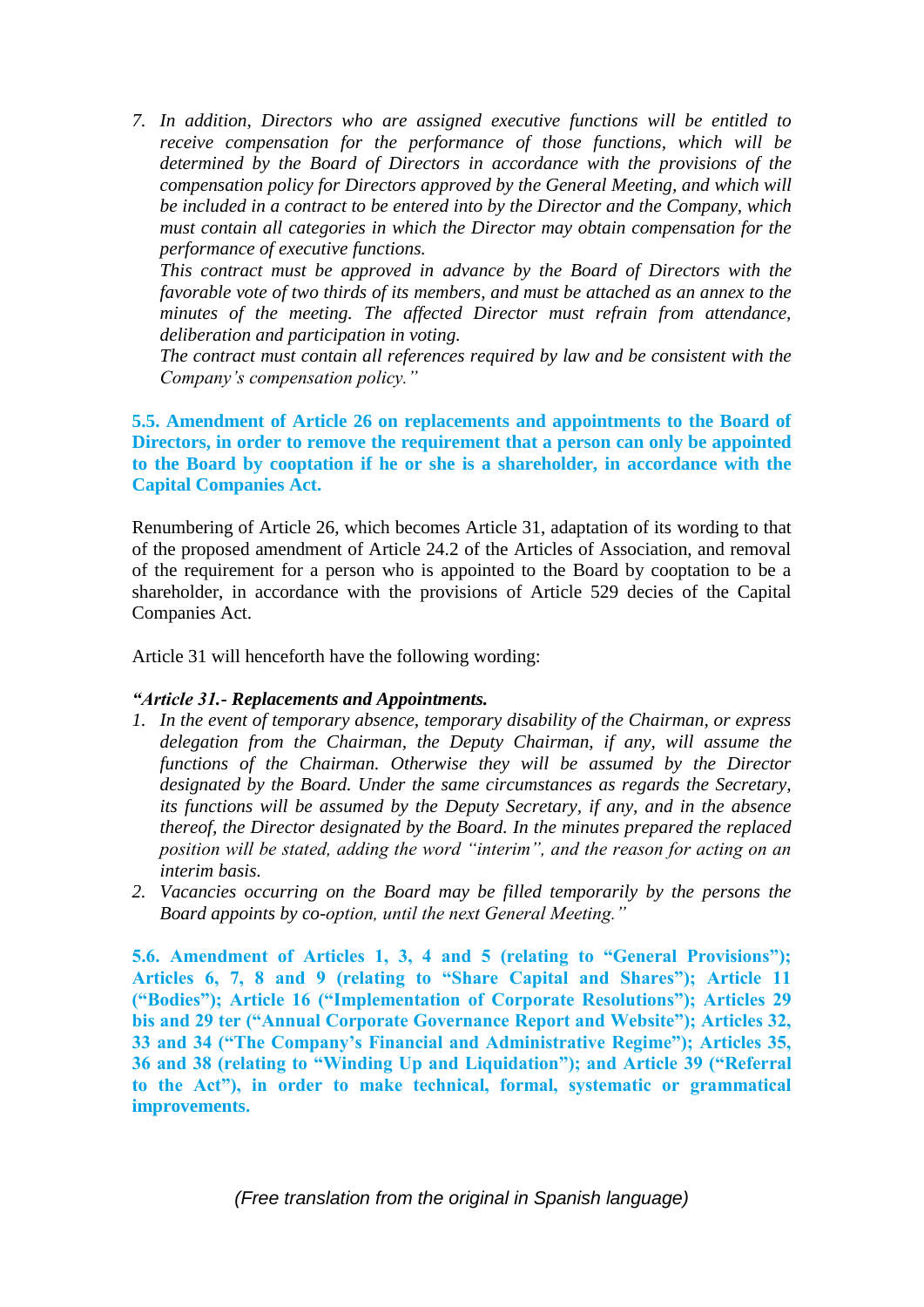7. *In addition, Directors who are assigned executive functions will be entitled to receive compensation for the performance of those functions, which will be determined by the Board of Directors in accordance with the provisions of the compensation policy for Directors approved by the General Meeting, and which will be included in a contract to be entered into by the Director and the Company, which must contain all categories in which the Director may obtain compensation for the performance of executive functions.*
   *This contract must be approved in advance by the Board of Directors with the favorable vote of two thirds of its members, and must be attached as an annex to the minutes of the meeting. The affected Director must refrain from attendance, deliberation and participation in voting.*
   *The contract must contain all references required by law and be consistent with the Company's compensation policy."*

**5.5. Amendment of Article 26 on replacements and appointments to the Board of Directors, in order to remove the requirement that a person can only be appointed to the Board by cooptation if he or she is a shareholder, in accordance with the Capital Companies Act.**

Renumbering of Article 26, which becomes Article 31, adaptation of its wording to that of the proposed amendment of Article 24.2 of the Articles of Association, and removal of the requirement for a person who is appointed to the Board by cooptation to be a shareholder, in accordance with the provisions of Article 529 decies of the Capital Companies Act.

Article 31 will henceforth have the following wording:

***"Article 31.- Replacements and Appointments.***

1. *In the event of temporary absence, temporary disability of the Chairman, or express delegation from the Chairman, the Deputy Chairman, if any, will assume the functions of the Chairman. Otherwise they will be assumed by the Director designated by the Board. Under the same circumstances as regards the Secretary, its functions will be assumed by the Deputy Secretary, if any, and in the absence thereof, the Director designated by the Board. In the minutes prepared the replaced position will be stated, adding the word "interim", and the reason for acting on an interim basis.*
2. *Vacancies occurring on the Board may be filled temporarily by the persons the Board appoints by co-option, until the next General Meeting."*

**5.6. Amendment of Articles 1, 3, 4 and 5 (relating to "General Provisions"); Articles 6, 7, 8 and 9 (relating to "Share Capital and Shares"); Article 11 ("Bodies"); Article 16 ("Implementation of Corporate Resolutions"); Articles 29 bis and 29 ter ("Annual Corporate Governance Report and Website"); Articles 32, 33 and 34 ("The Company's Financial and Administrative Regime"); Articles 35, 36 and 38 (relating to "Winding Up and Liquidation"); and Article 39 ("Referral to the Act"), in order to make technical, formal, systematic or grammatical improvements.**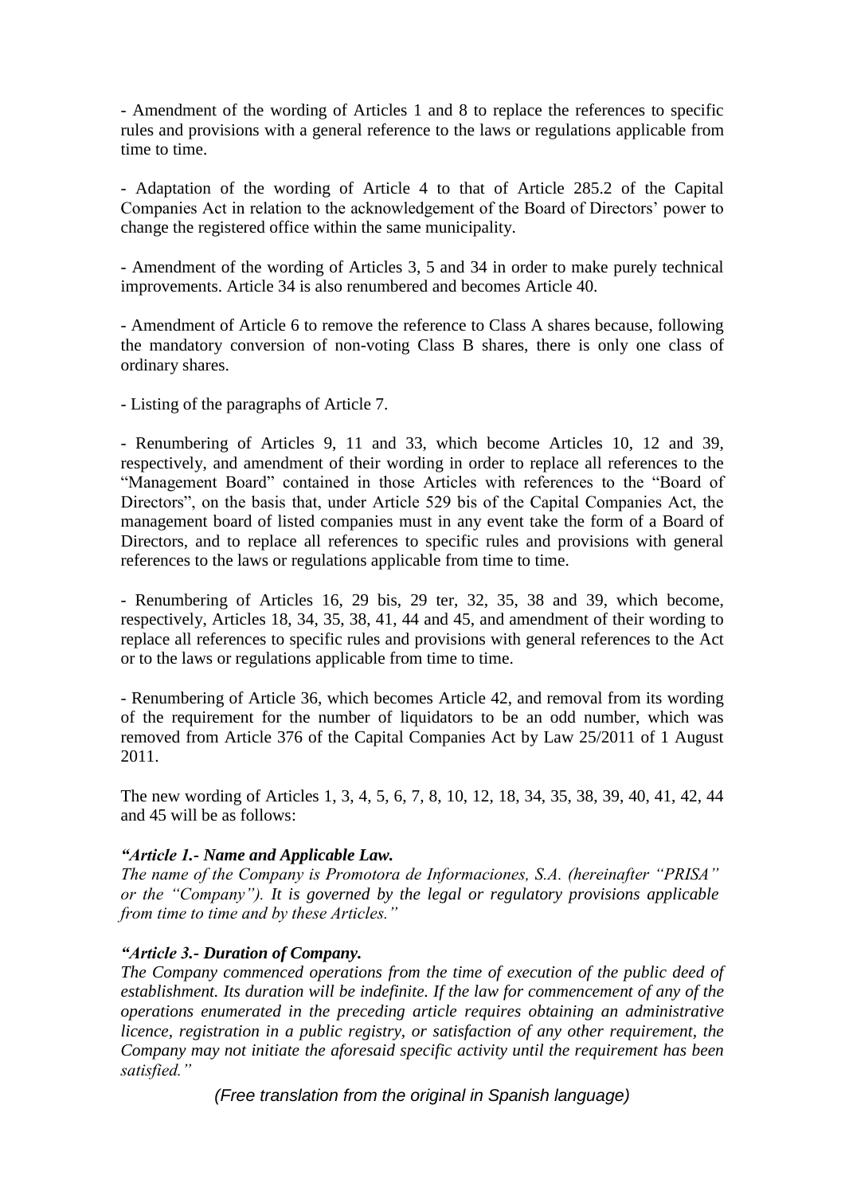- Amendment of the wording of Articles 1 and 8 to replace the references to specific rules and provisions with a general reference to the laws or regulations applicable from time to time.

- Adaptation of the wording of Article 4 to that of Article 285.2 of the Capital Companies Act in relation to the acknowledgement of the Board of Directors' power to change the registered office within the same municipality.

- Amendment of the wording of Articles 3, 5 and 34 in order to make purely technical improvements. Article 34 is also renumbered and becomes Article 40.

- Amendment of Article 6 to remove the reference to Class A shares because, following the mandatory conversion of non-voting Class B shares, there is only one class of ordinary shares.

- Listing of the paragraphs of Article 7.

- Renumbering of Articles 9, 11 and 33, which become Articles 10, 12 and 39, respectively, and amendment of their wording in order to replace all references to the "Management Board" contained in those Articles with references to the "Board of Directors", on the basis that, under Article 529 bis of the Capital Companies Act, the management board of listed companies must in any event take the form of a Board of Directors, and to replace all references to specific rules and provisions with general references to the laws or regulations applicable from time to time.

- Renumbering of Articles 16, 29 bis, 29 ter, 32, 35, 38 and 39, which become, respectively, Articles 18, 34, 35, 38, 41, 44 and 45, and amendment of their wording to replace all references to specific rules and provisions with general references to the Act or to the laws or regulations applicable from time to time.

- Renumbering of Article 36, which becomes Article 42, and removal from its wording of the requirement for the number of liquidators to be an odd number, which was removed from Article 376 of the Capital Companies Act by Law 25/2011 of 1 August 2011.

The new wording of Articles 1, 3, 4, 5, 6, 7, 8, 10, 12, 18, 34, 35, 38, 39, 40, 41, 42, 44 and 45 will be as follows:

***"Article 1.- Name and Applicable Law.***
*The name of the Company is Promotora de Informaciones, S.A. (hereinafter "PRISA" or the "Company"). It is governed by the legal or regulatory provisions applicable from time to time and by these Articles."*

***"Article 3.- Duration of Company.***
*The Company commenced operations from the time of execution of the public deed of establishment. Its duration will be indefinite. If the law for commencement of any of the operations enumerated in the preceding article requires obtaining an administrative licence, registration in a public registry, or satisfaction of any other requirement, the Company may not initiate the aforesaid specific activity until the requirement has been satisfied."*

*(Free translation from the original in Spanish language)*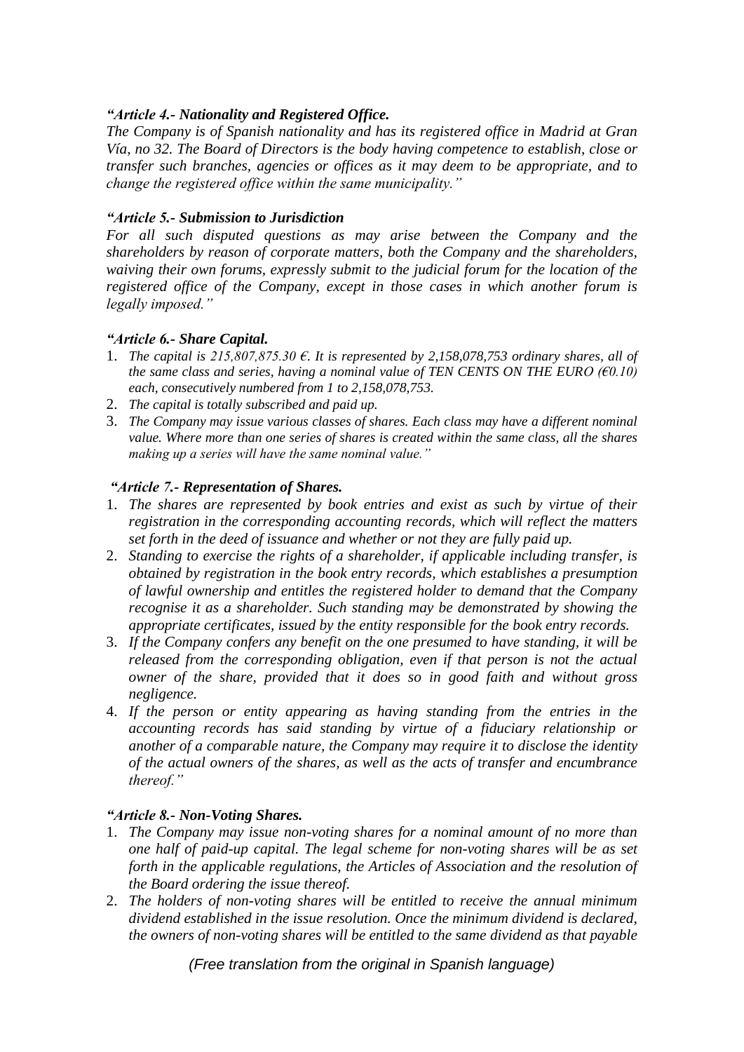*“**Article 4.- Nationality and Registered Office.***
*The Company is of Spanish nationality and has its registered office in Madrid at Gran Vía, no 32. The Board of Directors is the body having competence to establish, close or transfer such branches, agencies or offices as it may deem to be appropriate, and to change the registered office within the same municipality.”*

*“**Article 5.- Submission to Jurisdiction***
*For all such disputed questions as may arise between the Company and the shareholders by reason of corporate matters, both the Company and the shareholders, waiving their own forums, expressly submit to the judicial forum for the location of the registered office of the Company, except in those cases in which another forum is legally imposed.”*

*“**Article 6.- Share Capital.***
1. *The capital is 215,807,875.30 €. It is represented by 2,158,078,753 ordinary shares, all of the same class and series, having a nominal value of TEN CENTS ON THE EURO (€0.10) each, consecutively numbered from 1 to 2,158,078,753.*
2. *The capital is totally subscribed and paid up.*
3. *The Company may issue various classes of shares. Each class may have a different nominal value. Where more than one series of shares is created within the same class, all the shares making up a series will have the same nominal value.”*

*“**Article 7.- Representation of Shares.***
1. *The shares are represented by book entries and exist as such by virtue of their registration in the corresponding accounting records, which will reflect the matters set forth in the deed of issuance and whether or not they are fully paid up.*
2. *Standing to exercise the rights of a shareholder, if applicable including transfer, is obtained by registration in the book entry records, which establishes a presumption of lawful ownership and entitles the registered holder to demand that the Company recognise it as a shareholder. Such standing may be demonstrated by showing the appropriate certificates, issued by the entity responsible for the book entry records.*
3. *If the Company confers any benefit on the one presumed to have standing, it will be released from the corresponding obligation, even if that person is not the actual owner of the share, provided that it does so in good faith and without gross negligence.*
4. *If the person or entity appearing as having standing from the entries in the accounting records has said standing by virtue of a fiduciary relationship or another of a comparable nature, the Company may require it to disclose the identity of the actual owners of the shares, as well as the acts of transfer and encumbrance thereof.”*

*“**Article 8.- Non-Voting Shares.***
1. *The Company may issue non-voting shares for a nominal amount of no more than one half of paid-up capital. The legal scheme for non-voting shares will be as set forth in the applicable regulations, the Articles of Association and the resolution of the Board ordering the issue thereof.*
2. *The holders of non-voting shares will be entitled to receive the annual minimum dividend established in the issue resolution. Once the minimum dividend is declared, the owners of non-voting shares will be entitled to the same dividend as that payable*

*(Free translation from the original in Spanish language)*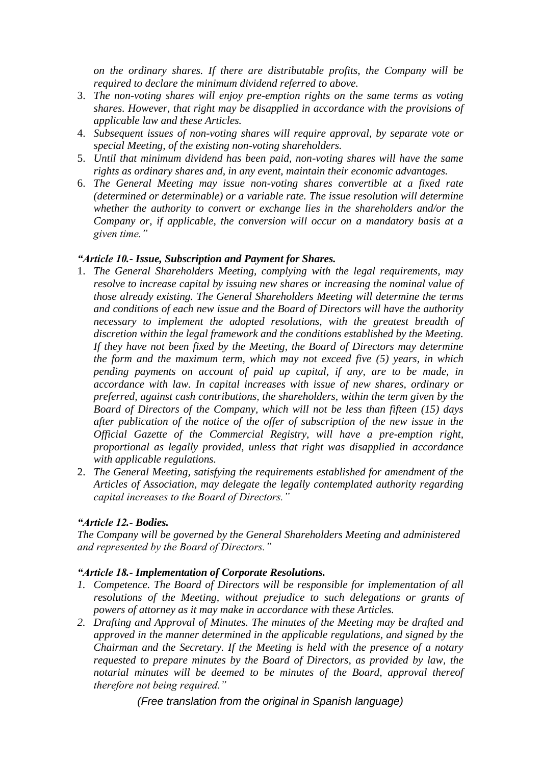*on the ordinary shares. If there are distributable profits, the Company will be required to declare the minimum dividend referred to above.*

3. *The non-voting shares will enjoy pre-emption rights on the same terms as voting shares. However, that right may be disapplied in accordance with the provisions of applicable law and these Articles.*
4. *Subsequent issues of non-voting shares will require approval, by separate vote or special Meeting, of the existing non-voting shareholders.*
5. *Until that minimum dividend has been paid, non-voting shares will have the same rights as ordinary shares and, in any event, maintain their economic advantages.*
6. *The General Meeting may issue non-voting shares convertible at a fixed rate (determined or determinable) or a variable rate. The issue resolution will determine whether the authority to convert or exchange lies in the shareholders and/or the Company or, if applicable, the conversion will occur on a mandatory basis at a given time."*

***"Article 10.- Issue, Subscription and Payment for Shares.***

1. *The General Shareholders Meeting, complying with the legal requirements, may resolve to increase capital by issuing new shares or increasing the nominal value of those already existing. The General Shareholders Meeting will determine the terms and conditions of each new issue and the Board of Directors will have the authority necessary to implement the adopted resolutions, with the greatest breadth of discretion within the legal framework and the conditions established by the Meeting. If they have not been fixed by the Meeting, the Board of Directors may determine the form and the maximum term, which may not exceed five (5) years, in which pending payments on account of paid up capital, if any, are to be made, in accordance with law. In capital increases with issue of new shares, ordinary or preferred, against cash contributions, the shareholders, within the term given by the Board of Directors of the Company, which will not be less than fifteen (15) days after publication of the notice of the offer of subscription of the new issue in the Official Gazette of the Commercial Registry, will have a pre-emption right, proportional as legally provided, unless that right was disapplied in accordance with applicable regulations.*
2. *The General Meeting, satisfying the requirements established for amendment of the Articles of Association, may delegate the legally contemplated authority regarding capital increases to the Board of Directors."*

***"Article 12.- Bodies.***

*The Company will be governed by the General Shareholders Meeting and administered and represented by the Board of Directors."*

***"Article 18.- Implementation of Corporate Resolutions.***

1. *Competence. The Board of Directors will be responsible for implementation of all resolutions of the Meeting, without prejudice to such delegations or grants of powers of attorney as it may make in accordance with these Articles.*
2. *Drafting and Approval of Minutes. The minutes of the Meeting may be drafted and approved in the manner determined in the applicable regulations, and signed by the Chairman and the Secretary. If the Meeting is held with the presence of a notary requested to prepare minutes by the Board of Directors, as provided by law, the notarial minutes will be deemed to be minutes of the Board, approval thereof therefore not being required."*

*(Free translation from the original in Spanish language)*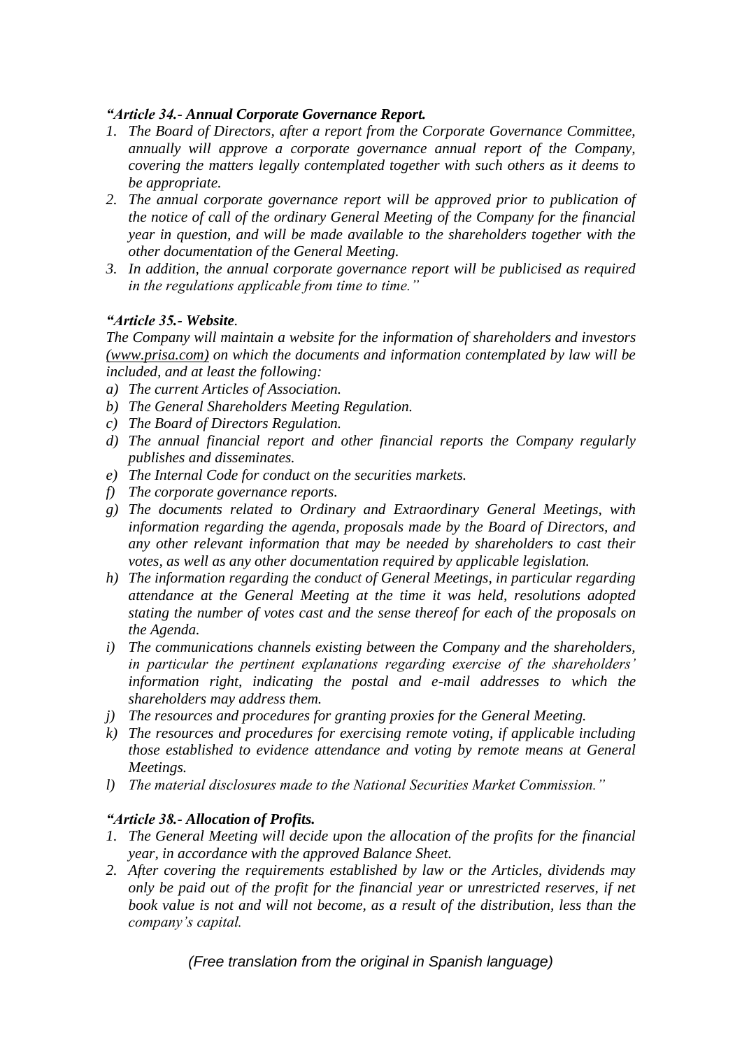***"Article 34.- Annual Corporate Governance Report.***

1. *The Board of Directors, after a report from the Corporate Governance Committee, annually will approve a corporate governance annual report of the Company, covering the matters legally contemplated together with such others as it deems to be appropriate.*
2. *The annual corporate governance report will be approved prior to publication of the notice of call of the ordinary General Meeting of the Company for the financial year in question, and will be made available to the shareholders together with the other documentation of the General Meeting.*
3. *In addition, the annual corporate governance report will be publicised as required in the regulations applicable from time to time."*

***"Article 35.- Website.***

*The Company will maintain a website for the information of shareholders and investors (www.prisa.com) on which the documents and information contemplated by law will be included, and at least the following:*

a) *The current Articles of Association.*
b) *The General Shareholders Meeting Regulation.*
c) *The Board of Directors Regulation.*
d) *The annual financial report and other financial reports the Company regularly publishes and disseminates.*
e) *The Internal Code for conduct on the securities markets.*
f) *The corporate governance reports.*
g) *The documents related to Ordinary and Extraordinary General Meetings, with information regarding the agenda, proposals made by the Board of Directors, and any other relevant information that may be needed by shareholders to cast their votes, as well as any other documentation required by applicable legislation.*
h) *The information regarding the conduct of General Meetings, in particular regarding attendance at the General Meeting at the time it was held, resolutions adopted stating the number of votes cast and the sense thereof for each of the proposals on the Agenda.*
i) *The communications channels existing between the Company and the shareholders, in particular the pertinent explanations regarding exercise of the shareholders' information right, indicating the postal and e-mail addresses to which the shareholders may address them.*
j) *The resources and procedures for granting proxies for the General Meeting.*
k) *The resources and procedures for exercising remote voting, if applicable including those established to evidence attendance and voting by remote means at General Meetings.*
l) *The material disclosures made to the National Securities Market Commission."*

***"Article 38.- Allocation of Profits.***

1. *The General Meeting will decide upon the allocation of the profits for the financial year, in accordance with the approved Balance Sheet.*
2. *After covering the requirements established by law or the Articles, dividends may only be paid out of the profit for the financial year or unrestricted reserves, if net book value is not and will not become, as a result of the distribution, less than the company's capital.*

*(Free translation from the original in Spanish language)*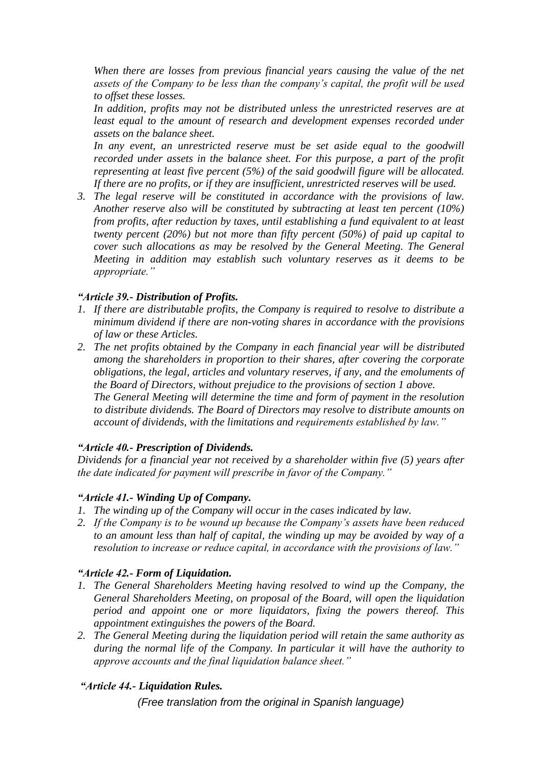*When there are losses from previous financial years causing the value of the net assets of the Company to be less than the company's capital, the profit will be used to offset these losses.*

*In addition, profits may not be distributed unless the unrestricted reserves are at least equal to the amount of research and development expenses recorded under assets on the balance sheet.*

*In any event, an unrestricted reserve must be set aside equal to the goodwill recorded under assets in the balance sheet. For this purpose, a part of the profit representing at least five percent (5%) of the said goodwill figure will be allocated. If there are no profits, or if they are insufficient, unrestricted reserves will be used.*

3. *The legal reserve will be constituted in accordance with the provisions of law. Another reserve also will be constituted by subtracting at least ten percent (10%) from profits, after reduction by taxes, until establishing a fund equivalent to at least twenty percent (20%) but not more than fifty percent (50%) of paid up capital to cover such allocations as may be resolved by the General Meeting. The General Meeting in addition may establish such voluntary reserves as it deems to be appropriate."*

***"Article 39.- Distribution of Profits.***

1. *If there are distributable profits, the Company is required to resolve to distribute a minimum dividend if there are non-voting shares in accordance with the provisions of law or these Articles.*
2. *The net profits obtained by the Company in each financial year will be distributed among the shareholders in proportion to their shares, after covering the corporate obligations, the legal, articles and voluntary reserves, if any, and the emoluments of the Board of Directors, without prejudice to the provisions of section 1 above.*

   *The General Meeting will determine the time and form of payment in the resolution to distribute dividends. The Board of Directors may resolve to distribute amounts on account of dividends, with the limitations and requirements established by law."*

***"Article 40.- Prescription of Dividends.***

*Dividends for a financial year not received by a shareholder within five (5) years after the date indicated for payment will prescribe in favor of the Company."*

***"Article 41.- Winding Up of Company.***

1. *The winding up of the Company will occur in the cases indicated by law.*
2. *If the Company is to be wound up because the Company's assets have been reduced to an amount less than half of capital, the winding up may be avoided by way of a resolution to increase or reduce capital, in accordance with the provisions of law."*

***"Article 42.- Form of Liquidation.***

1. *The General Shareholders Meeting having resolved to wind up the Company, the General Shareholders Meeting, on proposal of the Board, will open the liquidation period and appoint one or more liquidators, fixing the powers thereof. This appointment extinguishes the powers of the Board.*
2. *The General Meeting during the liquidation period will retain the same authority as during the normal life of the Company. In particular it will have the authority to approve accounts and the final liquidation balance sheet."*

***"Article 44.- Liquidation Rules.***

*(Free translation from the original in Spanish language)*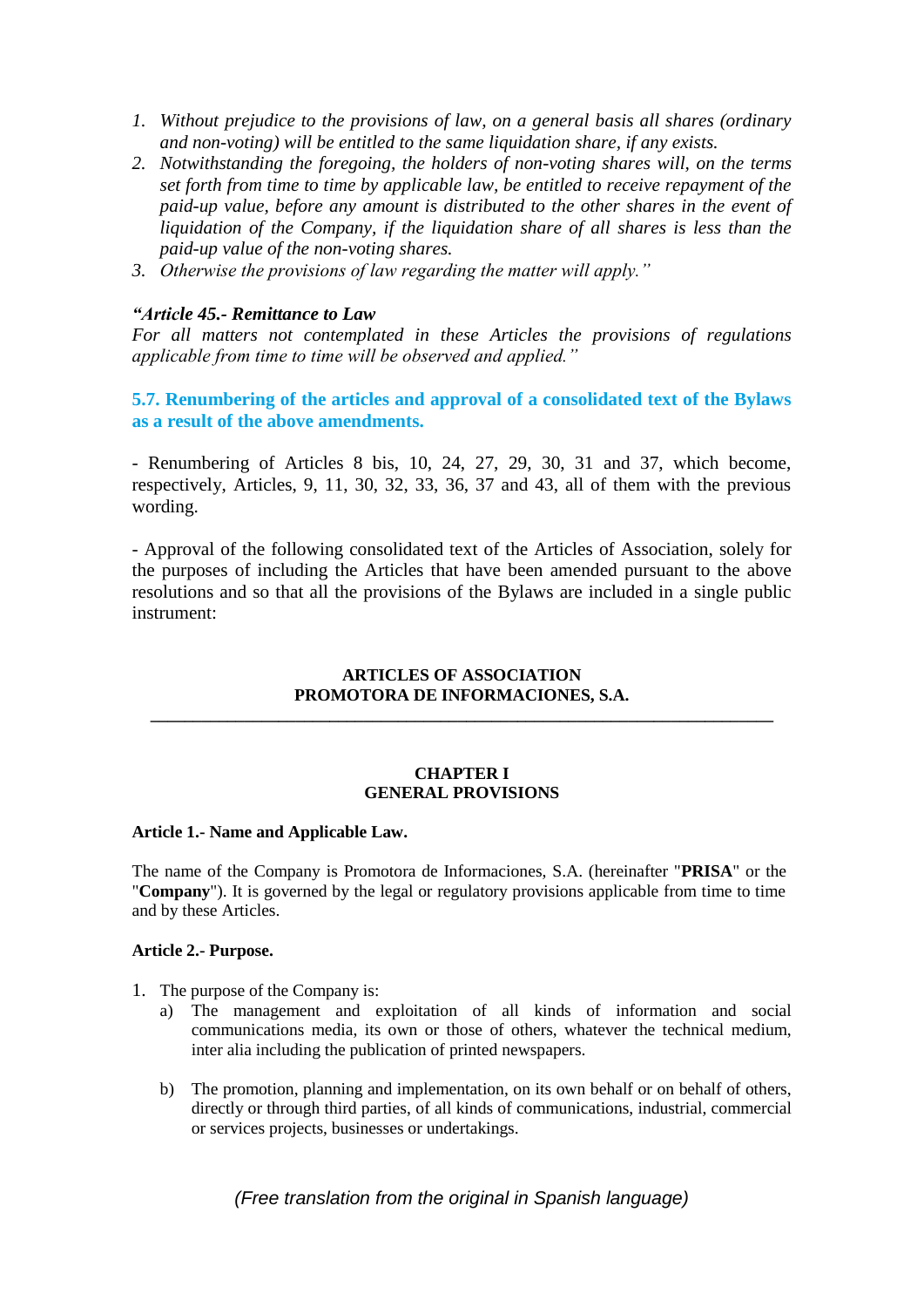1. *Without prejudice to the provisions of law, on a general basis all shares (ordinary and non-voting) will be entitled to the same liquidation share, if any exists.*
2. *Notwithstanding the foregoing, the holders of non-voting shares will, on the terms set forth from time to time by applicable law, be entitled to receive repayment of the paid-up value, before any amount is distributed to the other shares in the event of liquidation of the Company, if the liquidation share of all shares is less than the paid-up value of the non-voting shares.*
3. *Otherwise the provisions of law regarding the matter will apply."*

***"Article 45.- Remittance to Law***
*For all matters not contemplated in these Articles the provisions of regulations applicable from time to time will be observed and applied."*

**5.7. Renumbering of the articles and approval of a consolidated text of the Bylaws as a result of the above amendments.**

- Renumbering of Articles 8 bis, 10, 24, 27, 29, 30, 31 and 37, which become, respectively, Articles, 9, 11, 30, 32, 33, 36, 37 and 43, all of them with the previous wording.

- Approval of the following consolidated text of the Articles of Association, solely for the purposes of including the Articles that have been amended pursuant to the above resolutions and so that all the provisions of the Bylaws are included in a single public instrument:

**ARTICLES OF ASSOCIATION**
**PROMOTORA DE INFORMACIONES, S.A.**

---

**CHAPTER I**
**GENERAL PROVISIONS**

**Article 1.- Name and Applicable Law.**

The name of the Company is Promotora de Informaciones, S.A. (hereinafter "**PRISA**" or the "**Company**"). It is governed by the legal or regulatory provisions applicable from time to time and by these Articles.

**Article 2.- Purpose.**

1. The purpose of the Company is:
   a) The management and exploitation of all kinds of information and social communications media, its own or those of others, whatever the technical medium, inter alia including the publication of printed newspapers.

   b) The promotion, planning and implementation, on its own behalf or on behalf of others, directly or through third parties, of all kinds of communications, industrial, commercial or services projects, businesses or undertakings.

*(Free translation from the original in Spanish language)*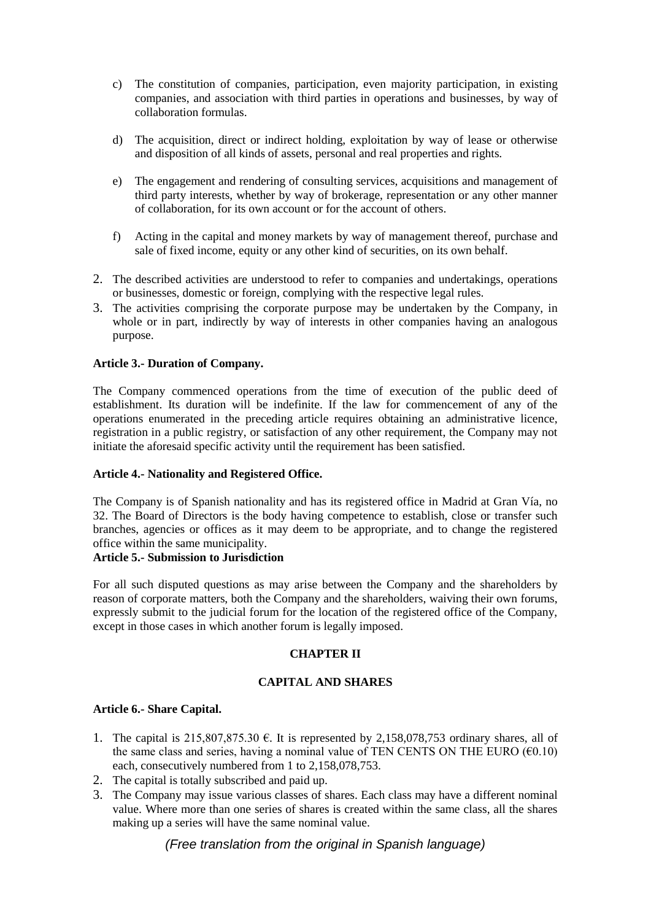c) The constitution of companies, participation, even majority participation, in existing companies, and association with third parties in operations and businesses, by way of collaboration formulas.

d) The acquisition, direct or indirect holding, exploitation by way of lease or otherwise and disposition of all kinds of assets, personal and real properties and rights.

e) The engagement and rendering of consulting services, acquisitions and management of third party interests, whether by way of brokerage, representation or any other manner of collaboration, for its own account or for the account of others.

f) Acting in the capital and money markets by way of management thereof, purchase and sale of fixed income, equity or any other kind of securities, on its own behalf.

2. The described activities are understood to refer to companies and undertakings, operations or businesses, domestic or foreign, complying with the respective legal rules.
3. The activities comprising the corporate purpose may be undertaken by the Company, in whole or in part, indirectly by way of interests in other companies having an analogous purpose.

**Article 3.- Duration of Company.**

The Company commenced operations from the time of execution of the public deed of establishment. Its duration will be indefinite. If the law for commencement of any of the operations enumerated in the preceding article requires obtaining an administrative licence, registration in a public registry, or satisfaction of any other requirement, the Company may not initiate the aforesaid specific activity until the requirement has been satisfied.

**Article 4.- Nationality and Registered Office.**

The Company is of Spanish nationality and has its registered office in Madrid at Gran Vía, no 32. The Board of Directors is the body having competence to establish, close or transfer such branches, agencies or offices as it may deem to be appropriate, and to change the registered office within the same municipality.

**Article 5.- Submission to Jurisdiction**

For all such disputed questions as may arise between the Company and the shareholders by reason of corporate matters, both the Company and the shareholders, waiving their own forums, expressly submit to the judicial forum for the location of the registered office of the Company, except in those cases in which another forum is legally imposed.

## CHAPTER II

## CAPITAL AND SHARES

**Article 6.- Share Capital.**

1. The capital is 215,807,875.30 €. It is represented by 2,158,078,753 ordinary shares, all of the same class and series, having a nominal value of TEN CENTS ON THE EURO (€0.10) each, consecutively numbered from 1 to 2,158,078,753.
2. The capital is totally subscribed and paid up.
3. The Company may issue various classes of shares. Each class may have a different nominal value. Where more than one series of shares is created within the same class, all the shares making up a series will have the same nominal value.

*(Free translation from the original in Spanish language)*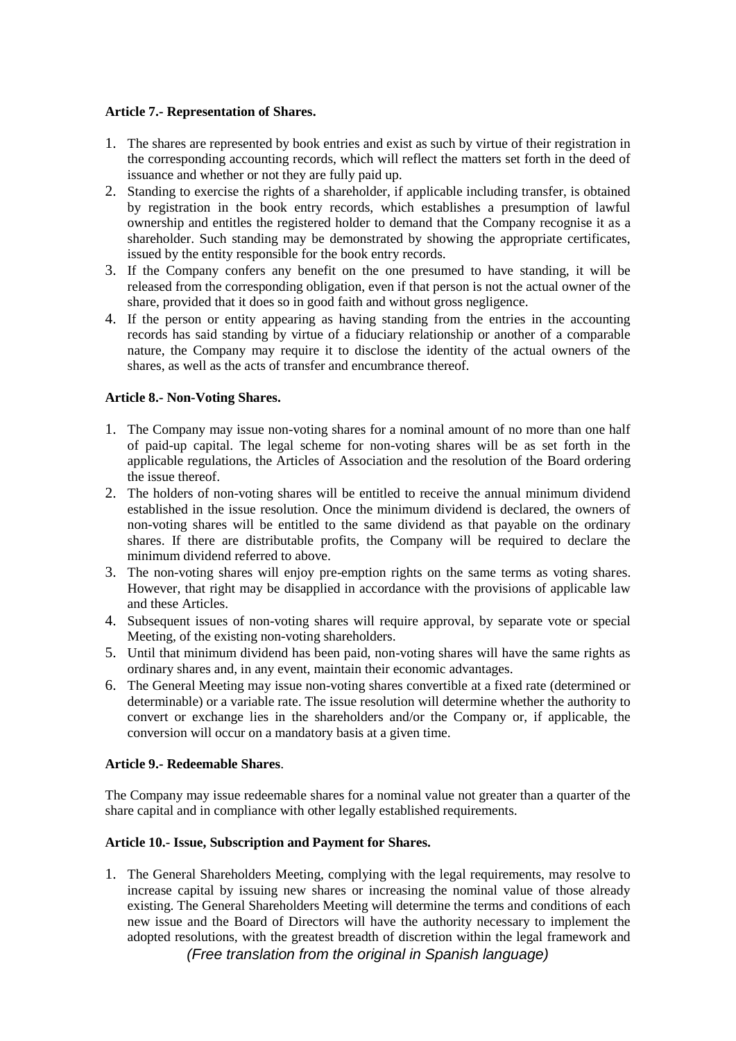**Article 7.- Representation of Shares.**

1. The shares are represented by book entries and exist as such by virtue of their registration in the corresponding accounting records, which will reflect the matters set forth in the deed of issuance and whether or not they are fully paid up.
2. Standing to exercise the rights of a shareholder, if applicable including transfer, is obtained by registration in the book entry records, which establishes a presumption of lawful ownership and entitles the registered holder to demand that the Company recognise it as a shareholder. Such standing may be demonstrated by showing the appropriate certificates, issued by the entity responsible for the book entry records.
3. If the Company confers any benefit on the one presumed to have standing, it will be released from the corresponding obligation, even if that person is not the actual owner of the share, provided that it does so in good faith and without gross negligence.
4. If the person or entity appearing as having standing from the entries in the accounting records has said standing by virtue of a fiduciary relationship or another of a comparable nature, the Company may require it to disclose the identity of the actual owners of the shares, as well as the acts of transfer and encumbrance thereof.

**Article 8.- Non-Voting Shares.**

1. The Company may issue non-voting shares for a nominal amount of no more than one half of paid-up capital. The legal scheme for non-voting shares will be as set forth in the applicable regulations, the Articles of Association and the resolution of the Board ordering the issue thereof.
2. The holders of non-voting shares will be entitled to receive the annual minimum dividend established in the issue resolution. Once the minimum dividend is declared, the owners of non-voting shares will be entitled to the same dividend as that payable on the ordinary shares. If there are distributable profits, the Company will be required to declare the minimum dividend referred to above.
3. The non-voting shares will enjoy pre-emption rights on the same terms as voting shares. However, that right may be disapplied in accordance with the provisions of applicable law and these Articles.
4. Subsequent issues of non-voting shares will require approval, by separate vote or special Meeting, of the existing non-voting shareholders.
5. Until that minimum dividend has been paid, non-voting shares will have the same rights as ordinary shares and, in any event, maintain their economic advantages.
6. The General Meeting may issue non-voting shares convertible at a fixed rate (determined or determinable) or a variable rate. The issue resolution will determine whether the authority to convert or exchange lies in the shareholders and/or the Company or, if applicable, the conversion will occur on a mandatory basis at a given time.

**Article 9.- Redeemable Shares**.

The Company may issue redeemable shares for a nominal value not greater than a quarter of the share capital and in compliance with other legally established requirements.

**Article 10.- Issue, Subscription and Payment for Shares.**

1. The General Shareholders Meeting, complying with the legal requirements, may resolve to increase capital by issuing new shares or increasing the nominal value of those already existing. The General Shareholders Meeting will determine the terms and conditions of each new issue and the Board of Directors will have the authority necessary to implement the adopted resolutions, with the greatest breadth of discretion within the legal framework and

*(Free translation from the original in Spanish language)*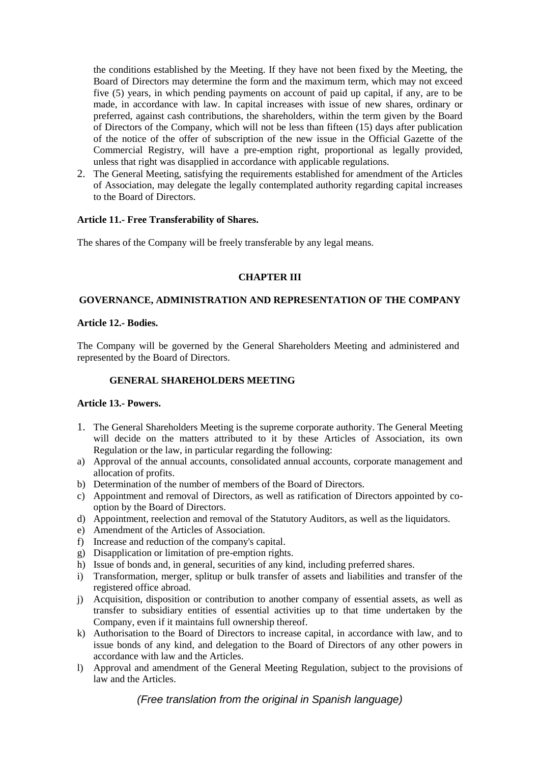the conditions established by the Meeting. If they have not been fixed by the Meeting, the Board of Directors may determine the form and the maximum term, which may not exceed five (5) years, in which pending payments on account of paid up capital, if any, are to be made, in accordance with law. In capital increases with issue of new shares, ordinary or preferred, against cash contributions, the shareholders, within the term given by the Board of Directors of the Company, which will not be less than fifteen (15) days after publication of the notice of the offer of subscription of the new issue in the Official Gazette of the Commercial Registry, will have a pre-emption right, proportional as legally provided, unless that right was disapplied in accordance with applicable regulations.

2. The General Meeting, satisfying the requirements established for amendment of the Articles of Association, may delegate the legally contemplated authority regarding capital increases to the Board of Directors.

**Article 11.- Free Transferability of Shares.**

The shares of the Company will be freely transferable by any legal means.

## CHAPTER III

## GOVERNANCE, ADMINISTRATION AND REPRESENTATION OF THE COMPANY

**Article 12.- Bodies.**

The Company will be governed by the General Shareholders Meeting and administered and represented by the Board of Directors.

### GENERAL SHAREHOLDERS MEETING

**Article 13.- Powers.**

1. The General Shareholders Meeting is the supreme corporate authority. The General Meeting will decide on the matters attributed to it by these Articles of Association, its own Regulation or the law, in particular regarding the following:

a) Approval of the annual accounts, consolidated annual accounts, corporate management and allocation of profits.
b) Determination of the number of members of the Board of Directors.
c) Appointment and removal of Directors, as well as ratification of Directors appointed by co-option by the Board of Directors.
d) Appointment, reelection and removal of the Statutory Auditors, as well as the liquidators.
e) Amendment of the Articles of Association.
f) Increase and reduction of the company's capital.
g) Disapplication or limitation of pre-emption rights.
h) Issue of bonds and, in general, securities of any kind, including preferred shares.
i) Transformation, merger, splitup or bulk transfer of assets and liabilities and transfer of the registered office abroad.
j) Acquisition, disposition or contribution to another company of essential assets, as well as transfer to subsidiary entities of essential activities up to that time undertaken by the Company, even if it maintains full ownership thereof.
k) Authorisation to the Board of Directors to increase capital, in accordance with law, and to issue bonds of any kind, and delegation to the Board of Directors of any other powers in accordance with law and the Articles.
l) Approval and amendment of the General Meeting Regulation, subject to the provisions of law and the Articles.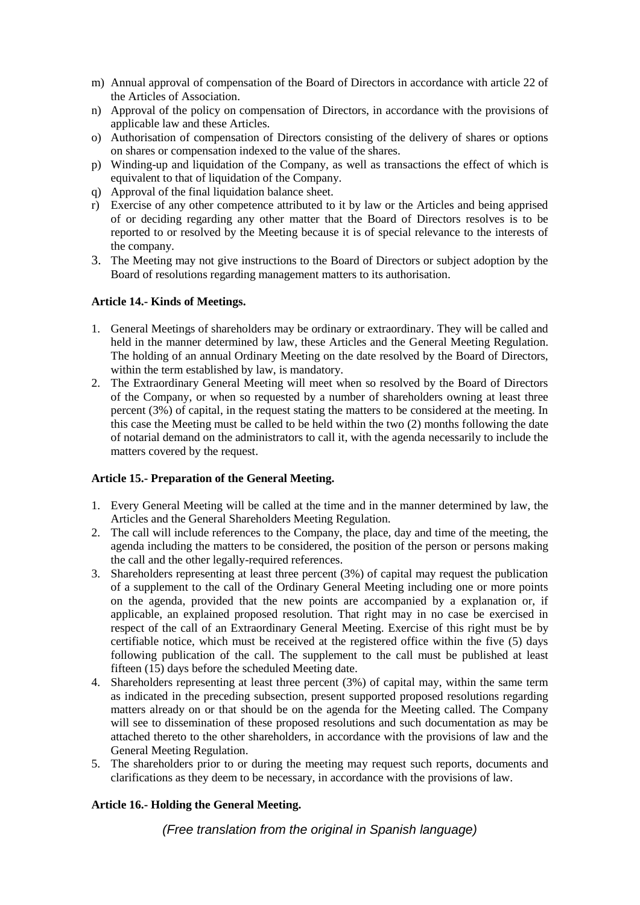m) Annual approval of compensation of the Board of Directors in accordance with article 22 of the Articles of Association.
n) Approval of the policy on compensation of Directors, in accordance with the provisions of applicable law and these Articles.
o) Authorisation of compensation of Directors consisting of the delivery of shares or options on shares or compensation indexed to the value of the shares.
p) Winding-up and liquidation of the Company, as well as transactions the effect of which is equivalent to that of liquidation of the Company.
q) Approval of the final liquidation balance sheet.
r) Exercise of any other competence attributed to it by law or the Articles and being apprised of or deciding regarding any other matter that the Board of Directors resolves is to be reported to or resolved by the Meeting because it is of special relevance to the interests of the company.

3. The Meeting may not give instructions to the Board of Directors or subject adoption by the Board of resolutions regarding management matters to its authorisation.

**Article 14.- Kinds of Meetings.**

1. General Meetings of shareholders may be ordinary or extraordinary. They will be called and held in the manner determined by law, these Articles and the General Meeting Regulation. The holding of an annual Ordinary Meeting on the date resolved by the Board of Directors, within the term established by law, is mandatory.
2. The Extraordinary General Meeting will meet when so resolved by the Board of Directors of the Company, or when so requested by a number of shareholders owning at least three percent (3%) of capital, in the request stating the matters to be considered at the meeting. In this case the Meeting must be called to be held within the two (2) months following the date of notarial demand on the administrators to call it, with the agenda necessarily to include the matters covered by the request.

**Article 15.- Preparation of the General Meeting.**

1. Every General Meeting will be called at the time and in the manner determined by law, the Articles and the General Shareholders Meeting Regulation.
2. The call will include references to the Company, the place, day and time of the meeting, the agenda including the matters to be considered, the position of the person or persons making the call and the other legally-required references.
3. Shareholders representing at least three percent (3%) of capital may request the publication of a supplement to the call of the Ordinary General Meeting including one or more points on the agenda, provided that the new points are accompanied by a explanation or, if applicable, an explained proposed resolution. That right may in no case be exercised in respect of the call of an Extraordinary General Meeting. Exercise of this right must be by certifiable notice, which must be received at the registered office within the five (5) days following publication of the call. The supplement to the call must be published at least fifteen (15) days before the scheduled Meeting date.
4. Shareholders representing at least three percent (3%) of capital may, within the same term as indicated in the preceding subsection, present supported proposed resolutions regarding matters already on or that should be on the agenda for the Meeting called. The Company will see to dissemination of these proposed resolutions and such documentation as may be attached thereto to the other shareholders, in accordance with the provisions of law and the General Meeting Regulation.
5. The shareholders prior to or during the meeting may request such reports, documents and clarifications as they deem to be necessary, in accordance with the provisions of law.

**Article 16.- Holding the General Meeting.**

*(Free translation from the original in Spanish language)*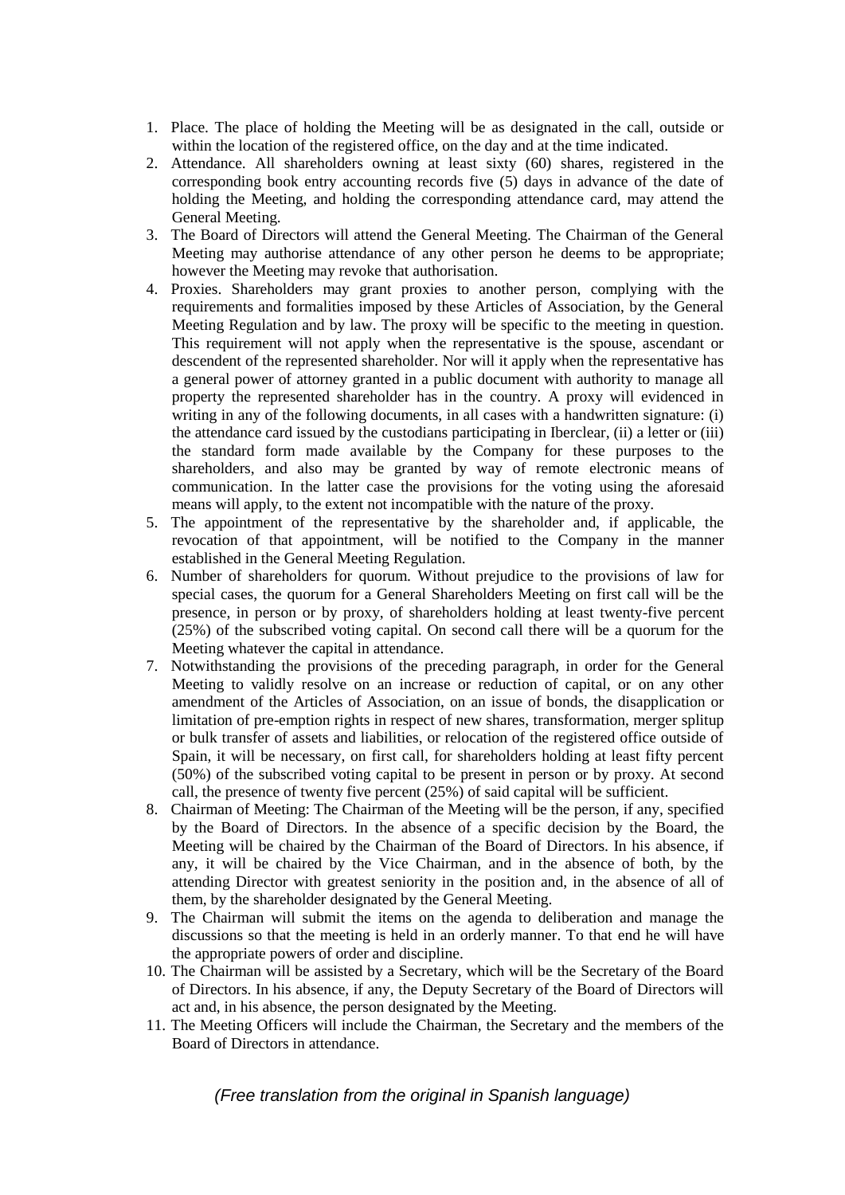1. Place. The place of holding the Meeting will be as designated in the call, outside or within the location of the registered office, on the day and at the time indicated.
2. Attendance. All shareholders owning at least sixty (60) shares, registered in the corresponding book entry accounting records five (5) days in advance of the date of holding the Meeting, and holding the corresponding attendance card, may attend the General Meeting.
3. The Board of Directors will attend the General Meeting. The Chairman of the General Meeting may authorise attendance of any other person he deems to be appropriate; however the Meeting may revoke that authorisation.
4. Proxies. Shareholders may grant proxies to another person, complying with the requirements and formalities imposed by these Articles of Association, by the General Meeting Regulation and by law. The proxy will be specific to the meeting in question. This requirement will not apply when the representative is the spouse, ascendant or descendent of the represented shareholder. Nor will it apply when the representative has a general power of attorney granted in a public document with authority to manage all property the represented shareholder has in the country. A proxy will evidenced in writing in any of the following documents, in all cases with a handwritten signature: (i) the attendance card issued by the custodians participating in Iberclear, (ii) a letter or (iii) the standard form made available by the Company for these purposes to the shareholders, and also may be granted by way of remote electronic means of communication. In the latter case the provisions for the voting using the aforesaid means will apply, to the extent not incompatible with the nature of the proxy.
5. The appointment of the representative by the shareholder and, if applicable, the revocation of that appointment, will be notified to the Company in the manner established in the General Meeting Regulation.
6. Number of shareholders for quorum. Without prejudice to the provisions of law for special cases, the quorum for a General Shareholders Meeting on first call will be the presence, in person or by proxy, of shareholders holding at least twenty-five percent (25%) of the subscribed voting capital. On second call there will be a quorum for the Meeting whatever the capital in attendance.
7. Notwithstanding the provisions of the preceding paragraph, in order for the General Meeting to validly resolve on an increase or reduction of capital, or on any other amendment of the Articles of Association, on an issue of bonds, the disapplication or limitation of pre-emption rights in respect of new shares, transformation, merger splitup or bulk transfer of assets and liabilities, or relocation of the registered office outside of Spain, it will be necessary, on first call, for shareholders holding at least fifty percent (50%) of the subscribed voting capital to be present in person or by proxy. At second call, the presence of twenty five percent (25%) of said capital will be sufficient.
8. Chairman of Meeting: The Chairman of the Meeting will be the person, if any, specified by the Board of Directors. In the absence of a specific decision by the Board, the Meeting will be chaired by the Chairman of the Board of Directors. In his absence, if any, it will be chaired by the Vice Chairman, and in the absence of both, by the attending Director with greatest seniority in the position and, in the absence of all of them, by the shareholder designated by the General Meeting.
9. The Chairman will submit the items on the agenda to deliberation and manage the discussions so that the meeting is held in an orderly manner. To that end he will have the appropriate powers of order and discipline.
10. The Chairman will be assisted by a Secretary, which will be the Secretary of the Board of Directors. In his absence, if any, the Deputy Secretary of the Board of Directors will act and, in his absence, the person designated by the Meeting.
11. The Meeting Officers will include the Chairman, the Secretary and the members of the Board of Directors in attendance.

*(Free translation from the original in Spanish language)*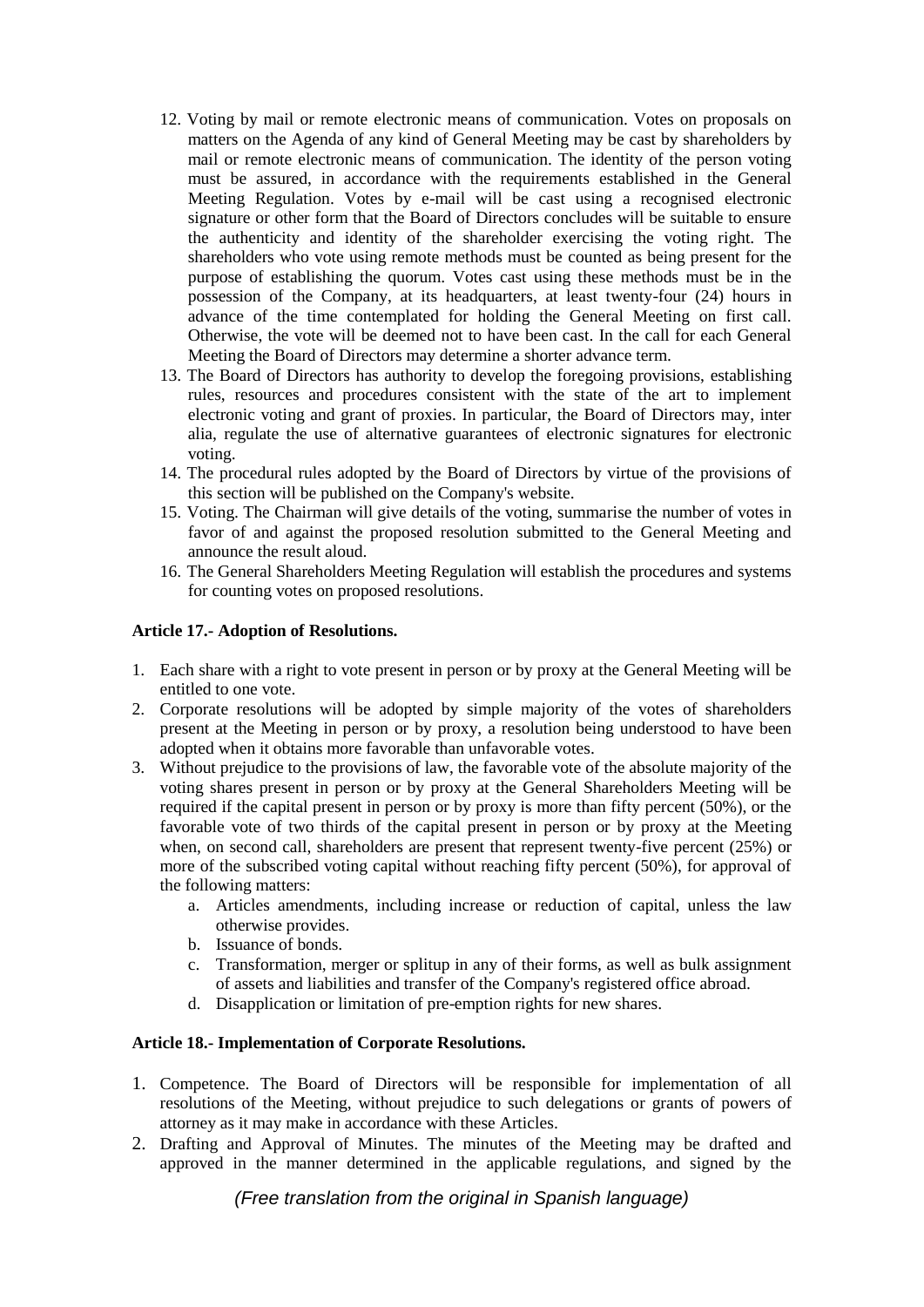12. Voting by mail or remote electronic means of communication. Votes on proposals on matters on the Agenda of any kind of General Meeting may be cast by shareholders by mail or remote electronic means of communication. The identity of the person voting must be assured, in accordance with the requirements established in the General Meeting Regulation. Votes by e-mail will be cast using a recognised electronic signature or other form that the Board of Directors concludes will be suitable to ensure the authenticity and identity of the shareholder exercising the voting right. The shareholders who vote using remote methods must be counted as being present for the purpose of establishing the quorum. Votes cast using these methods must be in the possession of the Company, at its headquarters, at least twenty-four (24) hours in advance of the time contemplated for holding the General Meeting on first call. Otherwise, the vote will be deemed not to have been cast. In the call for each General Meeting the Board of Directors may determine a shorter advance term.
13. The Board of Directors has authority to develop the foregoing provisions, establishing rules, resources and procedures consistent with the state of the art to implement electronic voting and grant of proxies. In particular, the Board of Directors may, inter alia, regulate the use of alternative guarantees of electronic signatures for electronic voting.
14. The procedural rules adopted by the Board of Directors by virtue of the provisions of this section will be published on the Company's website.
15. Voting. The Chairman will give details of the voting, summarise the number of votes in favor of and against the proposed resolution submitted to the General Meeting and announce the result aloud.
16. The General Shareholders Meeting Regulation will establish the procedures and systems for counting votes on proposed resolutions.

**Article 17.- Adoption of Resolutions.**

1. Each share with a right to vote present in person or by proxy at the General Meeting will be entitled to one vote.
2. Corporate resolutions will be adopted by simple majority of the votes of shareholders present at the Meeting in person or by proxy, a resolution being understood to have been adopted when it obtains more favorable than unfavorable votes.
3. Without prejudice to the provisions of law, the favorable vote of the absolute majority of the voting shares present in person or by proxy at the General Shareholders Meeting will be required if the capital present in person or by proxy is more than fifty percent (50%), or the favorable vote of two thirds of the capital present in person or by proxy at the Meeting when, on second call, shareholders are present that represent twenty-five percent (25%) or more of the subscribed voting capital without reaching fifty percent (50%), for approval of the following matters:
   a. Articles amendments, including increase or reduction of capital, unless the law otherwise provides.
   b. Issuance of bonds.
   c. Transformation, merger or splitup in any of their forms, as well as bulk assignment of assets and liabilities and transfer of the Company's registered office abroad.
   d. Disapplication or limitation of pre-emption rights for new shares.

**Article 18.- Implementation of Corporate Resolutions.**

1. Competence. The Board of Directors will be responsible for implementation of all resolutions of the Meeting, without prejudice to such delegations or grants of powers of attorney as it may make in accordance with these Articles.
2. Drafting and Approval of Minutes. The minutes of the Meeting may be drafted and approved in the manner determined in the applicable regulations, and signed by the

*(Free translation from the original in Spanish language)*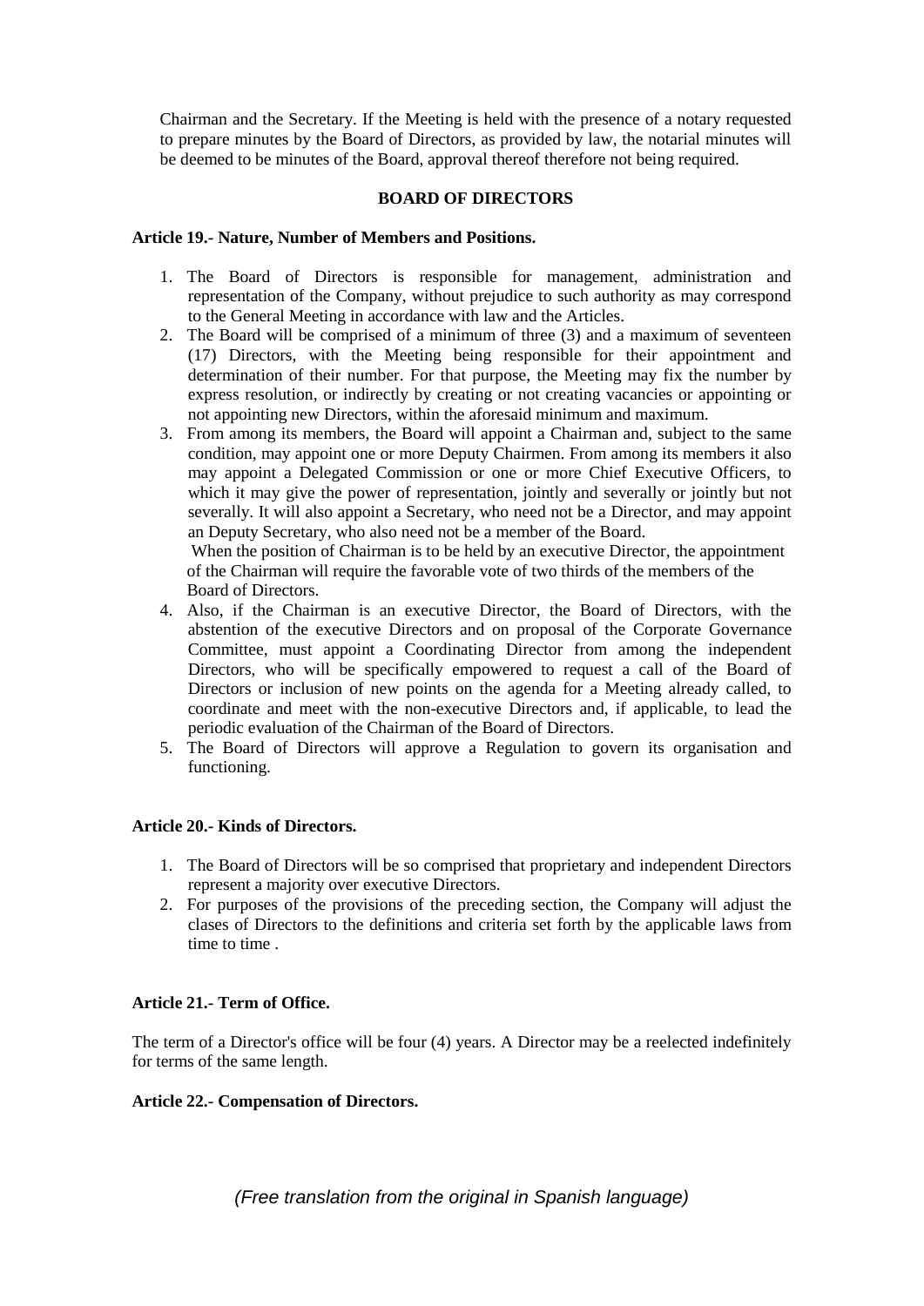Chairman and the Secretary. If the Meeting is held with the presence of a notary requested to prepare minutes by the Board of Directors, as provided by law, the notarial minutes will be deemed to be minutes of the Board, approval thereof therefore not being required.

## BOARD OF DIRECTORS

### Article 19.- Nature, Number of Members and Positions.

1. The Board of Directors is responsible for management, administration and representation of the Company, without prejudice to such authority as may correspond to the General Meeting in accordance with law and the Articles.
2. The Board will be comprised of a minimum of three (3) and a maximum of seventeen (17) Directors, with the Meeting being responsible for their appointment and determination of their number. For that purpose, the Meeting may fix the number by express resolution, or indirectly by creating or not creating vacancies or appointing or not appointing new Directors, within the aforesaid minimum and maximum.
3. From among its members, the Board will appoint a Chairman and, subject to the same condition, may appoint one or more Deputy Chairmen. From among its members it also may appoint a Delegated Commission or one or more Chief Executive Officers, to which it may give the power of representation, jointly and severally or jointly but not severally. It will also appoint a Secretary, who need not be a Director, and may appoint an Deputy Secretary, who also need not be a member of the Board.

   When the position of Chairman is to be held by an executive Director, the appointment of the Chairman will require the favorable vote of two thirds of the members of the Board of Directors.
4. Also, if the Chairman is an executive Director, the Board of Directors, with the abstention of the executive Directors and on proposal of the Corporate Governance Committee, must appoint a Coordinating Director from among the independent Directors, who will be specifically empowered to request a call of the Board of Directors or inclusion of new points on the agenda for a Meeting already called, to coordinate and meet with the non-executive Directors and, if applicable, to lead the periodic evaluation of the Chairman of the Board of Directors.
5. The Board of Directors will approve a Regulation to govern its organisation and functioning.

### Article 20.- Kinds of Directors.

1. The Board of Directors will be so comprised that proprietary and independent Directors represent a majority over executive Directors.
2. For purposes of the provisions of the preceding section, the Company will adjust the clases of Directors to the definitions and criteria set forth by the applicable laws from time to time .

### Article 21.- Term of Office.

The term of a Director's office will be four (4) years. A Director may be a reelected indefinitely for terms of the same length.

### Article 22.- Compensation of Directors.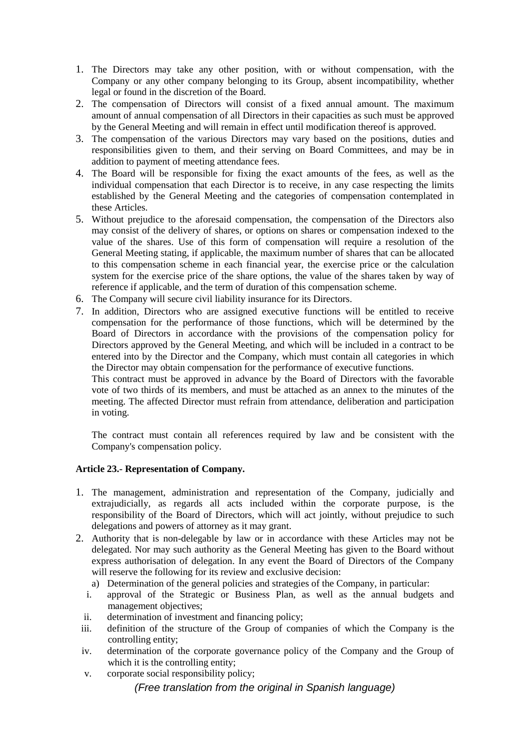1. The Directors may take any other position, with or without compensation, with the Company or any other company belonging to its Group, absent incompatibility, whether legal or found in the discretion of the Board.
2. The compensation of Directors will consist of a fixed annual amount. The maximum amount of annual compensation of all Directors in their capacities as such must be approved by the General Meeting and will remain in effect until modification thereof is approved.
3. The compensation of the various Directors may vary based on the positions, duties and responsibilities given to them, and their serving on Board Committees, and may be in addition to payment of meeting attendance fees.
4. The Board will be responsible for fixing the exact amounts of the fees, as well as the individual compensation that each Director is to receive, in any case respecting the limits established by the General Meeting and the categories of compensation contemplated in these Articles.
5. Without prejudice to the aforesaid compensation, the compensation of the Directors also may consist of the delivery of shares, or options on shares or compensation indexed to the value of the shares. Use of this form of compensation will require a resolution of the General Meeting stating, if applicable, the maximum number of shares that can be allocated to this compensation scheme in each financial year, the exercise price or the calculation system for the exercise price of the share options, the value of the shares taken by way of reference if applicable, and the term of duration of this compensation scheme.
6. The Company will secure civil liability insurance for its Directors.
7. In addition, Directors who are assigned executive functions will be entitled to receive compensation for the performance of those functions, which will be determined by the Board of Directors in accordance with the provisions of the compensation policy for Directors approved by the General Meeting, and which will be included in a contract to be entered into by the Director and the Company, which must contain all categories in which the Director may obtain compensation for the performance of executive functions.
   This contract must be approved in advance by the Board of Directors with the favorable vote of two thirds of its members, and must be attached as an annex to the minutes of the meeting. The affected Director must refrain from attendance, deliberation and participation in voting.

   The contract must contain all references required by law and be consistent with the Company's compensation policy.

**Article 23.- Representation of Company.**

1. The management, administration and representation of the Company, judicially and extrajudicially, as regards all acts included within the corporate purpose, is the responsibility of the Board of Directors, which will act jointly, without prejudice to such delegations and powers of attorney as it may grant.
2. Authority that is non-delegable by law or in accordance with these Articles may not be delegated. Nor may such authority as the General Meeting has given to the Board without express authorisation of delegation. In any event the Board of Directors of the Company will reserve the following for its review and exclusive decision:
   a) Determination of the general policies and strategies of the Company, in particular:
   i. approval of the Strategic or Business Plan, as well as the annual budgets and management objectives;
   ii. determination of investment and financing policy;
   iii. definition of the structure of the Group of companies of which the Company is the controlling entity;
   iv. determination of the corporate governance policy of the Company and the Group of which it is the controlling entity;
   v. corporate social responsibility policy;

*(Free translation from the original in Spanish language)*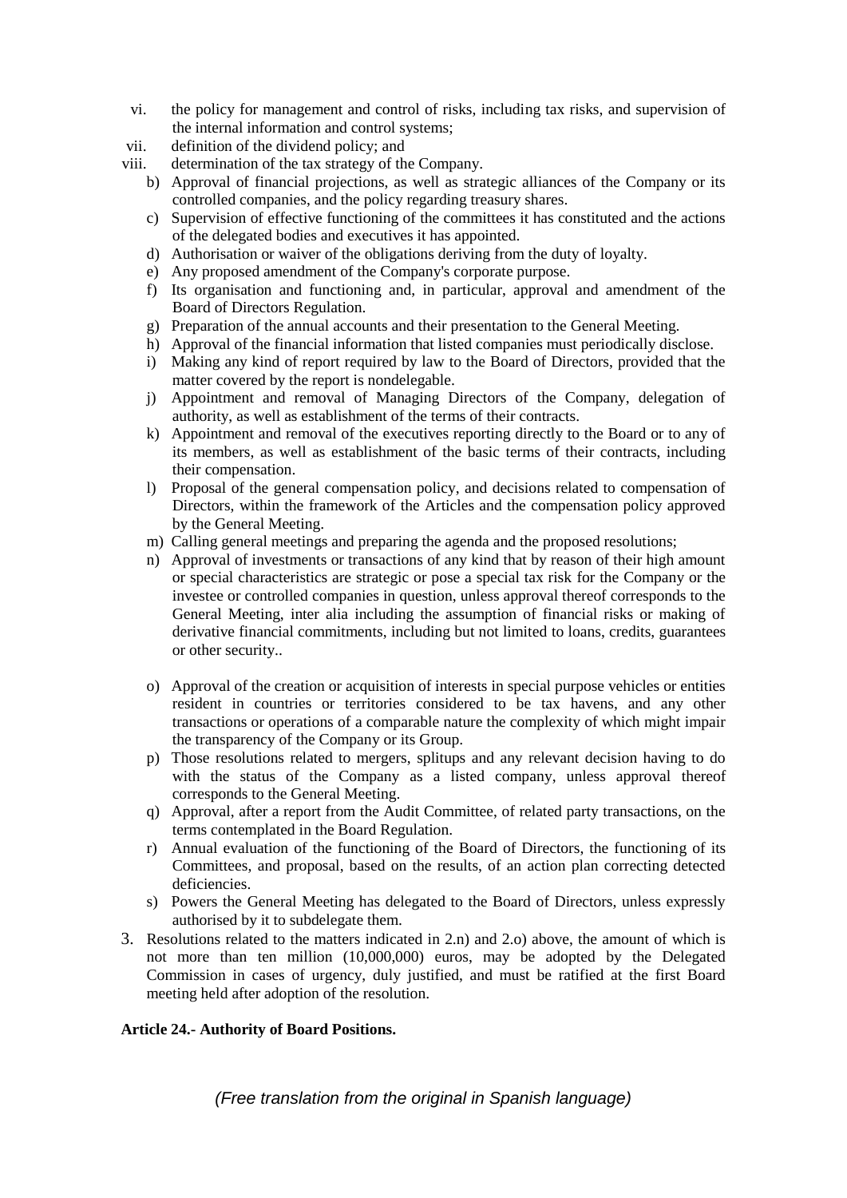vi. the policy for management and control of risks, including tax risks, and supervision of the internal information and control systems;

vii. definition of the dividend policy; and

viii. determination of the tax strategy of the Company.

b) Approval of financial projections, as well as strategic alliances of the Company or its controlled companies, and the policy regarding treasury shares.

c) Supervision of effective functioning of the committees it has constituted and the actions of the delegated bodies and executives it has appointed.

d) Authorisation or waiver of the obligations deriving from the duty of loyalty.

e) Any proposed amendment of the Company's corporate purpose.

f) Its organisation and functioning and, in particular, approval and amendment of the Board of Directors Regulation.

g) Preparation of the annual accounts and their presentation to the General Meeting.

h) Approval of the financial information that listed companies must periodically disclose.

i) Making any kind of report required by law to the Board of Directors, provided that the matter covered by the report is nondelegable.

j) Appointment and removal of Managing Directors of the Company, delegation of authority, as well as establishment of the terms of their contracts.

k) Appointment and removal of the executives reporting directly to the Board or to any of its members, as well as establishment of the basic terms of their contracts, including their compensation.

l) Proposal of the general compensation policy, and decisions related to compensation of Directors, within the framework of the Articles and the compensation policy approved by the General Meeting.

m) Calling general meetings and preparing the agenda and the proposed resolutions;

n) Approval of investments or transactions of any kind that by reason of their high amount or special characteristics are strategic or pose a special tax risk for the Company or the investee or controlled companies in question, unless approval thereof corresponds to the General Meeting, inter alia including the assumption of financial risks or making of derivative financial commitments, including but not limited to loans, credits, guarantees or other security..

o) Approval of the creation or acquisition of interests in special purpose vehicles or entities resident in countries or territories considered to be tax havens, and any other transactions or operations of a comparable nature the complexity of which might impair the transparency of the Company or its Group.

p) Those resolutions related to mergers, splitups and any relevant decision having to do with the status of the Company as a listed company, unless approval thereof corresponds to the General Meeting.

q) Approval, after a report from the Audit Committee, of related party transactions, on the terms contemplated in the Board Regulation.

r) Annual evaluation of the functioning of the Board of Directors, the functioning of its Committees, and proposal, based on the results, of an action plan correcting detected deficiencies.

s) Powers the General Meeting has delegated to the Board of Directors, unless expressly authorised by it to subdelegate them.

3. Resolutions related to the matters indicated in 2.n) and 2.o) above, the amount of which is not more than ten million (10,000,000) euros, may be adopted by the Delegated Commission in cases of urgency, duly justified, and must be ratified at the first Board meeting held after adoption of the resolution.

**Article 24.- Authority of Board Positions.**

*(Free translation from the original in Spanish language)*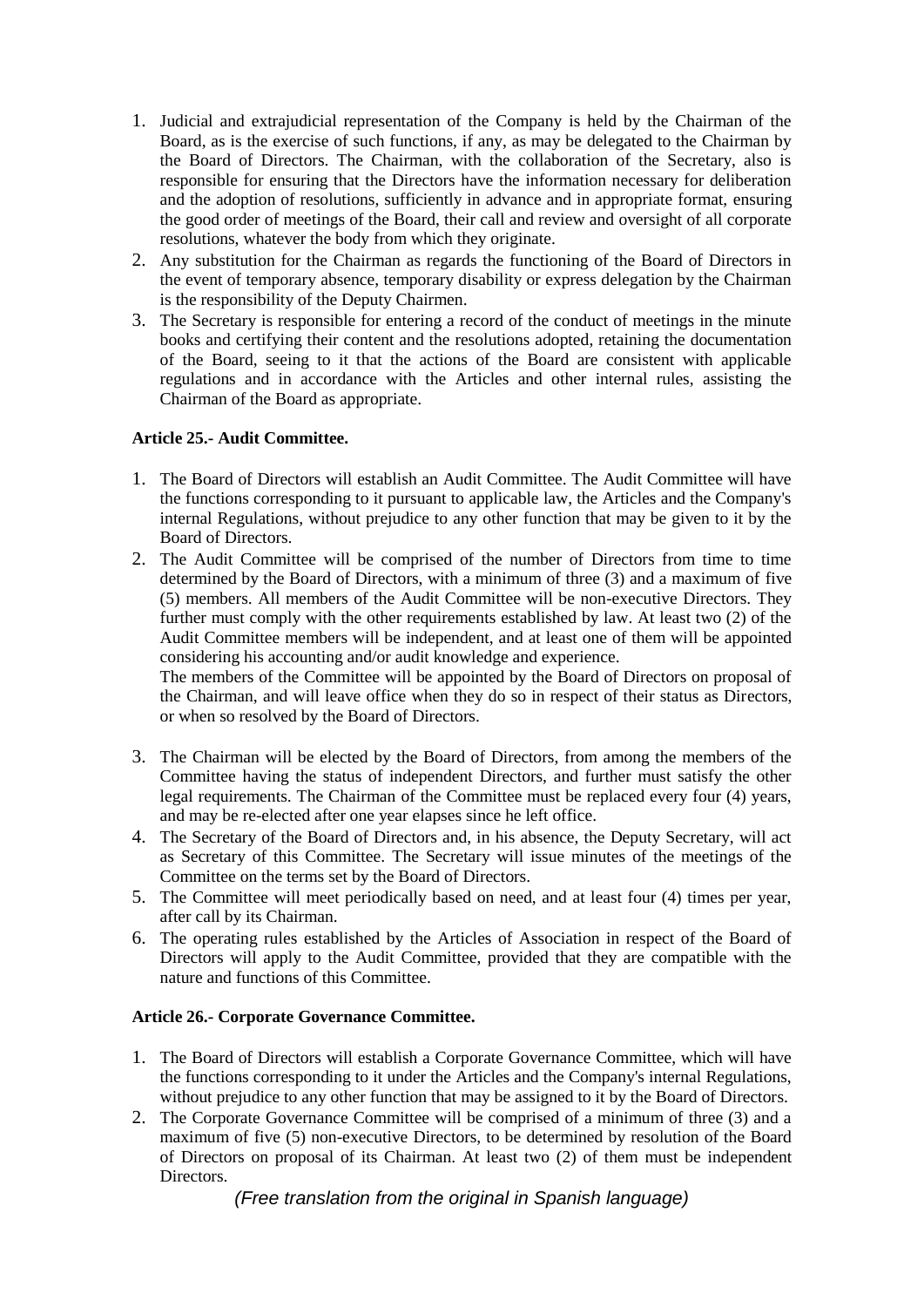1. Judicial and extrajudicial representation of the Company is held by the Chairman of the Board, as is the exercise of such functions, if any, as may be delegated to the Chairman by the Board of Directors. The Chairman, with the collaboration of the Secretary, also is responsible for ensuring that the Directors have the information necessary for deliberation and the adoption of resolutions, sufficiently in advance and in appropriate format, ensuring the good order of meetings of the Board, their call and review and oversight of all corporate resolutions, whatever the body from which they originate.
2. Any substitution for the Chairman as regards the functioning of the Board of Directors in the event of temporary absence, temporary disability or express delegation by the Chairman is the responsibility of the Deputy Chairmen.
3. The Secretary is responsible for entering a record of the conduct of meetings in the minute books and certifying their content and the resolutions adopted, retaining the documentation of the Board, seeing to it that the actions of the Board are consistent with applicable regulations and in accordance with the Articles and other internal rules, assisting the Chairman of the Board as appropriate.

**Article 25.- Audit Committee.**

1. The Board of Directors will establish an Audit Committee. The Audit Committee will have the functions corresponding to it pursuant to applicable law, the Articles and the Company's internal Regulations, without prejudice to any other function that may be given to it by the Board of Directors.
2. The Audit Committee will be comprised of the number of Directors from time to time determined by the Board of Directors, with a minimum of three (3) and a maximum of five (5) members. All members of the Audit Committee will be non-executive Directors. They further must comply with the other requirements established by law. At least two (2) of the Audit Committee members will be independent, and at least one of them will be appointed considering his accounting and/or audit knowledge and experience.

   The members of the Committee will be appointed by the Board of Directors on proposal of the Chairman, and will leave office when they do so in respect of their status as Directors, or when so resolved by the Board of Directors.

3. The Chairman will be elected by the Board of Directors, from among the members of the Committee having the status of independent Directors, and further must satisfy the other legal requirements. The Chairman of the Committee must be replaced every four (4) years, and may be re-elected after one year elapses since he left office.
4. The Secretary of the Board of Directors and, in his absence, the Deputy Secretary, will act as Secretary of this Committee. The Secretary will issue minutes of the meetings of the Committee on the terms set by the Board of Directors.
5. The Committee will meet periodically based on need, and at least four (4) times per year, after call by its Chairman.
6. The operating rules established by the Articles of Association in respect of the Board of Directors will apply to the Audit Committee, provided that they are compatible with the nature and functions of this Committee.

**Article 26.- Corporate Governance Committee.**

1. The Board of Directors will establish a Corporate Governance Committee, which will have the functions corresponding to it under the Articles and the Company's internal Regulations, without prejudice to any other function that may be assigned to it by the Board of Directors.
2. The Corporate Governance Committee will be comprised of a minimum of three (3) and a maximum of five (5) non-executive Directors, to be determined by resolution of the Board of Directors on proposal of its Chairman. At least two (2) of them must be independent Directors.

*(Free translation from the original in Spanish language)*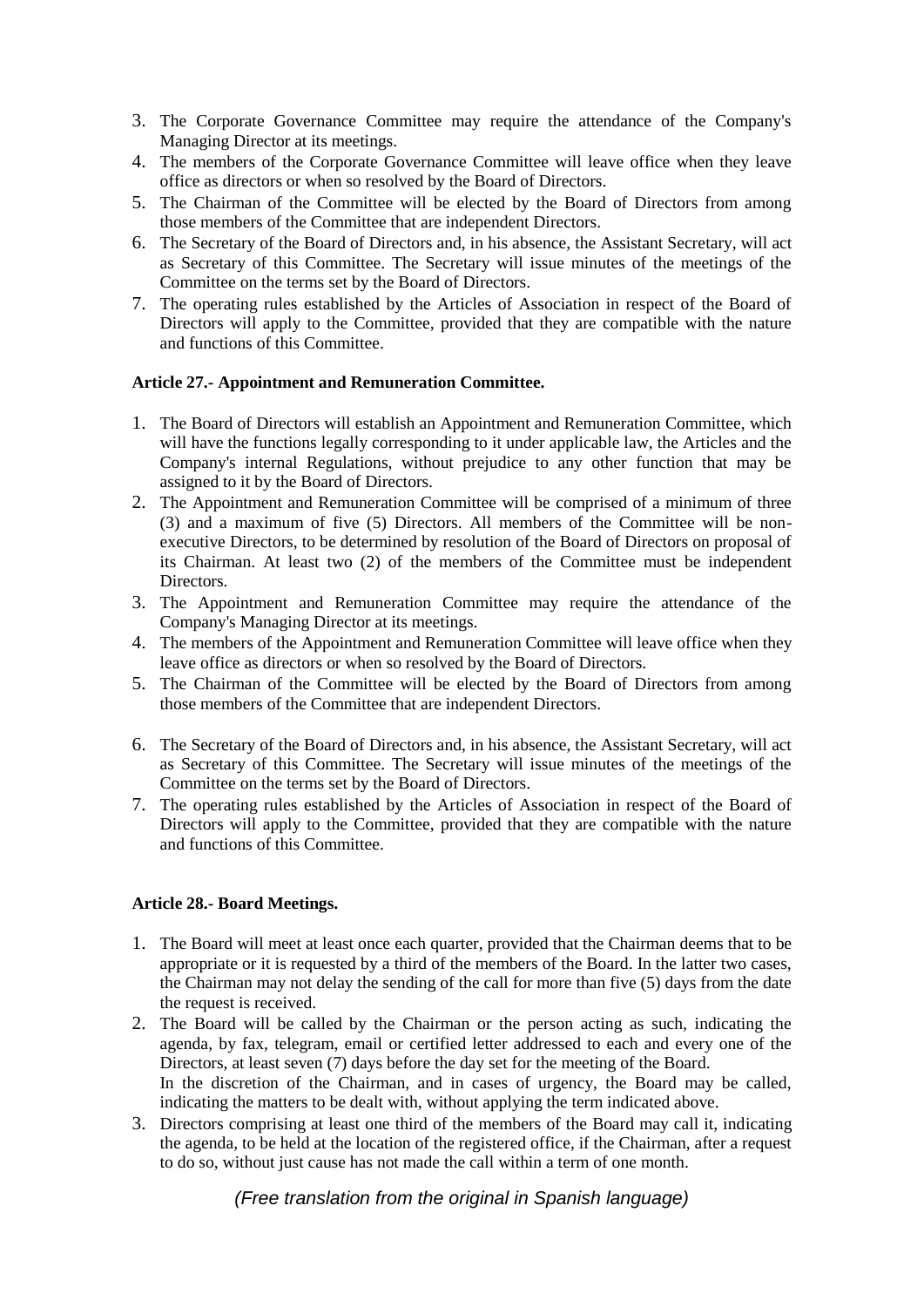3. The Corporate Governance Committee may require the attendance of the Company's Managing Director at its meetings.
4. The members of the Corporate Governance Committee will leave office when they leave office as directors or when so resolved by the Board of Directors.
5. The Chairman of the Committee will be elected by the Board of Directors from among those members of the Committee that are independent Directors.
6. The Secretary of the Board of Directors and, in his absence, the Assistant Secretary, will act as Secretary of this Committee. The Secretary will issue minutes of the meetings of the Committee on the terms set by the Board of Directors.
7. The operating rules established by the Articles of Association in respect of the Board of Directors will apply to the Committee, provided that they are compatible with the nature and functions of this Committee.

**Article 27.- Appointment and Remuneration Committee.**

1. The Board of Directors will establish an Appointment and Remuneration Committee, which will have the functions legally corresponding to it under applicable law, the Articles and the Company's internal Regulations, without prejudice to any other function that may be assigned to it by the Board of Directors.
2. The Appointment and Remuneration Committee will be comprised of a minimum of three (3) and a maximum of five (5) Directors. All members of the Committee will be non-executive Directors, to be determined by resolution of the Board of Directors on proposal of its Chairman. At least two (2) of the members of the Committee must be independent Directors.
3. The Appointment and Remuneration Committee may require the attendance of the Company's Managing Director at its meetings.
4. The members of the Appointment and Remuneration Committee will leave office when they leave office as directors or when so resolved by the Board of Directors.
5. The Chairman of the Committee will be elected by the Board of Directors from among those members of the Committee that are independent Directors.
6. The Secretary of the Board of Directors and, in his absence, the Assistant Secretary, will act as Secretary of this Committee. The Secretary will issue minutes of the meetings of the Committee on the terms set by the Board of Directors.
7. The operating rules established by the Articles of Association in respect of the Board of Directors will apply to the Committee, provided that they are compatible with the nature and functions of this Committee.

**Article 28.- Board Meetings.**

1. The Board will meet at least once each quarter, provided that the Chairman deems that to be appropriate or it is requested by a third of the members of the Board. In the latter two cases, the Chairman may not delay the sending of the call for more than five (5) days from the date the request is received.
2. The Board will be called by the Chairman or the person acting as such, indicating the agenda, by fax, telegram, email or certified letter addressed to each and every one of the Directors, at least seven (7) days before the day set for the meeting of the Board.
   In the discretion of the Chairman, and in cases of urgency, the Board may be called, indicating the matters to be dealt with, without applying the term indicated above.
3. Directors comprising at least one third of the members of the Board may call it, indicating the agenda, to be held at the location of the registered office, if the Chairman, after a request to do so, without just cause has not made the call within a term of one month.

*(Free translation from the original in Spanish language)*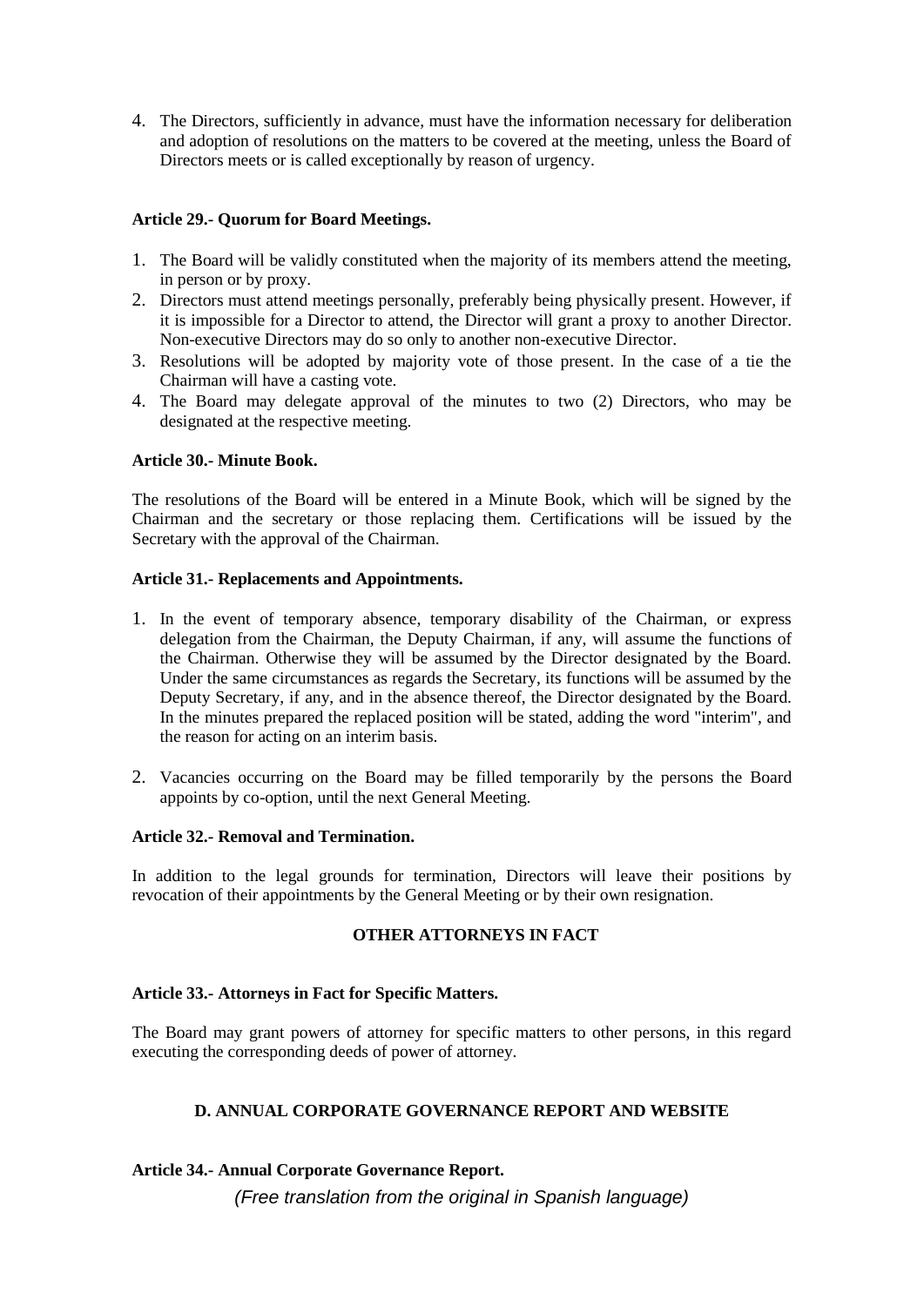4. The Directors, sufficiently in advance, must have the information necessary for deliberation and adoption of resolutions on the matters to be covered at the meeting, unless the Board of Directors meets or is called exceptionally by reason of urgency.

**Article 29.- Quorum for Board Meetings.**

1. The Board will be validly constituted when the majority of its members attend the meeting, in person or by proxy.
2. Directors must attend meetings personally, preferably being physically present. However, if it is impossible for a Director to attend, the Director will grant a proxy to another Director. Non-executive Directors may do so only to another non-executive Director.
3. Resolutions will be adopted by majority vote of those present. In the case of a tie the Chairman will have a casting vote.
4. The Board may delegate approval of the minutes to two (2) Directors, who may be designated at the respective meeting.

**Article 30.- Minute Book.**

The resolutions of the Board will be entered in a Minute Book, which will be signed by the Chairman and the secretary or those replacing them. Certifications will be issued by the Secretary with the approval of the Chairman.

**Article 31.- Replacements and Appointments.**

1. In the event of temporary absence, temporary disability of the Chairman, or express delegation from the Chairman, the Deputy Chairman, if any, will assume the functions of the Chairman. Otherwise they will be assumed by the Director designated by the Board. Under the same circumstances as regards the Secretary, its functions will be assumed by the Deputy Secretary, if any, and in the absence thereof, the Director designated by the Board. In the minutes prepared the replaced position will be stated, adding the word "interim", and the reason for acting on an interim basis.

2. Vacancies occurring on the Board may be filled temporarily by the persons the Board appoints by co-option, until the next General Meeting.

**Article 32.- Removal and Termination.**

In addition to the legal grounds for termination, Directors will leave their positions by revocation of their appointments by the General Meeting or by their own resignation.

**OTHER ATTORNEYS IN FACT**

**Article 33.- Attorneys in Fact for Specific Matters.**

The Board may grant powers of attorney for specific matters to other persons, in this regard executing the corresponding deeds of power of attorney.

**D. ANNUAL CORPORATE GOVERNANCE REPORT AND WEBSITE**

**Article 34.- Annual Corporate Governance Report.**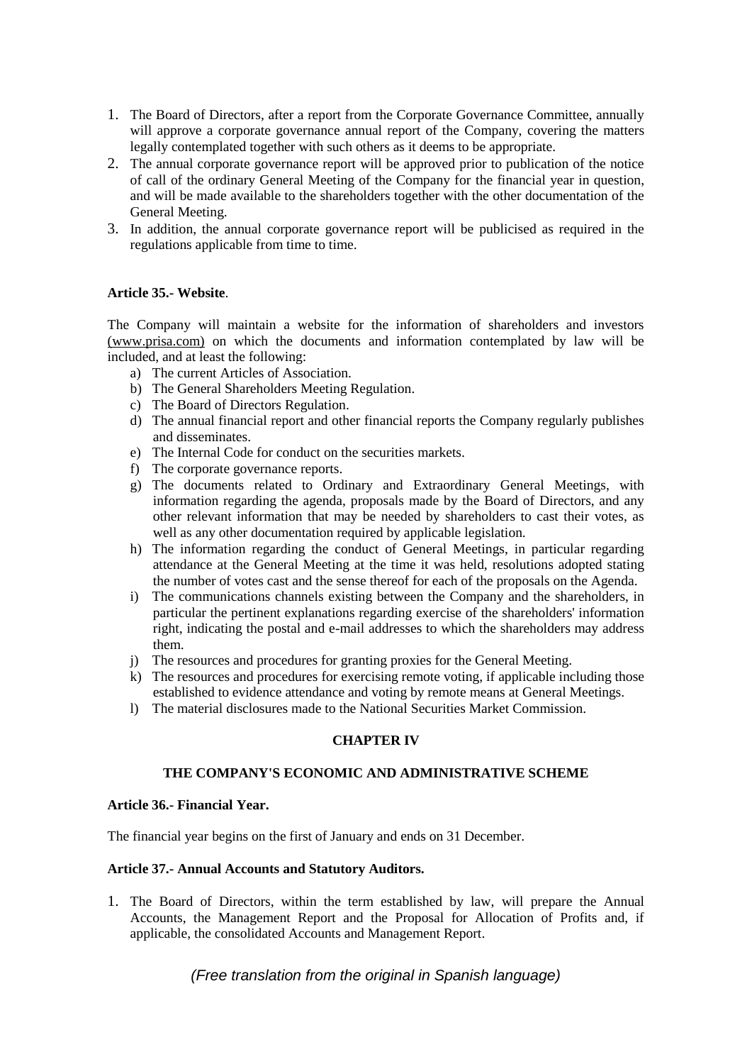1. The Board of Directors, after a report from the Corporate Governance Committee, annually will approve a corporate governance annual report of the Company, covering the matters legally contemplated together with such others as it deems to be appropriate.
2. The annual corporate governance report will be approved prior to publication of the notice of call of the ordinary General Meeting of the Company for the financial year in question, and will be made available to the shareholders together with the other documentation of the General Meeting.
3. In addition, the annual corporate governance report will be publicised as required in the regulations applicable from time to time.

**Article 35.- Website**.

The Company will maintain a website for the information of shareholders and investors (www.prisa.com) on which the documents and information contemplated by law will be included, and at least the following:

a) The current Articles of Association.
b) The General Shareholders Meeting Regulation.
c) The Board of Directors Regulation.
d) The annual financial report and other financial reports the Company regularly publishes and disseminates.
e) The Internal Code for conduct on the securities markets.
f) The corporate governance reports.
g) The documents related to Ordinary and Extraordinary General Meetings, with information regarding the agenda, proposals made by the Board of Directors, and any other relevant information that may be needed by shareholders to cast their votes, as well as any other documentation required by applicable legislation.
h) The information regarding the conduct of General Meetings, in particular regarding attendance at the General Meeting at the time it was held, resolutions adopted stating the number of votes cast and the sense thereof for each of the proposals on the Agenda.
i) The communications channels existing between the Company and the shareholders, in particular the pertinent explanations regarding exercise of the shareholders' information right, indicating the postal and e-mail addresses to which the shareholders may address them.
j) The resources and procedures for granting proxies for the General Meeting.
k) The resources and procedures for exercising remote voting, if applicable including those established to evidence attendance and voting by remote means at General Meetings.
l) The material disclosures made to the National Securities Market Commission.

## CHAPTER IV

## THE COMPANY'S ECONOMIC AND ADMINISTRATIVE SCHEME

**Article 36.- Financial Year.**

The financial year begins on the first of January and ends on 31 December.

**Article 37.- Annual Accounts and Statutory Auditors.**

1. The Board of Directors, within the term established by law, will prepare the Annual Accounts, the Management Report and the Proposal for Allocation of Profits and, if applicable, the consolidated Accounts and Management Report.

*(Free translation from the original in Spanish language)*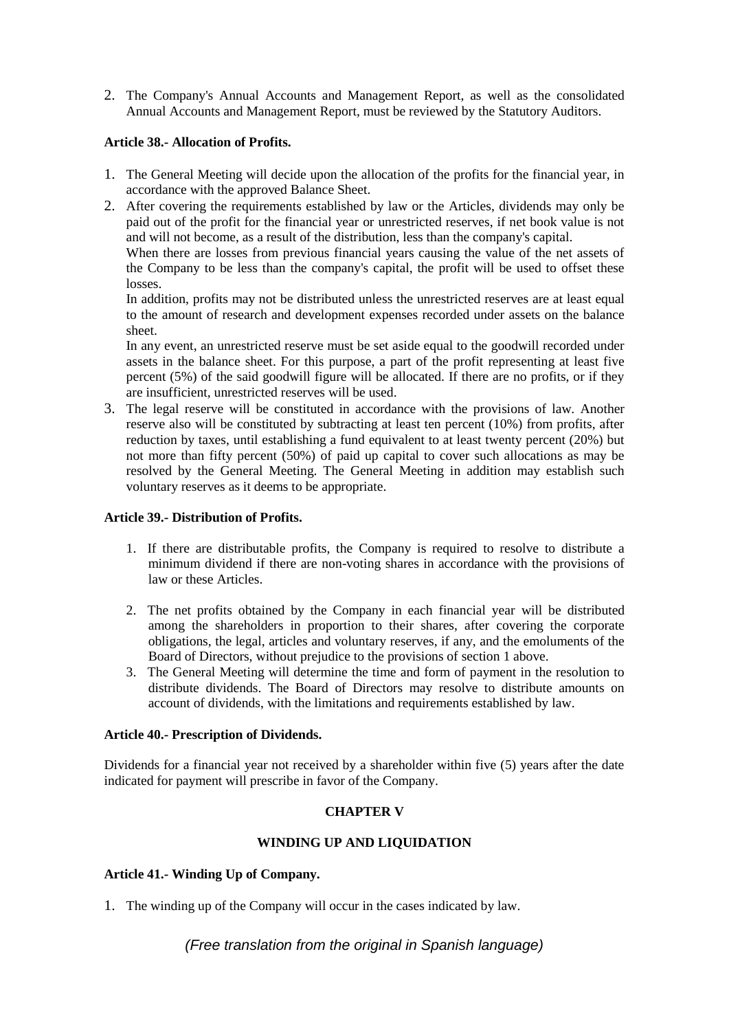2. The Company's Annual Accounts and Management Report, as well as the consolidated Annual Accounts and Management Report, must be reviewed by the Statutory Auditors.

**Article 38.- Allocation of Profits.**

1. The General Meeting will decide upon the allocation of the profits for the financial year, in accordance with the approved Balance Sheet.
2. After covering the requirements established by law or the Articles, dividends may only be paid out of the profit for the financial year or unrestricted reserves, if net book value is not and will not become, as a result of the distribution, less than the company's capital.
   When there are losses from previous financial years causing the value of the net assets of the Company to be less than the company's capital, the profit will be used to offset these losses.
   In addition, profits may not be distributed unless the unrestricted reserves are at least equal to the amount of research and development expenses recorded under assets on the balance sheet.
   In any event, an unrestricted reserve must be set aside equal to the goodwill recorded under assets in the balance sheet. For this purpose, a part of the profit representing at least five percent (5%) of the said goodwill figure will be allocated. If there are no profits, or if they are insufficient, unrestricted reserves will be used.
3. The legal reserve will be constituted in accordance with the provisions of law. Another reserve also will be constituted by subtracting at least ten percent (10%) from profits, after reduction by taxes, until establishing a fund equivalent to at least twenty percent (20%) but not more than fifty percent (50%) of paid up capital to cover such allocations as may be resolved by the General Meeting. The General Meeting in addition may establish such voluntary reserves as it deems to be appropriate.

**Article 39.- Distribution of Profits.**

1. If there are distributable profits, the Company is required to resolve to distribute a minimum dividend if there are non-voting shares in accordance with the provisions of law or these Articles.
2. The net profits obtained by the Company in each financial year will be distributed among the shareholders in proportion to their shares, after covering the corporate obligations, the legal, articles and voluntary reserves, if any, and the emoluments of the Board of Directors, without prejudice to the provisions of section 1 above.
3. The General Meeting will determine the time and form of payment in the resolution to distribute dividends. The Board of Directors may resolve to distribute amounts on account of dividends, with the limitations and requirements established by law.

**Article 40.- Prescription of Dividends.**

Dividends for a financial year not received by a shareholder within five (5) years after the date indicated for payment will prescribe in favor of the Company.

**CHAPTER V**

**WINDING UP AND LIQUIDATION**

**Article 41.- Winding Up of Company.**

1. The winding up of the Company will occur in the cases indicated by law.

*(Free translation from the original in Spanish language)*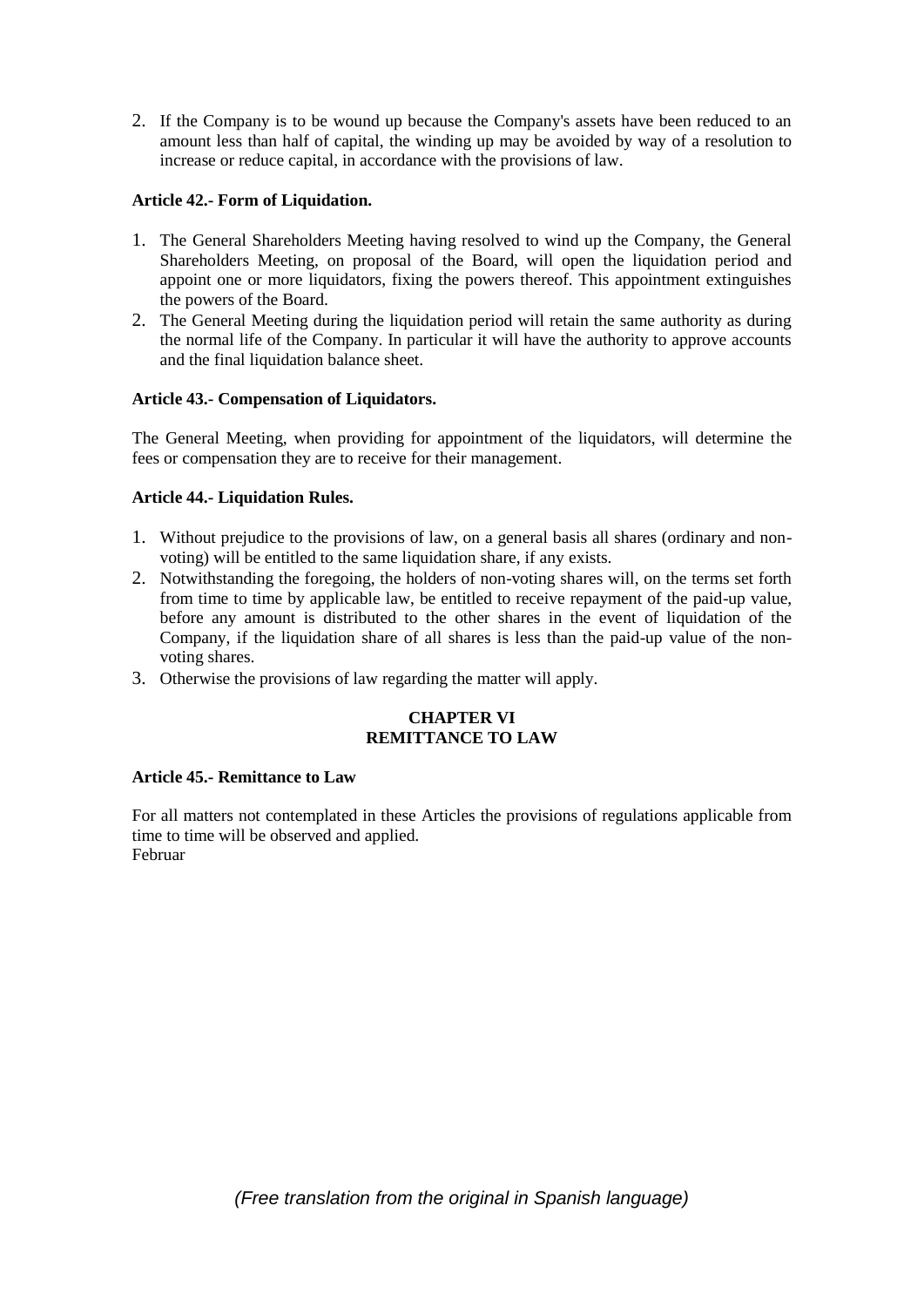2. If the Company is to be wound up because the Company's assets have been reduced to an amount less than half of capital, the winding up may be avoided by way of a resolution to increase or reduce capital, in accordance with the provisions of law.

**Article 42.- Form of Liquidation.**

1. The General Shareholders Meeting having resolved to wind up the Company, the General Shareholders Meeting, on proposal of the Board, will open the liquidation period and appoint one or more liquidators, fixing the powers thereof. This appointment extinguishes the powers of the Board.
2. The General Meeting during the liquidation period will retain the same authority as during the normal life of the Company. In particular it will have the authority to approve accounts and the final liquidation balance sheet.

**Article 43.- Compensation of Liquidators.**

The General Meeting, when providing for appointment of the liquidators, will determine the fees or compensation they are to receive for their management.

**Article 44.- Liquidation Rules.**

1. Without prejudice to the provisions of law, on a general basis all shares (ordinary and non-voting) will be entitled to the same liquidation share, if any exists.
2. Notwithstanding the foregoing, the holders of non-voting shares will, on the terms set forth from time to time by applicable law, be entitled to receive repayment of the paid-up value, before any amount is distributed to the other shares in the event of liquidation of the Company, if the liquidation share of all shares is less than the paid-up value of the non-voting shares.
3. Otherwise the provisions of law regarding the matter will apply.

**CHAPTER VI**
**REMITTANCE TO LAW**

**Article 45.- Remittance to Law**

For all matters not contemplated in these Articles the provisions of regulations applicable from time to time will be observed and applied.
Februar

*(Free translation from the original in Spanish language)*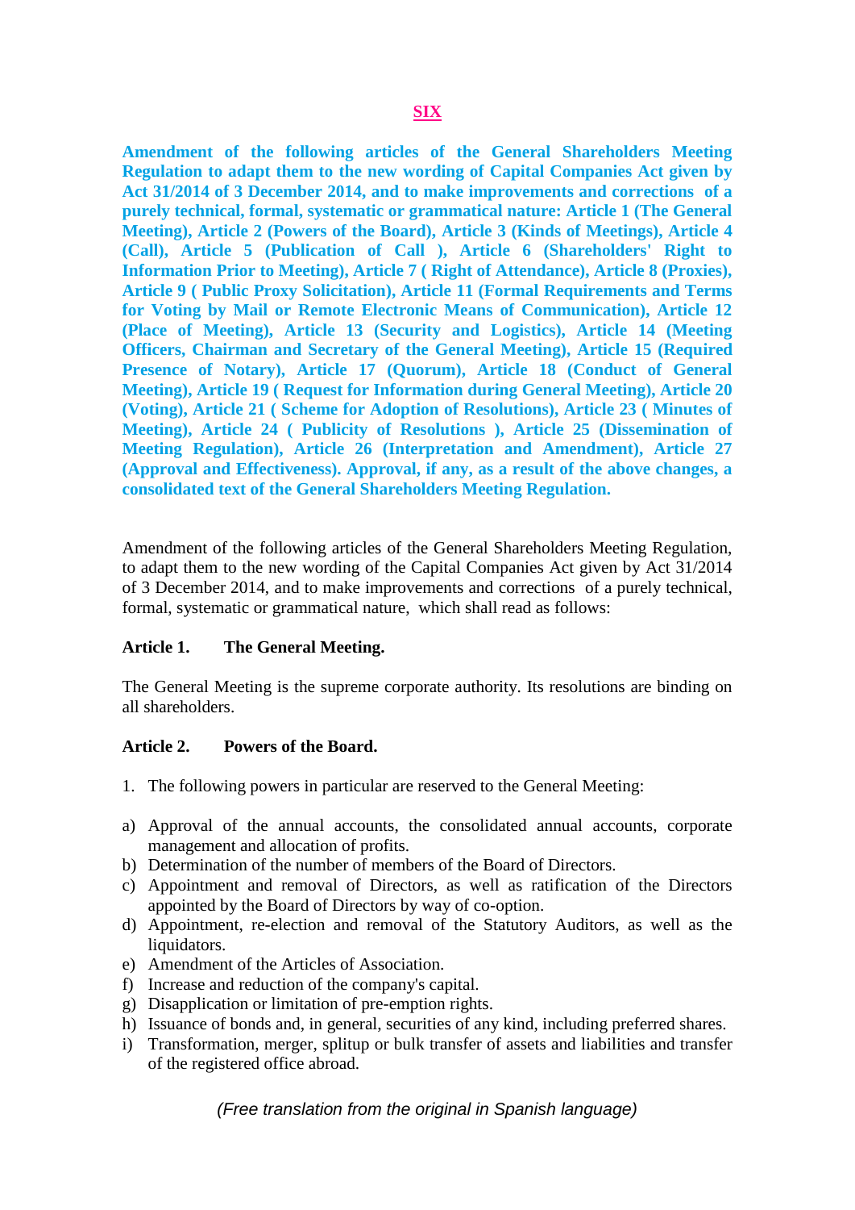## SIX

**Amendment of the following articles of the General Shareholders Meeting Regulation to adapt them to the new wording of Capital Companies Act given by Act 31/2014 of 3 December 2014, and to make improvements and corrections of a purely technical, formal, systematic or grammatical nature: Article 1 (The General Meeting), Article 2 (Powers of the Board), Article 3 (Kinds of Meetings), Article 4 (Call), Article 5 (Publication of Call ), Article 6 (Shareholders' Right to Information Prior to Meeting), Article 7 ( Right of Attendance), Article 8 (Proxies), Article 9 ( Public Proxy Solicitation), Article 11 (Formal Requirements and Terms for Voting by Mail or Remote Electronic Means of Communication), Article 12 (Place of Meeting), Article 13 (Security and Logistics), Article 14 (Meeting Officers, Chairman and Secretary of the General Meeting), Article 15 (Required Presence of Notary), Article 17 (Quorum), Article 18 (Conduct of General Meeting), Article 19 ( Request for Information during General Meeting), Article 20 (Voting), Article 21 ( Scheme for Adoption of Resolutions), Article 23 ( Minutes of Meeting), Article 24 ( Publicity of Resolutions ), Article 25 (Dissemination of Meeting Regulation), Article 26 (Interpretation and Amendment), Article 27 (Approval and Effectiveness). Approval, if any, as a result of the above changes, a consolidated text of the General Shareholders Meeting Regulation.**

Amendment of the following articles of the General Shareholders Meeting Regulation, to adapt them to the new wording of the Capital Companies Act given by Act 31/2014 of 3 December 2014, and to make improvements and corrections of a purely technical, formal, systematic or grammatical nature, which shall read as follows:

**Article 1. The General Meeting.**

The General Meeting is the supreme corporate authority. Its resolutions are binding on all shareholders.

**Article 2. Powers of the Board.**

1. The following powers in particular are reserved to the General Meeting:

a) Approval of the annual accounts, the consolidated annual accounts, corporate management and allocation of profits.
b) Determination of the number of members of the Board of Directors.
c) Appointment and removal of Directors, as well as ratification of the Directors appointed by the Board of Directors by way of co-option.
d) Appointment, re-election and removal of the Statutory Auditors, as well as the liquidators.
e) Amendment of the Articles of Association.
f) Increase and reduction of the company's capital.
g) Disapplication or limitation of pre-emption rights.
h) Issuance of bonds and, in general, securities of any kind, including preferred shares.
i) Transformation, merger, splitup or bulk transfer of assets and liabilities and transfer of the registered office abroad.

*(Free translation from the original in Spanish language)*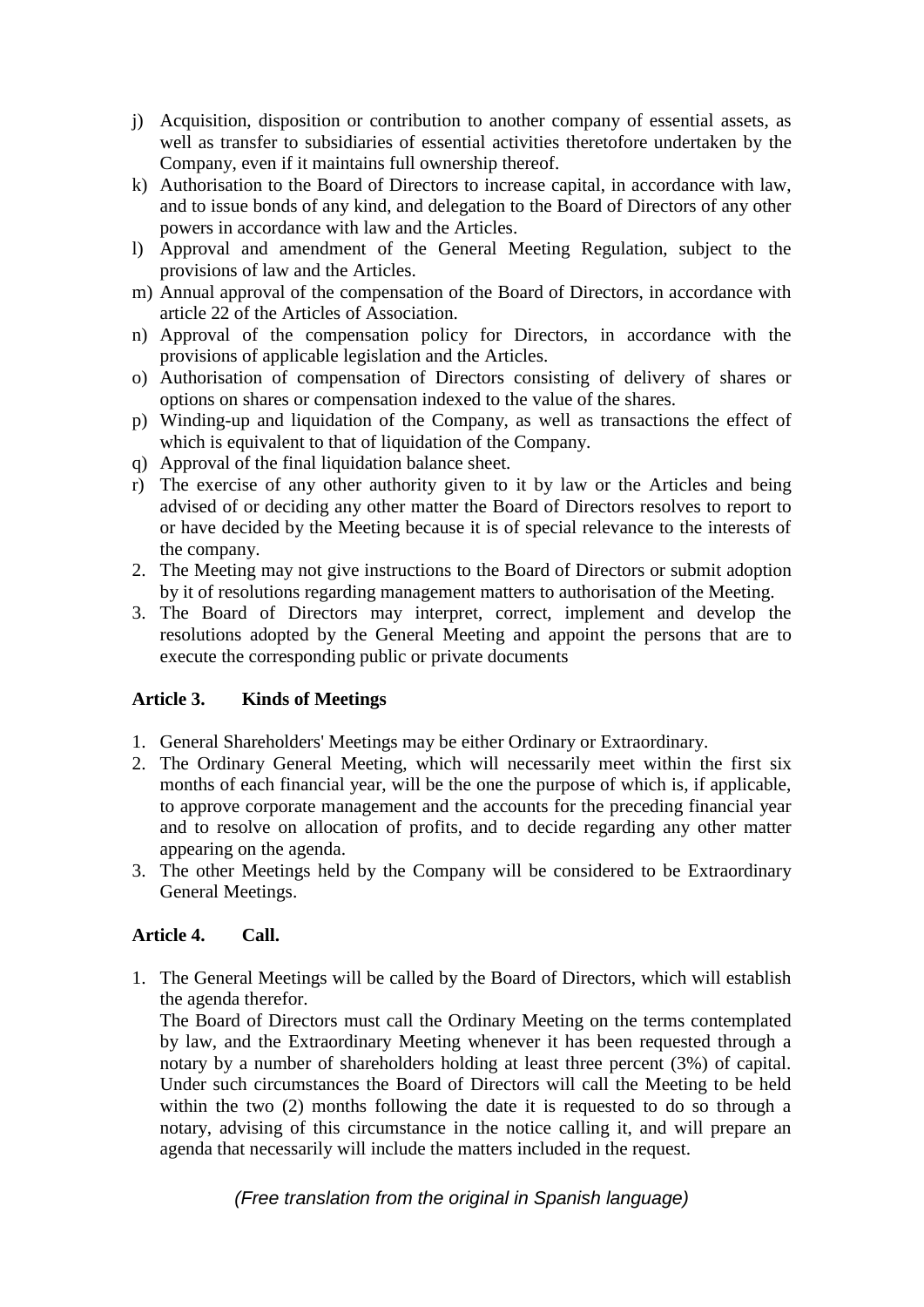j) Acquisition, disposition or contribution to another company of essential assets, as well as transfer to subsidiaries of essential activities theretofore undertaken by the Company, even if it maintains full ownership thereof.
k) Authorisation to the Board of Directors to increase capital, in accordance with law, and to issue bonds of any kind, and delegation to the Board of Directors of any other powers in accordance with law and the Articles.
l) Approval and amendment of the General Meeting Regulation, subject to the provisions of law and the Articles.
m) Annual approval of the compensation of the Board of Directors, in accordance with article 22 of the Articles of Association.
n) Approval of the compensation policy for Directors, in accordance with the provisions of applicable legislation and the Articles.
o) Authorisation of compensation of Directors consisting of delivery of shares or options on shares or compensation indexed to the value of the shares.
p) Winding-up and liquidation of the Company, as well as transactions the effect of which is equivalent to that of liquidation of the Company.
q) Approval of the final liquidation balance sheet.
r) The exercise of any other authority given to it by law or the Articles and being advised of or deciding any other matter the Board of Directors resolves to report to or have decided by the Meeting because it is of special relevance to the interests of the company.

2. The Meeting may not give instructions to the Board of Directors or submit adoption by it of resolutions regarding management matters to authorisation of the Meeting.
3. The Board of Directors may interpret, correct, implement and develop the resolutions adopted by the General Meeting and appoint the persons that are to execute the corresponding public or private documents

**Article 3. Kinds of Meetings**

1. General Shareholders' Meetings may be either Ordinary or Extraordinary.
2. The Ordinary General Meeting, which will necessarily meet within the first six months of each financial year, will be the one the purpose of which is, if applicable, to approve corporate management and the accounts for the preceding financial year and to resolve on allocation of profits, and to decide regarding any other matter appearing on the agenda.
3. The other Meetings held by the Company will be considered to be Extraordinary General Meetings.

**Article 4. Call.**

1. The General Meetings will be called by the Board of Directors, which will establish the agenda therefor.
   The Board of Directors must call the Ordinary Meeting on the terms contemplated by law, and the Extraordinary Meeting whenever it has been requested through a notary by a number of shareholders holding at least three percent (3%) of capital. Under such circumstances the Board of Directors will call the Meeting to be held within the two (2) months following the date it is requested to do so through a notary, advising of this circumstance in the notice calling it, and will prepare an agenda that necessarily will include the matters included in the request.

*(Free translation from the original in Spanish language)*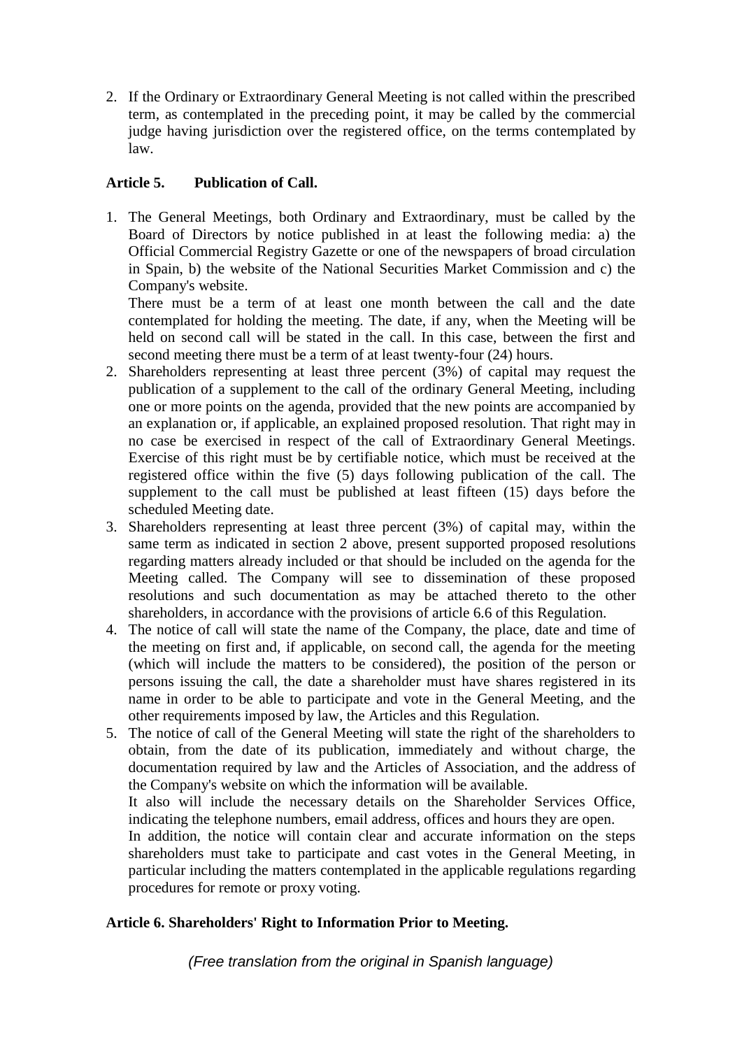2. If the Ordinary or Extraordinary General Meeting is not called within the prescribed term, as contemplated in the preceding point, it may be called by the commercial judge having jurisdiction over the registered office, on the terms contemplated by law.

**Article 5. Publication of Call.**

1. The General Meetings, both Ordinary and Extraordinary, must be called by the Board of Directors by notice published in at least the following media: a) the Official Commercial Registry Gazette or one of the newspapers of broad circulation in Spain, b) the website of the National Securities Market Commission and c) the Company's website.

   There must be a term of at least one month between the call and the date contemplated for holding the meeting. The date, if any, when the Meeting will be held on second call will be stated in the call. In this case, between the first and second meeting there must be a term of at least twenty-four (24) hours.
2. Shareholders representing at least three percent (3%) of capital may request the publication of a supplement to the call of the ordinary General Meeting, including one or more points on the agenda, provided that the new points are accompanied by an explanation or, if applicable, an explained proposed resolution. That right may in no case be exercised in respect of the call of Extraordinary General Meetings. Exercise of this right must be by certifiable notice, which must be received at the registered office within the five (5) days following publication of the call. The supplement to the call must be published at least fifteen (15) days before the scheduled Meeting date.
3. Shareholders representing at least three percent (3%) of capital may, within the same term as indicated in section 2 above, present supported proposed resolutions regarding matters already included or that should be included on the agenda for the Meeting called. The Company will see to dissemination of these proposed resolutions and such documentation as may be attached thereto to the other shareholders, in accordance with the provisions of article 6.6 of this Regulation.
4. The notice of call will state the name of the Company, the place, date and time of the meeting on first and, if applicable, on second call, the agenda for the meeting (which will include the matters to be considered), the position of the person or persons issuing the call, the date a shareholder must have shares registered in its name in order to be able to participate and vote in the General Meeting, and the other requirements imposed by law, the Articles and this Regulation.
5. The notice of call of the General Meeting will state the right of the shareholders to obtain, from the date of its publication, immediately and without charge, the documentation required by law and the Articles of Association, and the address of the Company's website on which the information will be available.

   It also will include the necessary details on the Shareholder Services Office, indicating the telephone numbers, email address, offices and hours they are open.

   In addition, the notice will contain clear and accurate information on the steps shareholders must take to participate and cast votes in the General Meeting, in particular including the matters contemplated in the applicable regulations regarding procedures for remote or proxy voting.

**Article 6. Shareholders' Right to Information Prior to Meeting.**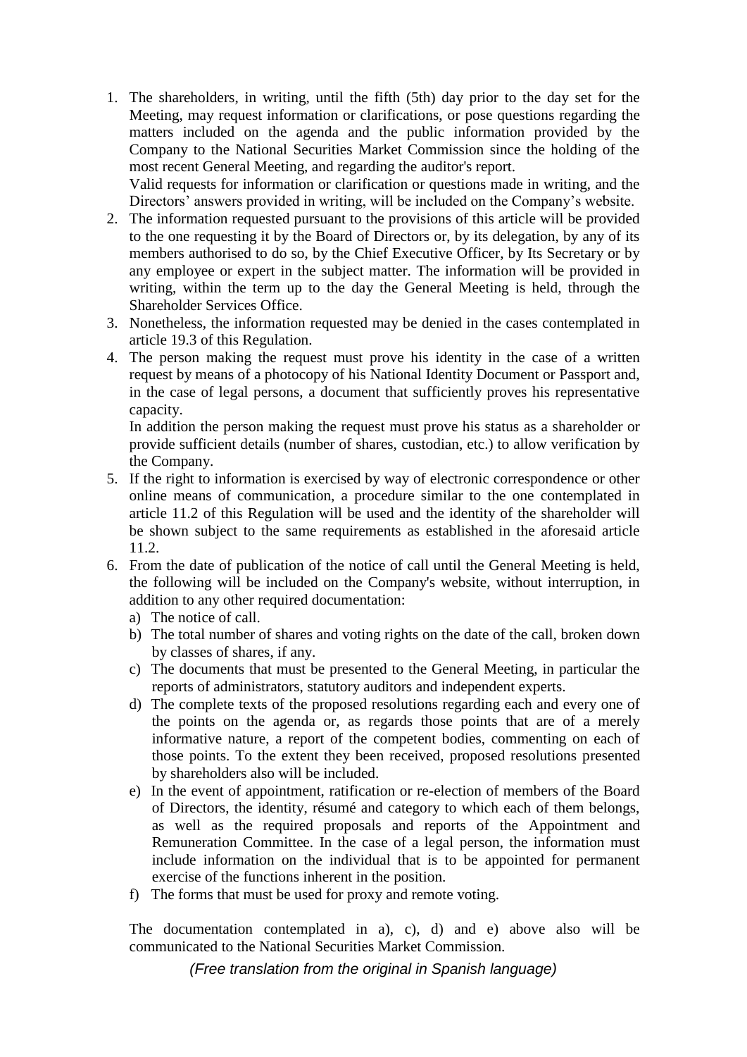1. The shareholders, in writing, until the fifth (5th) day prior to the day set for the Meeting, may request information or clarifications, or pose questions regarding the matters included on the agenda and the public information provided by the Company to the National Securities Market Commission since the holding of the most recent General Meeting, and regarding the auditor's report.
   Valid requests for information or clarification or questions made in writing, and the Directors' answers provided in writing, will be included on the Company's website.
2. The information requested pursuant to the provisions of this article will be provided to the one requesting it by the Board of Directors or, by its delegation, by any of its members authorised to do so, by the Chief Executive Officer, by Its Secretary or by any employee or expert in the subject matter. The information will be provided in writing, within the term up to the day the General Meeting is held, through the Shareholder Services Office.
3. Nonetheless, the information requested may be denied in the cases contemplated in article 19.3 of this Regulation.
4. The person making the request must prove his identity in the case of a written request by means of a photocopy of his National Identity Document or Passport and, in the case of legal persons, a document that sufficiently proves his representative capacity.
   In addition the person making the request must prove his status as a shareholder or provide sufficient details (number of shares, custodian, etc.) to allow verification by the Company.
5. If the right to information is exercised by way of electronic correspondence or other online means of communication, a procedure similar to the one contemplated in article 11.2 of this Regulation will be used and the identity of the shareholder will be shown subject to the same requirements as established in the aforesaid article 11.2.
6. From the date of publication of the notice of call until the General Meeting is held, the following will be included on the Company's website, without interruption, in addition to any other required documentation:
   a) The notice of call.
   b) The total number of shares and voting rights on the date of the call, broken down by classes of shares, if any.
   c) The documents that must be presented to the General Meeting, in particular the reports of administrators, statutory auditors and independent experts.
   d) The complete texts of the proposed resolutions regarding each and every one of the points on the agenda or, as regards those points that are of a merely informative nature, a report of the competent bodies, commenting on each of those points. To the extent they been received, proposed resolutions presented by shareholders also will be included.
   e) In the event of appointment, ratification or re-election of members of the Board of Directors, the identity, résumé and category to which each of them belongs, as well as the required proposals and reports of the Appointment and Remuneration Committee. In the case of a legal person, the information must include information on the individual that is to be appointed for permanent exercise of the functions inherent in the position.
   f) The forms that must be used for proxy and remote voting.

   The documentation contemplated in a), c), d) and e) above also will be communicated to the National Securities Market Commission.

*(Free translation from the original in Spanish language)*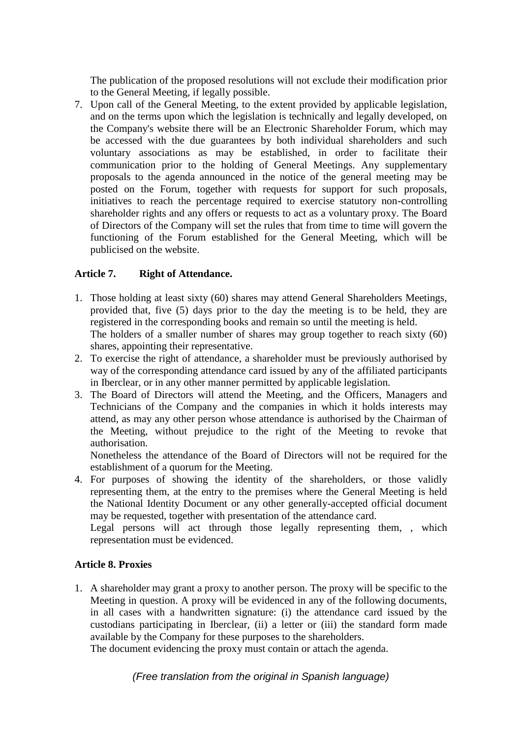The publication of the proposed resolutions will not exclude their modification prior to the General Meeting, if legally possible.

7. Upon call of the General Meeting, to the extent provided by applicable legislation, and on the terms upon which the legislation is technically and legally developed, on the Company's website there will be an Electronic Shareholder Forum, which may be accessed with the due guarantees by both individual shareholders and such voluntary associations as may be established, in order to facilitate their communication prior to the holding of General Meetings. Any supplementary proposals to the agenda announced in the notice of the general meeting may be posted on the Forum, together with requests for support for such proposals, initiatives to reach the percentage required to exercise statutory non-controlling shareholder rights and any offers or requests to act as a voluntary proxy. The Board of Directors of the Company will set the rules that from time to time will govern the functioning of the Forum established for the General Meeting, which will be publicised on the website.

**Article 7. Right of Attendance.**

1. Those holding at least sixty (60) shares may attend General Shareholders Meetings, provided that, five (5) days prior to the day the meeting is to be held, they are registered in the corresponding books and remain so until the meeting is held.
   The holders of a smaller number of shares may group together to reach sixty (60) shares, appointing their representative.
2. To exercise the right of attendance, a shareholder must be previously authorised by way of the corresponding attendance card issued by any of the affiliated participants in Iberclear, or in any other manner permitted by applicable legislation.
3. The Board of Directors will attend the Meeting, and the Officers, Managers and Technicians of the Company and the companies in which it holds interests may attend, as may any other person whose attendance is authorised by the Chairman of the Meeting, without prejudice to the right of the Meeting to revoke that authorisation.
   Nonetheless the attendance of the Board of Directors will not be required for the establishment of a quorum for the Meeting.
4. For purposes of showing the identity of the shareholders, or those validly representing them, at the entry to the premises where the General Meeting is held the National Identity Document or any other generally-accepted official document may be requested, together with presentation of the attendance card.
   Legal persons will act through those legally representing them, , which representation must be evidenced.

**Article 8. Proxies**

1. A shareholder may grant a proxy to another person. The proxy will be specific to the Meeting in question. A proxy will be evidenced in any of the following documents, in all cases with a handwritten signature: (i) the attendance card issued by the custodians participating in Iberclear, (ii) a letter or (iii) the standard form made available by the Company for these purposes to the shareholders.
   The document evidencing the proxy must contain or attach the agenda.

*(Free translation from the original in Spanish language)*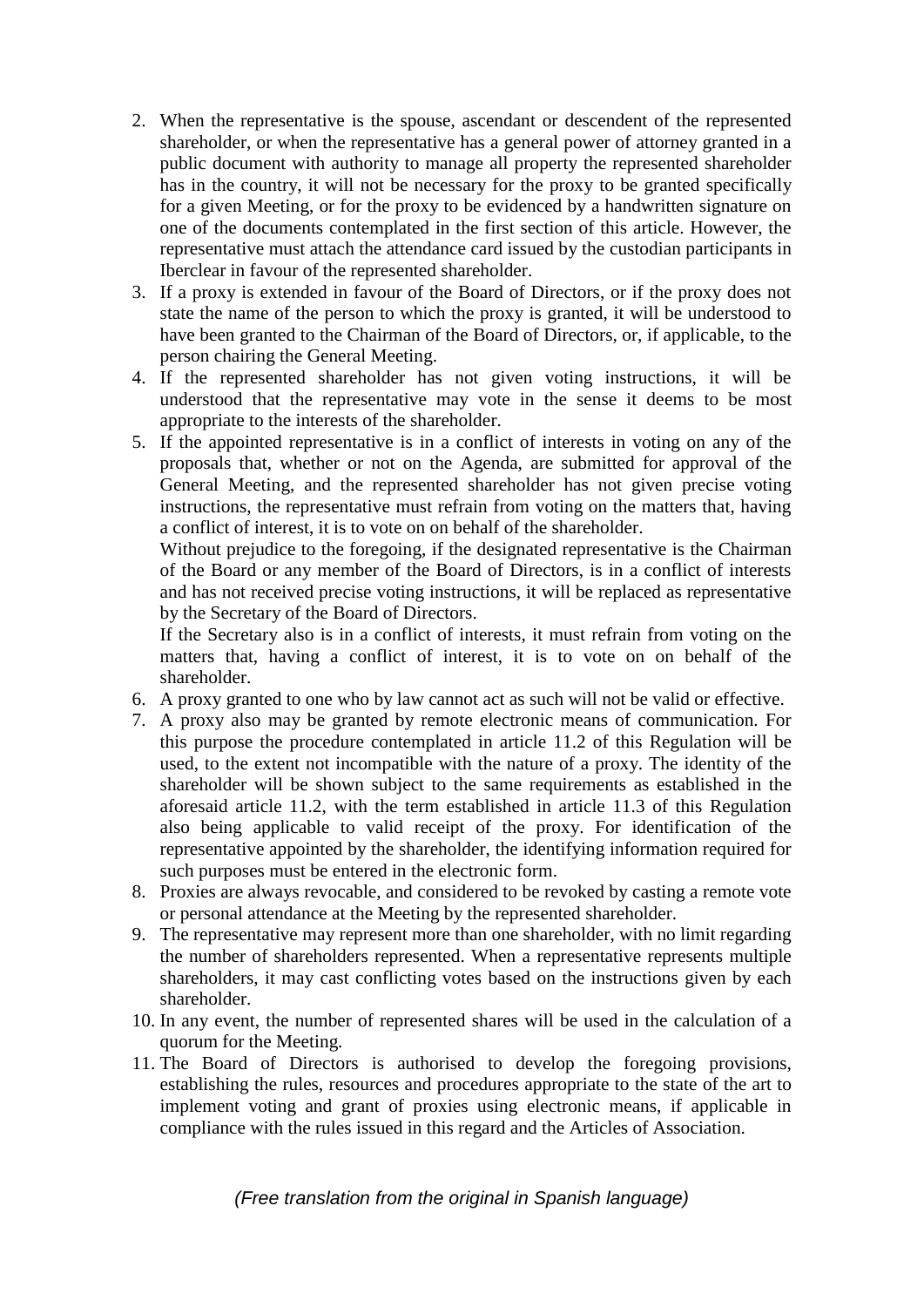2. When the representative is the spouse, ascendant or descendent of the represented shareholder, or when the representative has a general power of attorney granted in a public document with authority to manage all property the represented shareholder has in the country, it will not be necessary for the proxy to be granted specifically for a given Meeting, or for the proxy to be evidenced by a handwritten signature on one of the documents contemplated in the first section of this article. However, the representative must attach the attendance card issued by the custodian participants in Iberclear in favour of the represented shareholder.
3. If a proxy is extended in favour of the Board of Directors, or if the proxy does not state the name of the person to which the proxy is granted, it will be understood to have been granted to the Chairman of the Board of Directors, or, if applicable, to the person chairing the General Meeting.
4. If the represented shareholder has not given voting instructions, it will be understood that the representative may vote in the sense it deems to be most appropriate to the interests of the shareholder.
5. If the appointed representative is in a conflict of interests in voting on any of the proposals that, whether or not on the Agenda, are submitted for approval of the General Meeting, and the represented shareholder has not given precise voting instructions, the representative must refrain from voting on the matters that, having a conflict of interest, it is to vote on on behalf of the shareholder.

   Without prejudice to the foregoing, if the designated representative is the Chairman of the Board or any member of the Board of Directors, is in a conflict of interests and has not received precise voting instructions, it will be replaced as representative by the Secretary of the Board of Directors.

   If the Secretary also is in a conflict of interests, it must refrain from voting on the matters that, having a conflict of interest, it is to vote on on behalf of the shareholder.
6. A proxy granted to one who by law cannot act as such will not be valid or effective.
7. A proxy also may be granted by remote electronic means of communication. For this purpose the procedure contemplated in article 11.2 of this Regulation will be used, to the extent not incompatible with the nature of a proxy. The identity of the shareholder will be shown subject to the same requirements as established in the aforesaid article 11.2, with the term established in article 11.3 of this Regulation also being applicable to valid receipt of the proxy. For identification of the representative appointed by the shareholder, the identifying information required for such purposes must be entered in the electronic form.
8. Proxies are always revocable, and considered to be revoked by casting a remote vote or personal attendance at the Meeting by the represented shareholder.
9. The representative may represent more than one shareholder, with no limit regarding the number of shareholders represented. When a representative represents multiple shareholders, it may cast conflicting votes based on the instructions given by each shareholder.
10. In any event, the number of represented shares will be used in the calculation of a quorum for the Meeting.
11. The Board of Directors is authorised to develop the foregoing provisions, establishing the rules, resources and procedures appropriate to the state of the art to implement voting and grant of proxies using electronic means, if applicable in compliance with the rules issued in this regard and the Articles of Association.

*(Free translation from the original in Spanish language)*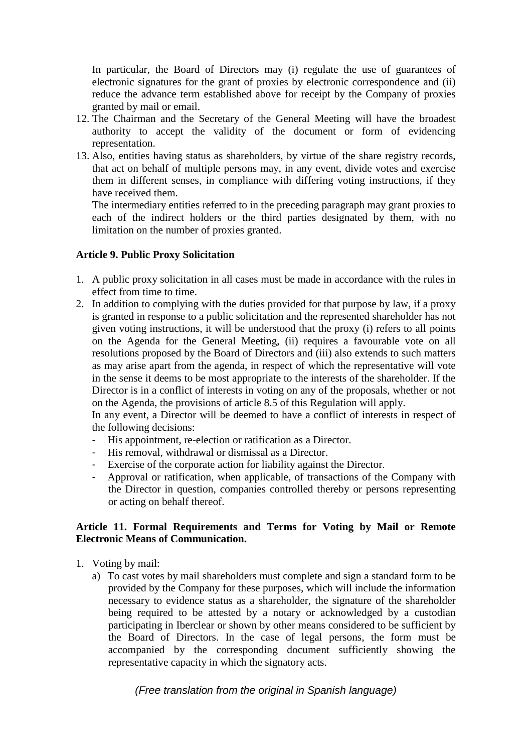In particular, the Board of Directors may (i) regulate the use of guarantees of electronic signatures for the grant of proxies by electronic correspondence and (ii) reduce the advance term established above for receipt by the Company of proxies granted by mail or email.

12. The Chairman and the Secretary of the General Meeting will have the broadest authority to accept the validity of the document or form of evidencing representation.
13. Also, entities having status as shareholders, by virtue of the share registry records, that act on behalf of multiple persons may, in any event, divide votes and exercise them in different senses, in compliance with differing voting instructions, if they have received them.

    The intermediary entities referred to in the preceding paragraph may grant proxies to each of the indirect holders or the third parties designated by them, with no limitation on the number of proxies granted.

**Article 9. Public Proxy Solicitation**

1. A public proxy solicitation in all cases must be made in accordance with the rules in effect from time to time.
2. In addition to complying with the duties provided for that purpose by law, if a proxy is granted in response to a public solicitation and the represented shareholder has not given voting instructions, it will be understood that the proxy (i) refers to all points on the Agenda for the General Meeting, (ii) requires a favourable vote on all resolutions proposed by the Board of Directors and (iii) also extends to such matters as may arise apart from the agenda, in respect of which the representative will vote in the sense it deems to be most appropriate to the interests of the shareholder. If the Director is in a conflict of interests in voting on any of the proposals, whether or not on the Agenda, the provisions of article 8.5 of this Regulation will apply.

   In any event, a Director will be deemed to have a conflict of interests in respect of the following decisions:
   - His appointment, re-election or ratification as a Director.
   - His removal, withdrawal or dismissal as a Director.
   - Exercise of the corporate action for liability against the Director.
   - Approval or ratification, when applicable, of transactions of the Company with the Director in question, companies controlled thereby or persons representing or acting on behalf thereof.

**Article 11. Formal Requirements and Terms for Voting by Mail or Remote Electronic Means of Communication.**

1. Voting by mail:
   a) To cast votes by mail shareholders must complete and sign a standard form to be provided by the Company for these purposes, which will include the information necessary to evidence status as a shareholder, the signature of the shareholder being required to be attested by a notary or acknowledged by a custodian participating in Iberclear or shown by other means considered to be sufficient by the Board of Directors. In the case of legal persons, the form must be accompanied by the corresponding document sufficiently showing the representative capacity in which the signatory acts.

*(Free translation from the original in Spanish language)*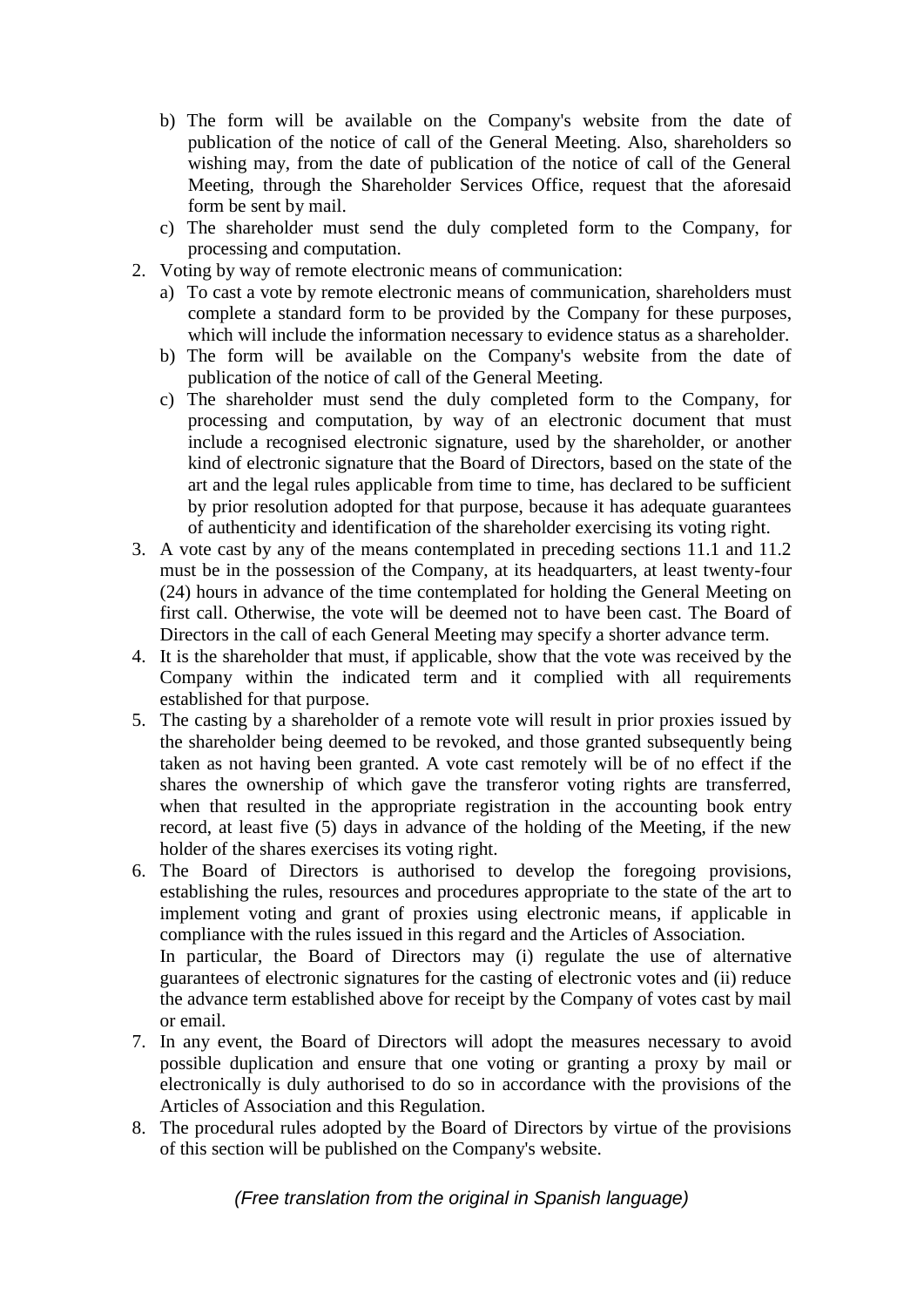b) The form will be available on the Company's website from the date of publication of the notice of call of the General Meeting. Also, shareholders so wishing may, from the date of publication of the notice of call of the General Meeting, through the Shareholder Services Office, request that the aforesaid form be sent by mail.
   c) The shareholder must send the duly completed form to the Company, for processing and computation.
2. Voting by way of remote electronic means of communication:
   a) To cast a vote by remote electronic means of communication, shareholders must complete a standard form to be provided by the Company for these purposes, which will include the information necessary to evidence status as a shareholder.
   b) The form will be available on the Company's website from the date of publication of the notice of call of the General Meeting.
   c) The shareholder must send the duly completed form to the Company, for processing and computation, by way of an electronic document that must include a recognised electronic signature, used by the shareholder, or another kind of electronic signature that the Board of Directors, based on the state of the art and the legal rules applicable from time to time, has declared to be sufficient by prior resolution adopted for that purpose, because it has adequate guarantees of authenticity and identification of the shareholder exercising its voting right.
3. A vote cast by any of the means contemplated in preceding sections 11.1 and 11.2 must be in the possession of the Company, at its headquarters, at least twenty-four (24) hours in advance of the time contemplated for holding the General Meeting on first call. Otherwise, the vote will be deemed not to have been cast. The Board of Directors in the call of each General Meeting may specify a shorter advance term.
4. It is the shareholder that must, if applicable, show that the vote was received by the Company within the indicated term and it complied with all requirements established for that purpose.
5. The casting by a shareholder of a remote vote will result in prior proxies issued by the shareholder being deemed to be revoked, and those granted subsequently being taken as not having been granted. A vote cast remotely will be of no effect if the shares the ownership of which gave the transferor voting rights are transferred, when that resulted in the appropriate registration in the accounting book entry record, at least five (5) days in advance of the holding of the Meeting, if the new holder of the shares exercises its voting right.
6. The Board of Directors is authorised to develop the foregoing provisions, establishing the rules, resources and procedures appropriate to the state of the art to implement voting and grant of proxies using electronic means, if applicable in compliance with the rules issued in this regard and the Articles of Association.

   In particular, the Board of Directors may (i) regulate the use of alternative guarantees of electronic signatures for the casting of electronic votes and (ii) reduce the advance term established above for receipt by the Company of votes cast by mail or email.
7. In any event, the Board of Directors will adopt the measures necessary to avoid possible duplication and ensure that one voting or granting a proxy by mail or electronically is duly authorised to do so in accordance with the provisions of the Articles of Association and this Regulation.
8. The procedural rules adopted by the Board of Directors by virtue of the provisions of this section will be published on the Company's website.

*(Free translation from the original in Spanish language)*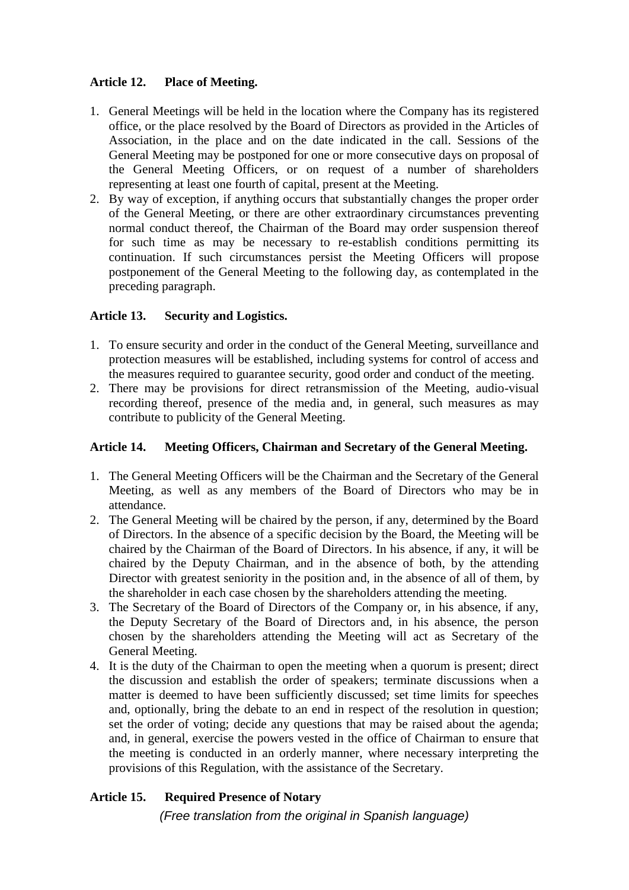**Article 12. Place of Meeting.**

1. General Meetings will be held in the location where the Company has its registered office, or the place resolved by the Board of Directors as provided in the Articles of Association, in the place and on the date indicated in the call. Sessions of the General Meeting may be postponed for one or more consecutive days on proposal of the General Meeting Officers, or on request of a number of shareholders representing at least one fourth of capital, present at the Meeting.
2. By way of exception, if anything occurs that substantially changes the proper order of the General Meeting, or there are other extraordinary circumstances preventing normal conduct thereof, the Chairman of the Board may order suspension thereof for such time as may be necessary to re-establish conditions permitting its continuation. If such circumstances persist the Meeting Officers will propose postponement of the General Meeting to the following day, as contemplated in the preceding paragraph.

**Article 13. Security and Logistics.**

1. To ensure security and order in the conduct of the General Meeting, surveillance and protection measures will be established, including systems for control of access and the measures required to guarantee security, good order and conduct of the meeting.
2. There may be provisions for direct retransmission of the Meeting, audio-visual recording thereof, presence of the media and, in general, such measures as may contribute to publicity of the General Meeting.

**Article 14. Meeting Officers, Chairman and Secretary of the General Meeting.**

1. The General Meeting Officers will be the Chairman and the Secretary of the General Meeting, as well as any members of the Board of Directors who may be in attendance.
2. The General Meeting will be chaired by the person, if any, determined by the Board of Directors. In the absence of a specific decision by the Board, the Meeting will be chaired by the Chairman of the Board of Directors. In his absence, if any, it will be chaired by the Deputy Chairman, and in the absence of both, by the attending Director with greatest seniority in the position and, in the absence of all of them, by the shareholder in each case chosen by the shareholders attending the meeting.
3. The Secretary of the Board of Directors of the Company or, in his absence, if any, the Deputy Secretary of the Board of Directors and, in his absence, the person chosen by the shareholders attending the Meeting will act as Secretary of the General Meeting.
4. It is the duty of the Chairman to open the meeting when a quorum is present; direct the discussion and establish the order of speakers; terminate discussions when a matter is deemed to have been sufficiently discussed; set time limits for speeches and, optionally, bring the debate to an end in respect of the resolution in question; set the order of voting; decide any questions that may be raised about the agenda; and, in general, exercise the powers vested in the office of Chairman to ensure that the meeting is conducted in an orderly manner, where necessary interpreting the provisions of this Regulation, with the assistance of the Secretary.

**Article 15. Required Presence of Notary**

*(Free translation from the original in Spanish language)*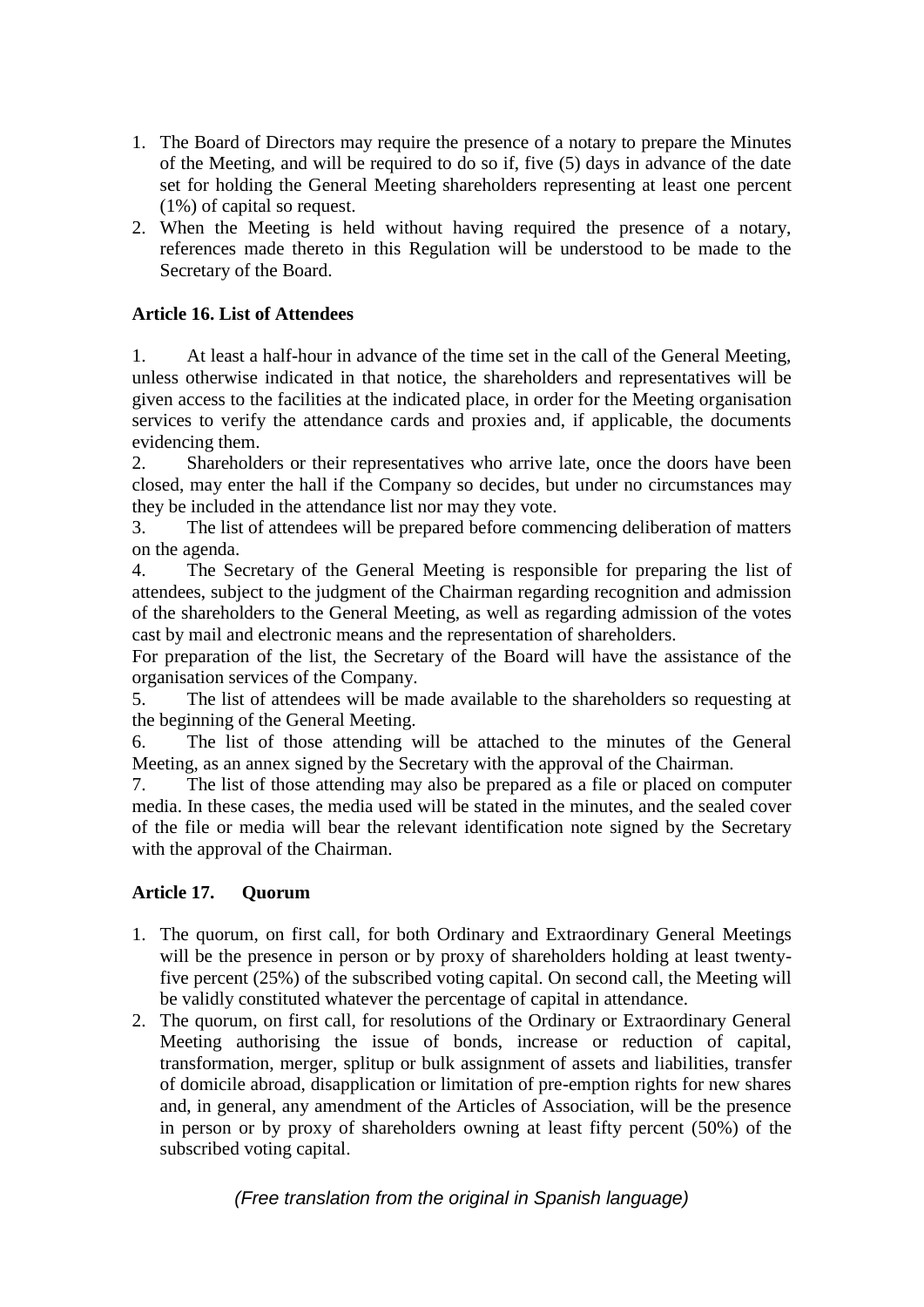1. The Board of Directors may require the presence of a notary to prepare the Minutes of the Meeting, and will be required to do so if, five (5) days in advance of the date set for holding the General Meeting shareholders representing at least one percent (1%) of capital so request.
2. When the Meeting is held without having required the presence of a notary, references made thereto in this Regulation will be understood to be made to the Secretary of the Board.

### Article 16. List of Attendees

1. At least a half-hour in advance of the time set in the call of the General Meeting, unless otherwise indicated in that notice, the shareholders and representatives will be given access to the facilities at the indicated place, in order for the Meeting organisation services to verify the attendance cards and proxies and, if applicable, the documents evidencing them.
2. Shareholders or their representatives who arrive late, once the doors have been closed, may enter the hall if the Company so decides, but under no circumstances may they be included in the attendance list nor may they vote.
3. The list of attendees will be prepared before commencing deliberation of matters on the agenda.
4. The Secretary of the General Meeting is responsible for preparing the list of attendees, subject to the judgment of the Chairman regarding recognition and admission of the shareholders to the General Meeting, as well as regarding admission of the votes cast by mail and electronic means and the representation of shareholders.

   For preparation of the list, the Secretary of the Board will have the assistance of the organisation services of the Company.
5. The list of attendees will be made available to the shareholders so requesting at the beginning of the General Meeting.
6. The list of those attending will be attached to the minutes of the General Meeting, as an annex signed by the Secretary with the approval of the Chairman.
7. The list of those attending may also be prepared as a file or placed on computer media. In these cases, the media used will be stated in the minutes, and the sealed cover of the file or media will bear the relevant identification note signed by the Secretary with the approval of the Chairman.

### Article 17. Quorum

1. The quorum, on first call, for both Ordinary and Extraordinary General Meetings will be the presence in person or by proxy of shareholders holding at least twenty-five percent (25%) of the subscribed voting capital. On second call, the Meeting will be validly constituted whatever the percentage of capital in attendance.
2. The quorum, on first call, for resolutions of the Ordinary or Extraordinary General Meeting authorising the issue of bonds, increase or reduction of capital, transformation, merger, splitup or bulk assignment of assets and liabilities, transfer of domicile abroad, disapplication or limitation of pre-emption rights for new shares and, in general, any amendment of the Articles of Association, will be the presence in person or by proxy of shareholders owning at least fifty percent (50%) of the subscribed voting capital.

*(Free translation from the original in Spanish language)*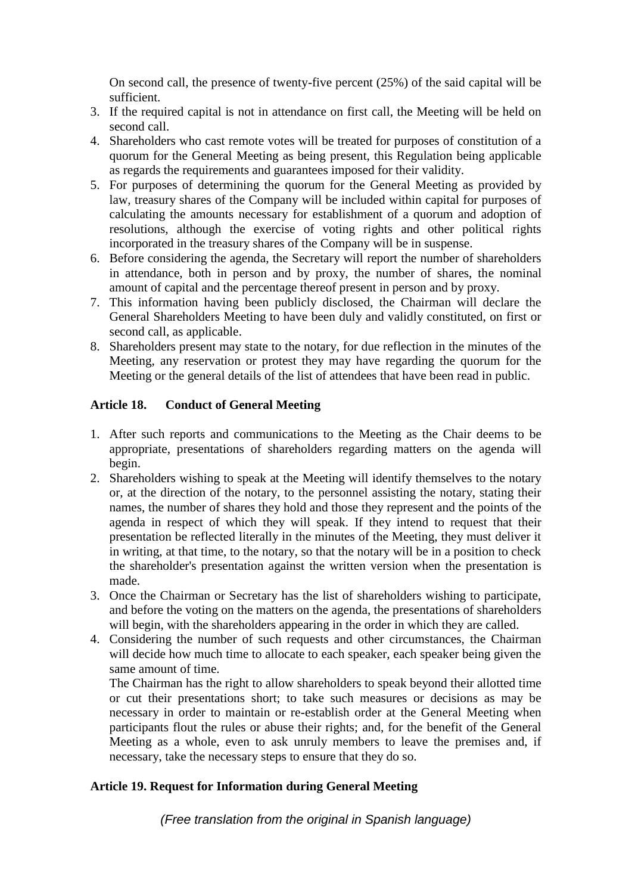On second call, the presence of twenty-five percent (25%) of the said capital will be sufficient.

3. If the required capital is not in attendance on first call, the Meeting will be held on second call.
4. Shareholders who cast remote votes will be treated for purposes of constitution of a quorum for the General Meeting as being present, this Regulation being applicable as regards the requirements and guarantees imposed for their validity.
5. For purposes of determining the quorum for the General Meeting as provided by law, treasury shares of the Company will be included within capital for purposes of calculating the amounts necessary for establishment of a quorum and adoption of resolutions, although the exercise of voting rights and other political rights incorporated in the treasury shares of the Company will be in suspense.
6. Before considering the agenda, the Secretary will report the number of shareholders in attendance, both in person and by proxy, the number of shares, the nominal amount of capital and the percentage thereof present in person and by proxy.
7. This information having been publicly disclosed, the Chairman will declare the General Shareholders Meeting to have been duly and validly constituted, on first or second call, as applicable.
8. Shareholders present may state to the notary, for due reflection in the minutes of the Meeting, any reservation or protest they may have regarding the quorum for the Meeting or the general details of the list of attendees that have been read in public.

**Article 18. Conduct of General Meeting**

1. After such reports and communications to the Meeting as the Chair deems to be appropriate, presentations of shareholders regarding matters on the agenda will begin.
2. Shareholders wishing to speak at the Meeting will identify themselves to the notary or, at the direction of the notary, to the personnel assisting the notary, stating their names, the number of shares they hold and those they represent and the points of the agenda in respect of which they will speak. If they intend to request that their presentation be reflected literally in the minutes of the Meeting, they must deliver it in writing, at that time, to the notary, so that the notary will be in a position to check the shareholder's presentation against the written version when the presentation is made.
3. Once the Chairman or Secretary has the list of shareholders wishing to participate, and before the voting on the matters on the agenda, the presentations of shareholders will begin, with the shareholders appearing in the order in which they are called.
4. Considering the number of such requests and other circumstances, the Chairman will decide how much time to allocate to each speaker, each speaker being given the same amount of time.

   The Chairman has the right to allow shareholders to speak beyond their allotted time or cut their presentations short; to take such measures or decisions as may be necessary in order to maintain or re-establish order at the General Meeting when participants flout the rules or abuse their rights; and, for the benefit of the General Meeting as a whole, even to ask unruly members to leave the premises and, if necessary, take the necessary steps to ensure that they do so.

**Article 19. Request for Information during General Meeting**

*(Free translation from the original in Spanish language)*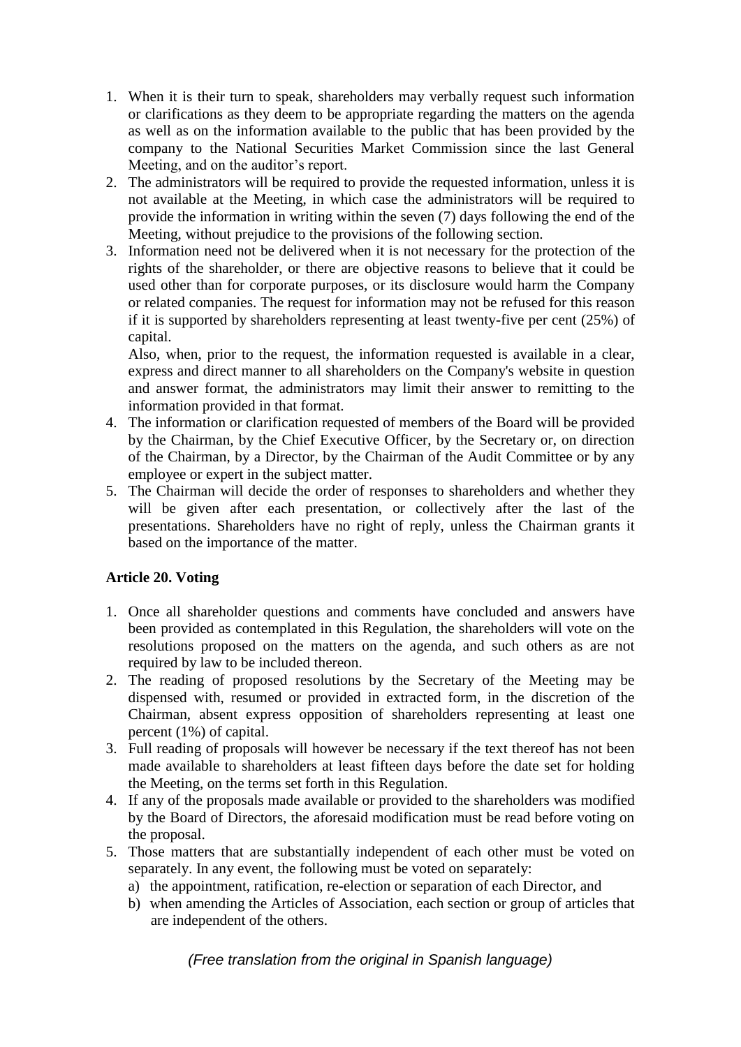1. When it is their turn to speak, shareholders may verbally request such information or clarifications as they deem to be appropriate regarding the matters on the agenda as well as on the information available to the public that has been provided by the company to the National Securities Market Commission since the last General Meeting, and on the auditor's report.
2. The administrators will be required to provide the requested information, unless it is not available at the Meeting, in which case the administrators will be required to provide the information in writing within the seven (7) days following the end of the Meeting, without prejudice to the provisions of the following section.
3. Information need not be delivered when it is not necessary for the protection of the rights of the shareholder, or there are objective reasons to believe that it could be used other than for corporate purposes, or its disclosure would harm the Company or related companies. The request for information may not be refused for this reason if it is supported by shareholders representing at least twenty-five per cent (25%) of capital.
   Also, when, prior to the request, the information requested is available in a clear, express and direct manner to all shareholders on the Company's website in question and answer format, the administrators may limit their answer to remitting to the information provided in that format.
4. The information or clarification requested of members of the Board will be provided by the Chairman, by the Chief Executive Officer, by the Secretary or, on direction of the Chairman, by a Director, by the Chairman of the Audit Committee or by any employee or expert in the subject matter.
5. The Chairman will decide the order of responses to shareholders and whether they will be given after each presentation, or collectively after the last of the presentations. Shareholders have no right of reply, unless the Chairman grants it based on the importance of the matter.

### Article 20. Voting

1. Once all shareholder questions and comments have concluded and answers have been provided as contemplated in this Regulation, the shareholders will vote on the resolutions proposed on the matters on the agenda, and such others as are not required by law to be included thereon.
2. The reading of proposed resolutions by the Secretary of the Meeting may be dispensed with, resumed or provided in extracted form, in the discretion of the Chairman, absent express opposition of shareholders representing at least one percent (1%) of capital.
3. Full reading of proposals will however be necessary if the text thereof has not been made available to shareholders at least fifteen days before the date set for holding the Meeting, on the terms set forth in this Regulation.
4. If any of the proposals made available or provided to the shareholders was modified by the Board of Directors, the aforesaid modification must be read before voting on the proposal.
5. Those matters that are substantially independent of each other must be voted on separately. In any event, the following must be voted on separately:
   a) the appointment, ratification, re-election or separation of each Director, and
   b) when amending the Articles of Association, each section or group of articles that are independent of the others.

*(Free translation from the original in Spanish language)*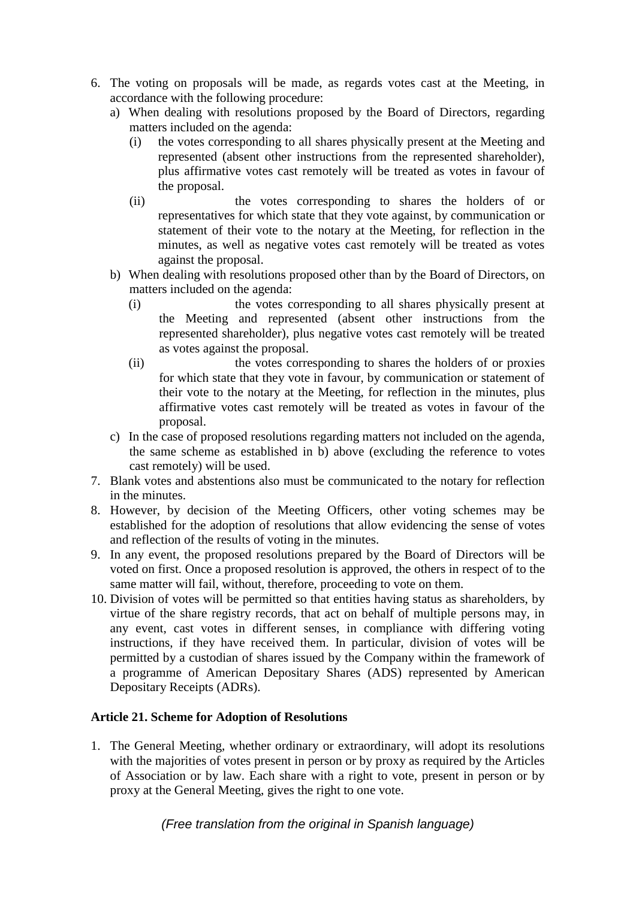6. The voting on proposals will be made, as regards votes cast at the Meeting, in accordance with the following procedure:
   a) When dealing with resolutions proposed by the Board of Directors, regarding matters included on the agenda:
      (i) the votes corresponding to all shares physically present at the Meeting and represented (absent other instructions from the represented shareholder), plus affirmative votes cast remotely will be treated as votes in favour of the proposal.
      (ii) the votes corresponding to shares the holders of or representatives for which state that they vote against, by communication or statement of their vote to the notary at the Meeting, for reflection in the minutes, as well as negative votes cast remotely will be treated as votes against the proposal.
   b) When dealing with resolutions proposed other than by the Board of Directors, on matters included on the agenda:
      (i) the votes corresponding to all shares physically present at the Meeting and represented (absent other instructions from the represented shareholder), plus negative votes cast remotely will be treated as votes against the proposal.
      (ii) the votes corresponding to shares the holders of or proxies for which state that they vote in favour, by communication or statement of their vote to the notary at the Meeting, for reflection in the minutes, plus affirmative votes cast remotely will be treated as votes in favour of the proposal.
   c) In the case of proposed resolutions regarding matters not included on the agenda, the same scheme as established in b) above (excluding the reference to votes cast remotely) will be used.
7. Blank votes and abstentions also must be communicated to the notary for reflection in the minutes.
8. However, by decision of the Meeting Officers, other voting schemes may be established for the adoption of resolutions that allow evidencing the sense of votes and reflection of the results of voting in the minutes.
9. In any event, the proposed resolutions prepared by the Board of Directors will be voted on first. Once a proposed resolution is approved, the others in respect of to the same matter will fail, without, therefore, proceeding to vote on them.
10. Division of votes will be permitted so that entities having status as shareholders, by virtue of the share registry records, that act on behalf of multiple persons may, in any event, cast votes in different senses, in compliance with differing voting instructions, if they have received them. In particular, division of votes will be permitted by a custodian of shares issued by the Company within the framework of a programme of American Depositary Shares (ADS) represented by American Depositary Receipts (ADRs).

**Article 21. Scheme for Adoption of Resolutions**

1. The General Meeting, whether ordinary or extraordinary, will adopt its resolutions with the majorities of votes present in person or by proxy as required by the Articles of Association or by law. Each share with a right to vote, present in person or by proxy at the General Meeting, gives the right to one vote.

*(Free translation from the original in Spanish language)*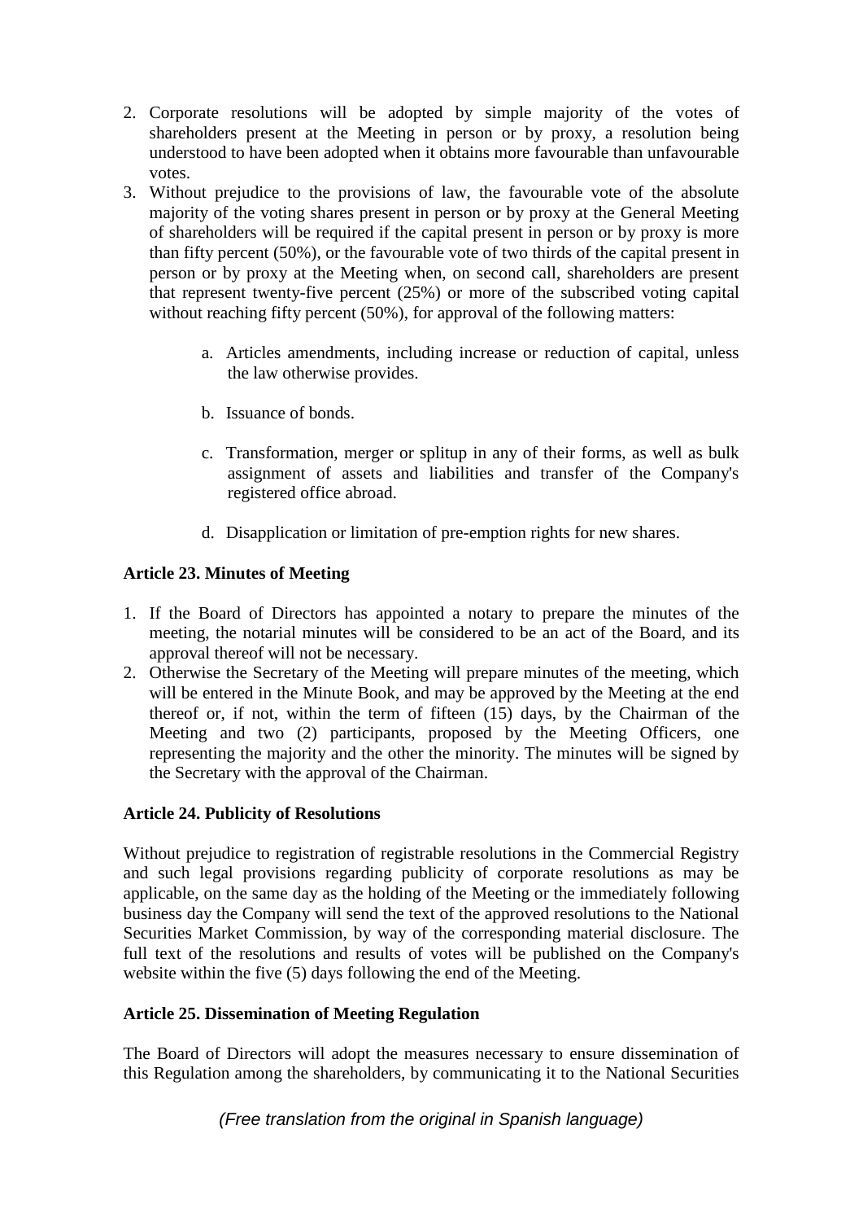2. Corporate resolutions will be adopted by simple majority of the votes of shareholders present at the Meeting in person or by proxy, a resolution being understood to have been adopted when it obtains more favourable than unfavourable votes.
3. Without prejudice to the provisions of law, the favourable vote of the absolute majority of the voting shares present in person or by proxy at the General Meeting of shareholders will be required if the capital present in person or by proxy is more than fifty percent (50%), or the favourable vote of two thirds of the capital present in person or by proxy at the Meeting when, on second call, shareholders are present that represent twenty-five percent (25%) or more of the subscribed voting capital without reaching fifty percent (50%), for approval of the following matters:

    a. Articles amendments, including increase or reduction of capital, unless the law otherwise provides.

    b. Issuance of bonds.

    c. Transformation, merger or splitup in any of their forms, as well as bulk assignment of assets and liabilities and transfer of the Company's registered office abroad.

    d. Disapplication or limitation of pre-emption rights for new shares.

**Article 23. Minutes of Meeting**

1. If the Board of Directors has appointed a notary to prepare the minutes of the meeting, the notarial minutes will be considered to be an act of the Board, and its approval thereof will not be necessary.
2. Otherwise the Secretary of the Meeting will prepare minutes of the meeting, which will be entered in the Minute Book, and may be approved by the Meeting at the end thereof or, if not, within the term of fifteen (15) days, by the Chairman of the Meeting and two (2) participants, proposed by the Meeting Officers, one representing the majority and the other the minority. The minutes will be signed by the Secretary with the approval of the Chairman.

**Article 24. Publicity of Resolutions**

Without prejudice to registration of registrable resolutions in the Commercial Registry and such legal provisions regarding publicity of corporate resolutions as may be applicable, on the same day as the holding of the Meeting or the immediately following business day the Company will send the text of the approved resolutions to the National Securities Market Commission, by way of the corresponding material disclosure. The full text of the resolutions and results of votes will be published on the Company's website within the five (5) days following the end of the Meeting.

**Article 25. Dissemination of Meeting Regulation**

The Board of Directors will adopt the measures necessary to ensure dissemination of this Regulation among the shareholders, by communicating it to the National Securities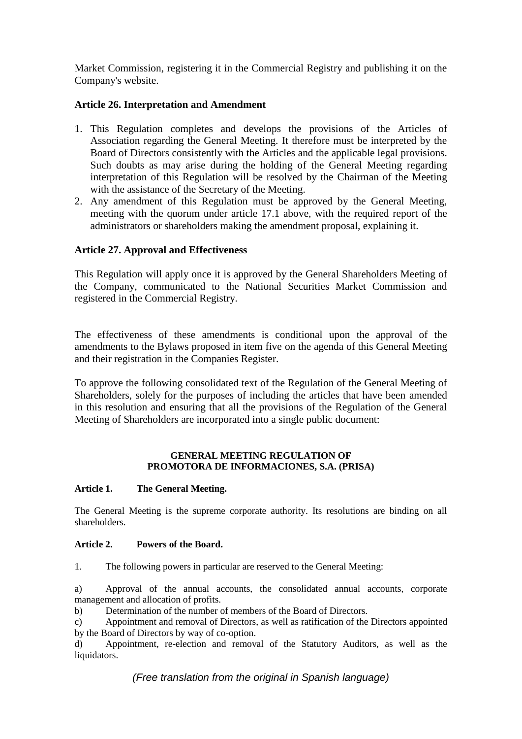Market Commission, registering it in the Commercial Registry and publishing it on the Company's website.

### Article 26. Interpretation and Amendment

1. This Regulation completes and develops the provisions of the Articles of Association regarding the General Meeting. It therefore must be interpreted by the Board of Directors consistently with the Articles and the applicable legal provisions. Such doubts as may arise during the holding of the General Meeting regarding interpretation of this Regulation will be resolved by the Chairman of the Meeting with the assistance of the Secretary of the Meeting.
2. Any amendment of this Regulation must be approved by the General Meeting, meeting with the quorum under article 17.1 above, with the required report of the administrators or shareholders making the amendment proposal, explaining it.

### Article 27. Approval and Effectiveness

This Regulation will apply once it is approved by the General Shareholders Meeting of the Company, communicated to the National Securities Market Commission and registered in the Commercial Registry.

The effectiveness of these amendments is conditional upon the approval of the amendments to the Bylaws proposed in item five on the agenda of this General Meeting and their registration in the Companies Register.

To approve the following consolidated text of the Regulation of the General Meeting of Shareholders, solely for the purposes of including the articles that have been amended in this resolution and ensuring that all the provisions of the Regulation of the General Meeting of Shareholders are incorporated into a single public document:

**GENERAL MEETING REGULATION OF**
**PROMOTORA DE INFORMACIONES, S.A. (PRISA)**

**Article 1. The General Meeting.**

The General Meeting is the supreme corporate authority. Its resolutions are binding on all shareholders.

**Article 2. Powers of the Board.**

1. The following powers in particular are reserved to the General Meeting:

a) Approval of the annual accounts, the consolidated annual accounts, corporate management and allocation of profits.
b) Determination of the number of members of the Board of Directors.
c) Appointment and removal of Directors, as well as ratification of the Directors appointed by the Board of Directors by way of co-option.
d) Appointment, re-election and removal of the Statutory Auditors, as well as the liquidators.

*(Free translation from the original in Spanish language)*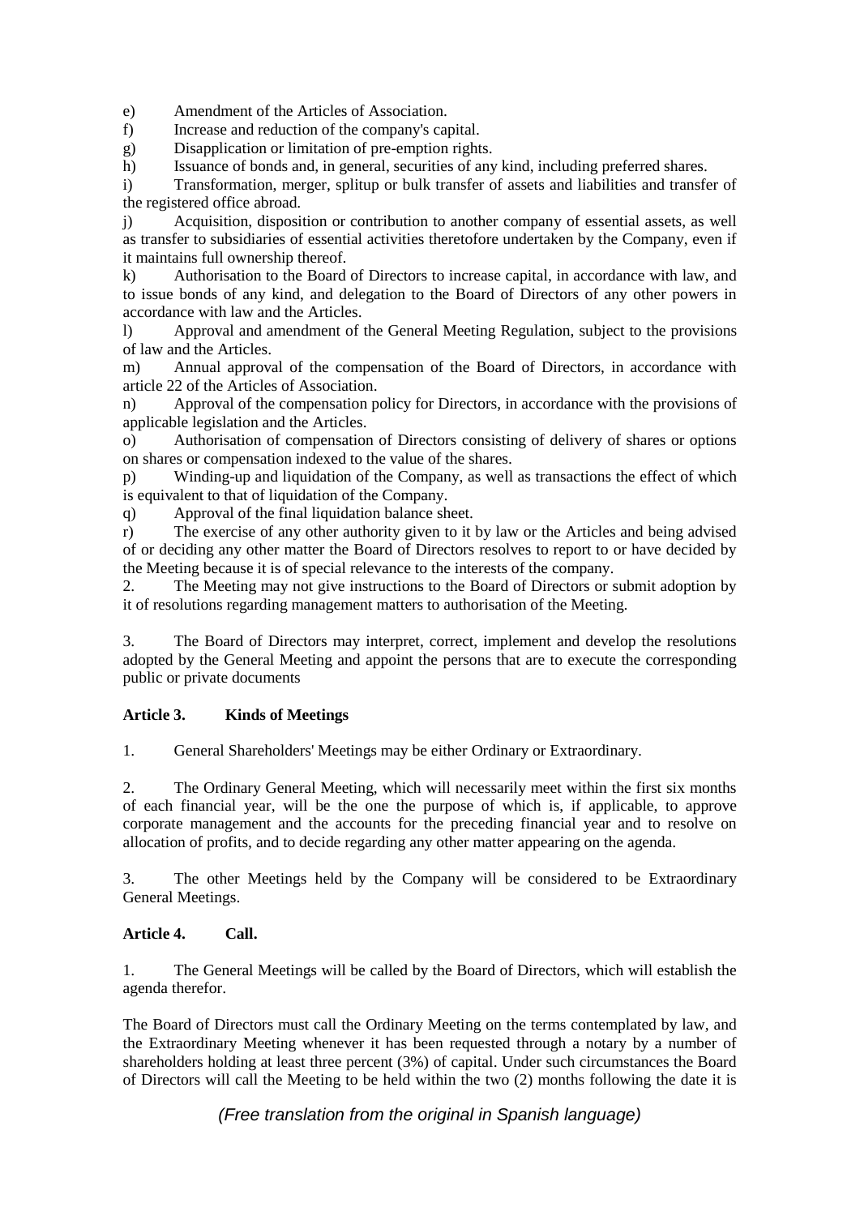e) Amendment of the Articles of Association.

f) Increase and reduction of the company's capital.

g) Disapplication or limitation of pre-emption rights.

h) Issuance of bonds and, in general, securities of any kind, including preferred shares.

i) Transformation, merger, splitup or bulk transfer of assets and liabilities and transfer of the registered office abroad.

j) Acquisition, disposition or contribution to another company of essential assets, as well as transfer to subsidiaries of essential activities theretofore undertaken by the Company, even if it maintains full ownership thereof.

k) Authorisation to the Board of Directors to increase capital, in accordance with law, and to issue bonds of any kind, and delegation to the Board of Directors of any other powers in accordance with law and the Articles.

l) Approval and amendment of the General Meeting Regulation, subject to the provisions of law and the Articles.

m) Annual approval of the compensation of the Board of Directors, in accordance with article 22 of the Articles of Association.

n) Approval of the compensation policy for Directors, in accordance with the provisions of applicable legislation and the Articles.

o) Authorisation of compensation of Directors consisting of delivery of shares or options on shares or compensation indexed to the value of the shares.

p) Winding-up and liquidation of the Company, as well as transactions the effect of which is equivalent to that of liquidation of the Company.

q) Approval of the final liquidation balance sheet.

r) The exercise of any other authority given to it by law or the Articles and being advised of or deciding any other matter the Board of Directors resolves to report to or have decided by the Meeting because it is of special relevance to the interests of the company.

2. The Meeting may not give instructions to the Board of Directors or submit adoption by it of resolutions regarding management matters to authorisation of the Meeting.

3. The Board of Directors may interpret, correct, implement and develop the resolutions adopted by the General Meeting and appoint the persons that are to execute the corresponding public or private documents

**Article 3. Kinds of Meetings**

1. General Shareholders' Meetings may be either Ordinary or Extraordinary.

2. The Ordinary General Meeting, which will necessarily meet within the first six months of each financial year, will be the one the purpose of which is, if applicable, to approve corporate management and the accounts for the preceding financial year and to resolve on allocation of profits, and to decide regarding any other matter appearing on the agenda.

3. The other Meetings held by the Company will be considered to be Extraordinary General Meetings.

**Article 4. Call.**

1. The General Meetings will be called by the Board of Directors, which will establish the agenda therefor.

The Board of Directors must call the Ordinary Meeting on the terms contemplated by law, and the Extraordinary Meeting whenever it has been requested through a notary by a number of shareholders holding at least three percent (3%) of capital. Under such circumstances the Board of Directors will call the Meeting to be held within the two (2) months following the date it is

*(Free translation from the original in Spanish language)*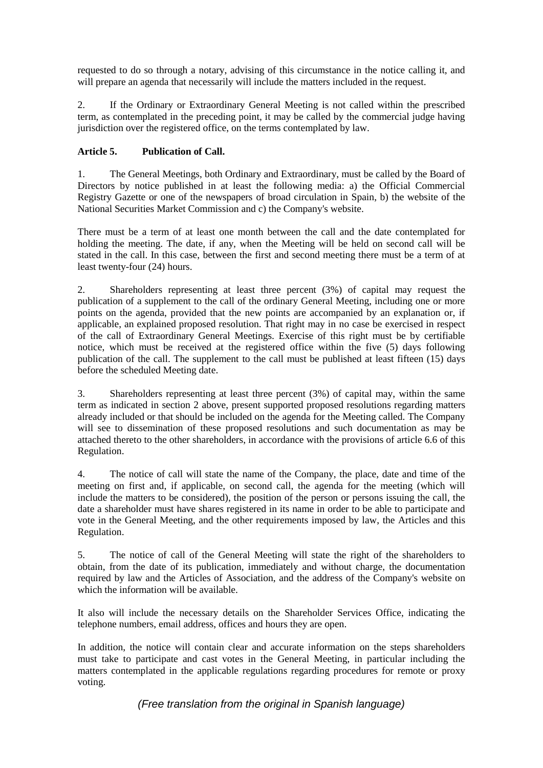requested to do so through a notary, advising of this circumstance in the notice calling it, and will prepare an agenda that necessarily will include the matters included in the request.

2. If the Ordinary or Extraordinary General Meeting is not called within the prescribed term, as contemplated in the preceding point, it may be called by the commercial judge having jurisdiction over the registered office, on the terms contemplated by law.

**Article 5. Publication of Call.**

1. The General Meetings, both Ordinary and Extraordinary, must be called by the Board of Directors by notice published in at least the following media: a) the Official Commercial Registry Gazette or one of the newspapers of broad circulation in Spain, b) the website of the National Securities Market Commission and c) the Company's website.

There must be a term of at least one month between the call and the date contemplated for holding the meeting. The date, if any, when the Meeting will be held on second call will be stated in the call. In this case, between the first and second meeting there must be a term of at least twenty-four (24) hours.

2. Shareholders representing at least three percent (3%) of capital may request the publication of a supplement to the call of the ordinary General Meeting, including one or more points on the agenda, provided that the new points are accompanied by an explanation or, if applicable, an explained proposed resolution. That right may in no case be exercised in respect of the call of Extraordinary General Meetings. Exercise of this right must be by certifiable notice, which must be received at the registered office within the five (5) days following publication of the call. The supplement to the call must be published at least fifteen (15) days before the scheduled Meeting date.

3. Shareholders representing at least three percent (3%) of capital may, within the same term as indicated in section 2 above, present supported proposed resolutions regarding matters already included or that should be included on the agenda for the Meeting called. The Company will see to dissemination of these proposed resolutions and such documentation as may be attached thereto to the other shareholders, in accordance with the provisions of article 6.6 of this Regulation.

4. The notice of call will state the name of the Company, the place, date and time of the meeting on first and, if applicable, on second call, the agenda for the meeting (which will include the matters to be considered), the position of the person or persons issuing the call, the date a shareholder must have shares registered in its name in order to be able to participate and vote in the General Meeting, and the other requirements imposed by law, the Articles and this Regulation.

5. The notice of call of the General Meeting will state the right of the shareholders to obtain, from the date of its publication, immediately and without charge, the documentation required by law and the Articles of Association, and the address of the Company's website on which the information will be available.

It also will include the necessary details on the Shareholder Services Office, indicating the telephone numbers, email address, offices and hours they are open.

In addition, the notice will contain clear and accurate information on the steps shareholders must take to participate and cast votes in the General Meeting, in particular including the matters contemplated in the applicable regulations regarding procedures for remote or proxy voting.

*(Free translation from the original in Spanish language)*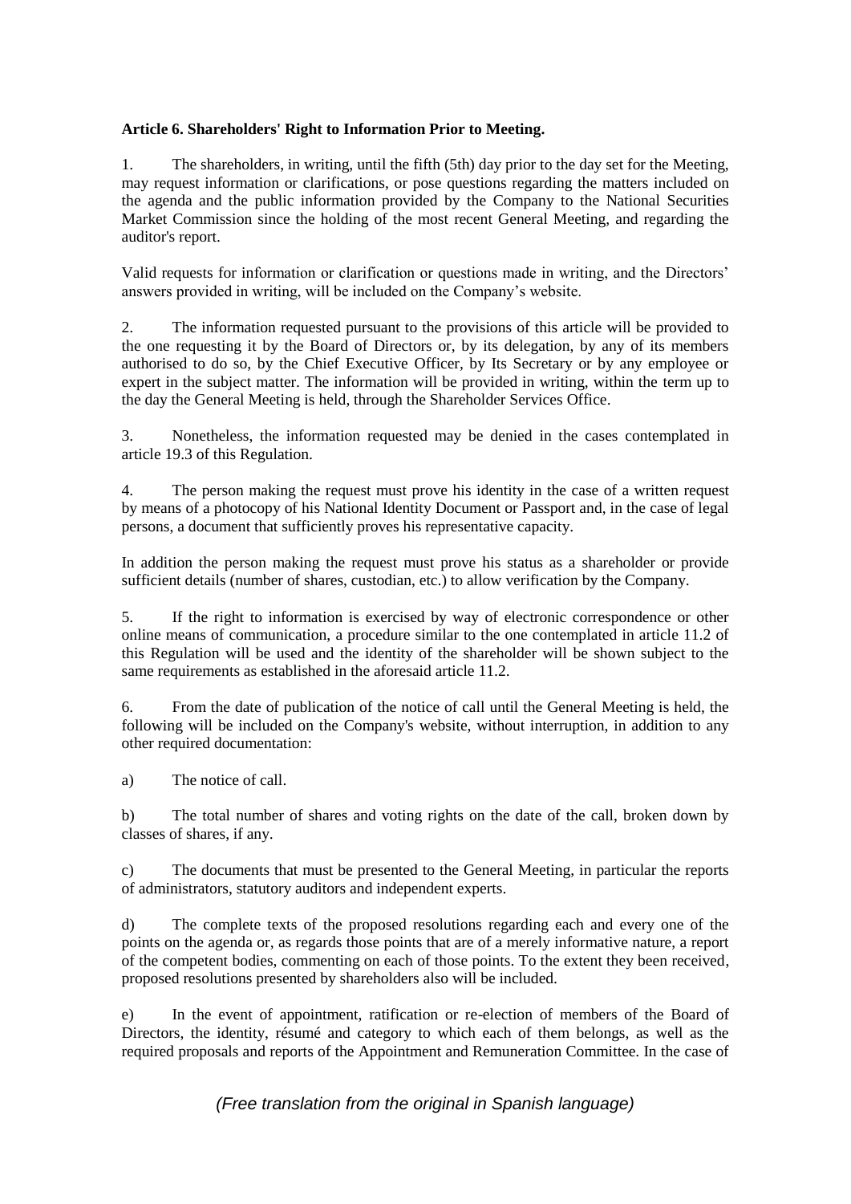**Article 6. Shareholders' Right to Information Prior to Meeting.**

1. The shareholders, in writing, until the fifth (5th) day prior to the day set for the Meeting, may request information or clarifications, or pose questions regarding the matters included on the agenda and the public information provided by the Company to the National Securities Market Commission since the holding of the most recent General Meeting, and regarding the auditor's report.

Valid requests for information or clarification or questions made in writing, and the Directors' answers provided in writing, will be included on the Company's website.

2. The information requested pursuant to the provisions of this article will be provided to the one requesting it by the Board of Directors or, by its delegation, by any of its members authorised to do so, by the Chief Executive Officer, by Its Secretary or by any employee or expert in the subject matter. The information will be provided in writing, within the term up to the day the General Meeting is held, through the Shareholder Services Office.

3. Nonetheless, the information requested may be denied in the cases contemplated in article 19.3 of this Regulation.

4. The person making the request must prove his identity in the case of a written request by means of a photocopy of his National Identity Document or Passport and, in the case of legal persons, a document that sufficiently proves his representative capacity.

In addition the person making the request must prove his status as a shareholder or provide sufficient details (number of shares, custodian, etc.) to allow verification by the Company.

5. If the right to information is exercised by way of electronic correspondence or other online means of communication, a procedure similar to the one contemplated in article 11.2 of this Regulation will be used and the identity of the shareholder will be shown subject to the same requirements as established in the aforesaid article 11.2.

6. From the date of publication of the notice of call until the General Meeting is held, the following will be included on the Company's website, without interruption, in addition to any other required documentation:

a) The notice of call.

b) The total number of shares and voting rights on the date of the call, broken down by classes of shares, if any.

c) The documents that must be presented to the General Meeting, in particular the reports of administrators, statutory auditors and independent experts.

d) The complete texts of the proposed resolutions regarding each and every one of the points on the agenda or, as regards those points that are of a merely informative nature, a report of the competent bodies, commenting on each of those points. To the extent they been received, proposed resolutions presented by shareholders also will be included.

e) In the event of appointment, ratification or re-election of members of the Board of Directors, the identity, résumé and category to which each of them belongs, as well as the required proposals and reports of the Appointment and Remuneration Committee. In the case of

*(Free translation from the original in Spanish language)*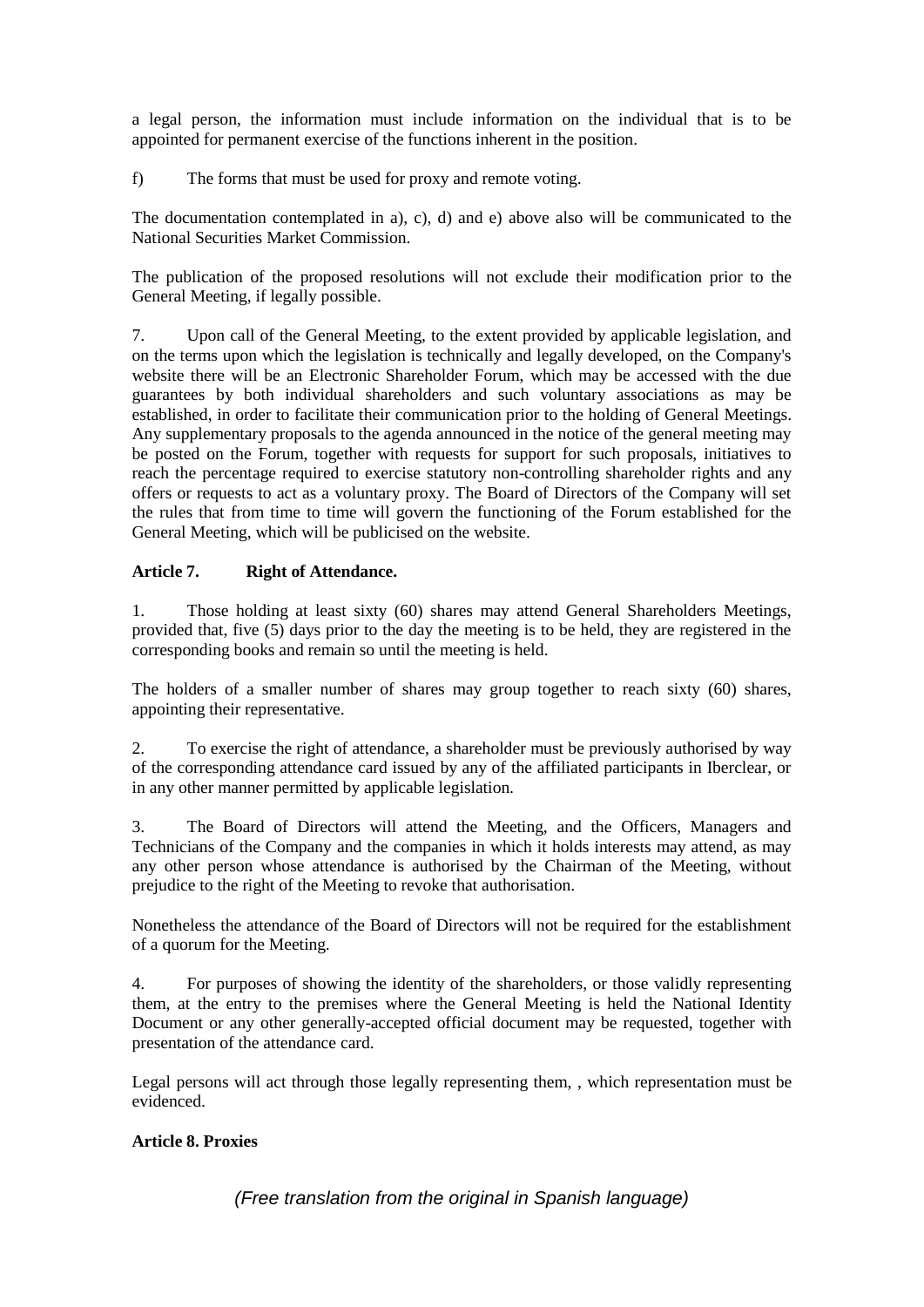a legal person, the information must include information on the individual that is to be appointed for permanent exercise of the functions inherent in the position.

f) The forms that must be used for proxy and remote voting.

The documentation contemplated in a), c), d) and e) above also will be communicated to the National Securities Market Commission.

The publication of the proposed resolutions will not exclude their modification prior to the General Meeting, if legally possible.

7. Upon call of the General Meeting, to the extent provided by applicable legislation, and on the terms upon which the legislation is technically and legally developed, on the Company's website there will be an Electronic Shareholder Forum, which may be accessed with the due guarantees by both individual shareholders and such voluntary associations as may be established, in order to facilitate their communication prior to the holding of General Meetings. Any supplementary proposals to the agenda announced in the notice of the general meeting may be posted on the Forum, together with requests for support for such proposals, initiatives to reach the percentage required to exercise statutory non-controlling shareholder rights and any offers or requests to act as a voluntary proxy. The Board of Directors of the Company will set the rules that from time to time will govern the functioning of the Forum established for the General Meeting, which will be publicised on the website.

**Article 7. Right of Attendance.**

1. Those holding at least sixty (60) shares may attend General Shareholders Meetings, provided that, five (5) days prior to the day the meeting is to be held, they are registered in the corresponding books and remain so until the meeting is held.

The holders of a smaller number of shares may group together to reach sixty (60) shares, appointing their representative.

2. To exercise the right of attendance, a shareholder must be previously authorised by way of the corresponding attendance card issued by any of the affiliated participants in Iberclear, or in any other manner permitted by applicable legislation.

3. The Board of Directors will attend the Meeting, and the Officers, Managers and Technicians of the Company and the companies in which it holds interests may attend, as may any other person whose attendance is authorised by the Chairman of the Meeting, without prejudice to the right of the Meeting to revoke that authorisation.

Nonetheless the attendance of the Board of Directors will not be required for the establishment of a quorum for the Meeting.

4. For purposes of showing the identity of the shareholders, or those validly representing them, at the entry to the premises where the General Meeting is held the National Identity Document or any other generally-accepted official document may be requested, together with presentation of the attendance card.

Legal persons will act through those legally representing them, , which representation must be evidenced.

**Article 8. Proxies**

*(Free translation from the original in Spanish language)*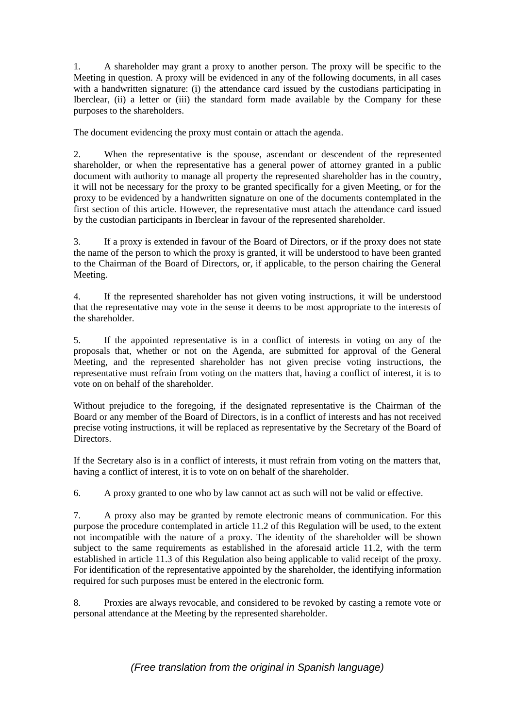1. A shareholder may grant a proxy to another person. The proxy will be specific to the Meeting in question. A proxy will be evidenced in any of the following documents, in all cases with a handwritten signature: (i) the attendance card issued by the custodians participating in Iberclear, (ii) a letter or (iii) the standard form made available by the Company for these purposes to the shareholders.

The document evidencing the proxy must contain or attach the agenda.

2. When the representative is the spouse, ascendant or descendent of the represented shareholder, or when the representative has a general power of attorney granted in a public document with authority to manage all property the represented shareholder has in the country, it will not be necessary for the proxy to be granted specifically for a given Meeting, or for the proxy to be evidenced by a handwritten signature on one of the documents contemplated in the first section of this article. However, the representative must attach the attendance card issued by the custodian participants in Iberclear in favour of the represented shareholder.

3. If a proxy is extended in favour of the Board of Directors, or if the proxy does not state the name of the person to which the proxy is granted, it will be understood to have been granted to the Chairman of the Board of Directors, or, if applicable, to the person chairing the General Meeting.

4. If the represented shareholder has not given voting instructions, it will be understood that the representative may vote in the sense it deems to be most appropriate to the interests of the shareholder.

5. If the appointed representative is in a conflict of interests in voting on any of the proposals that, whether or not on the Agenda, are submitted for approval of the General Meeting, and the represented shareholder has not given precise voting instructions, the representative must refrain from voting on the matters that, having a conflict of interest, it is to vote on on behalf of the shareholder.

Without prejudice to the foregoing, if the designated representative is the Chairman of the Board or any member of the Board of Directors, is in a conflict of interests and has not received precise voting instructions, it will be replaced as representative by the Secretary of the Board of Directors.

If the Secretary also is in a conflict of interests, it must refrain from voting on the matters that, having a conflict of interest, it is to vote on on behalf of the shareholder.

6. A proxy granted to one who by law cannot act as such will not be valid or effective.

7. A proxy also may be granted by remote electronic means of communication. For this purpose the procedure contemplated in article 11.2 of this Regulation will be used, to the extent not incompatible with the nature of a proxy. The identity of the shareholder will be shown subject to the same requirements as established in the aforesaid article 11.2, with the term established in article 11.3 of this Regulation also being applicable to valid receipt of the proxy. For identification of the representative appointed by the shareholder, the identifying information required for such purposes must be entered in the electronic form.

8. Proxies are always revocable, and considered to be revoked by casting a remote vote or personal attendance at the Meeting by the represented shareholder.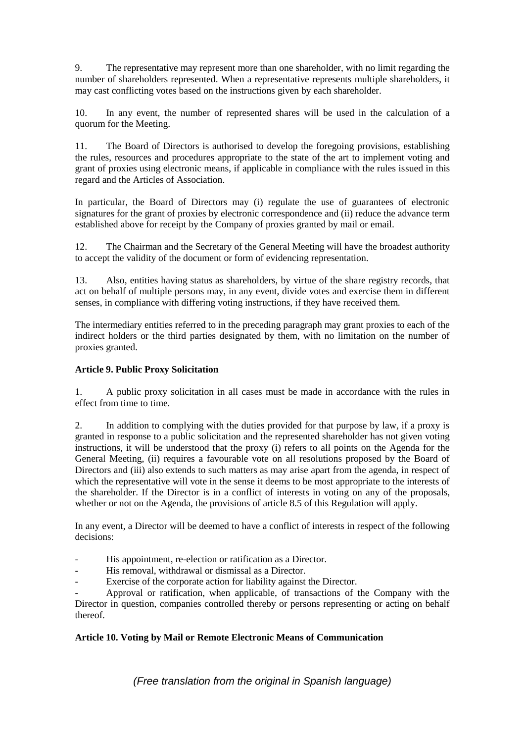9. The representative may represent more than one shareholder, with no limit regarding the number of shareholders represented. When a representative represents multiple shareholders, it may cast conflicting votes based on the instructions given by each shareholder.

10. In any event, the number of represented shares will be used in the calculation of a quorum for the Meeting.

11. The Board of Directors is authorised to develop the foregoing provisions, establishing the rules, resources and procedures appropriate to the state of the art to implement voting and grant of proxies using electronic means, if applicable in compliance with the rules issued in this regard and the Articles of Association.

In particular, the Board of Directors may (i) regulate the use of guarantees of electronic signatures for the grant of proxies by electronic correspondence and (ii) reduce the advance term established above for receipt by the Company of proxies granted by mail or email.

12. The Chairman and the Secretary of the General Meeting will have the broadest authority to accept the validity of the document or form of evidencing representation.

13. Also, entities having status as shareholders, by virtue of the share registry records, that act on behalf of multiple persons may, in any event, divide votes and exercise them in different senses, in compliance with differing voting instructions, if they have received them.

The intermediary entities referred to in the preceding paragraph may grant proxies to each of the indirect holders or the third parties designated by them, with no limitation on the number of proxies granted.

**Article 9. Public Proxy Solicitation**

1. A public proxy solicitation in all cases must be made in accordance with the rules in effect from time to time.

2. In addition to complying with the duties provided for that purpose by law, if a proxy is granted in response to a public solicitation and the represented shareholder has not given voting instructions, it will be understood that the proxy (i) refers to all points on the Agenda for the General Meeting, (ii) requires a favourable vote on all resolutions proposed by the Board of Directors and (iii) also extends to such matters as may arise apart from the agenda, in respect of which the representative will vote in the sense it deems to be most appropriate to the interests of the shareholder. If the Director is in a conflict of interests in voting on any of the proposals, whether or not on the Agenda, the provisions of article 8.5 of this Regulation will apply.

In any event, a Director will be deemed to have a conflict of interests in respect of the following decisions:

- His appointment, re-election or ratification as a Director.
- His removal, withdrawal or dismissal as a Director.
- Exercise of the corporate action for liability against the Director.
- Approval or ratification, when applicable, of transactions of the Company with the Director in question, companies controlled thereby or persons representing or acting on behalf thereof.

**Article 10. Voting by Mail or Remote Electronic Means of Communication**

*(Free translation from the original in Spanish language)*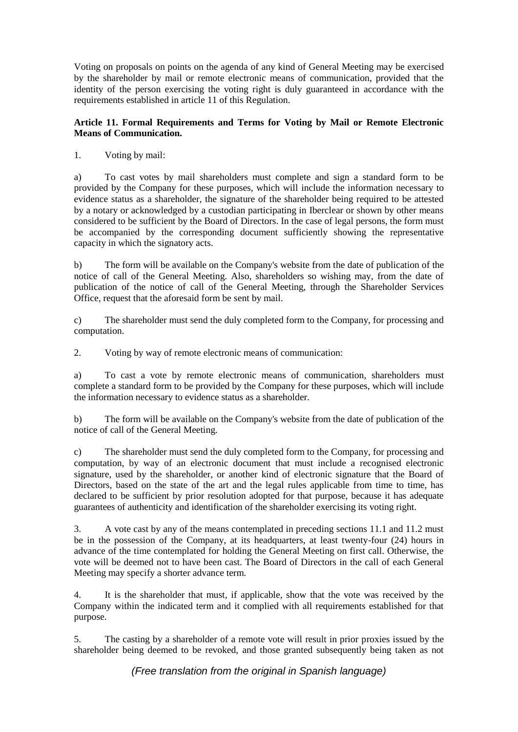Voting on proposals on points on the agenda of any kind of General Meeting may be exercised by the shareholder by mail or remote electronic means of communication, provided that the identity of the person exercising the voting right is duly guaranteed in accordance with the requirements established in article 11 of this Regulation.

**Article 11. Formal Requirements and Terms for Voting by Mail or Remote Electronic Means of Communication.**

1. Voting by mail:

a) To cast votes by mail shareholders must complete and sign a standard form to be provided by the Company for these purposes, which will include the information necessary to evidence status as a shareholder, the signature of the shareholder being required to be attested by a notary or acknowledged by a custodian participating in Iberclear or shown by other means considered to be sufficient by the Board of Directors. In the case of legal persons, the form must be accompanied by the corresponding document sufficiently showing the representative capacity in which the signatory acts.

b) The form will be available on the Company's website from the date of publication of the notice of call of the General Meeting. Also, shareholders so wishing may, from the date of publication of the notice of call of the General Meeting, through the Shareholder Services Office, request that the aforesaid form be sent by mail.

c) The shareholder must send the duly completed form to the Company, for processing and computation.

2. Voting by way of remote electronic means of communication:

a) To cast a vote by remote electronic means of communication, shareholders must complete a standard form to be provided by the Company for these purposes, which will include the information necessary to evidence status as a shareholder.

b) The form will be available on the Company's website from the date of publication of the notice of call of the General Meeting.

c) The shareholder must send the duly completed form to the Company, for processing and computation, by way of an electronic document that must include a recognised electronic signature, used by the shareholder, or another kind of electronic signature that the Board of Directors, based on the state of the art and the legal rules applicable from time to time, has declared to be sufficient by prior resolution adopted for that purpose, because it has adequate guarantees of authenticity and identification of the shareholder exercising its voting right.

3. A vote cast by any of the means contemplated in preceding sections 11.1 and 11.2 must be in the possession of the Company, at its headquarters, at least twenty-four (24) hours in advance of the time contemplated for holding the General Meeting on first call. Otherwise, the vote will be deemed not to have been cast. The Board of Directors in the call of each General Meeting may specify a shorter advance term.

4. It is the shareholder that must, if applicable, show that the vote was received by the Company within the indicated term and it complied with all requirements established for that purpose.

5. The casting by a shareholder of a remote vote will result in prior proxies issued by the shareholder being deemed to be revoked, and those granted subsequently being taken as not

*(Free translation from the original in Spanish language)*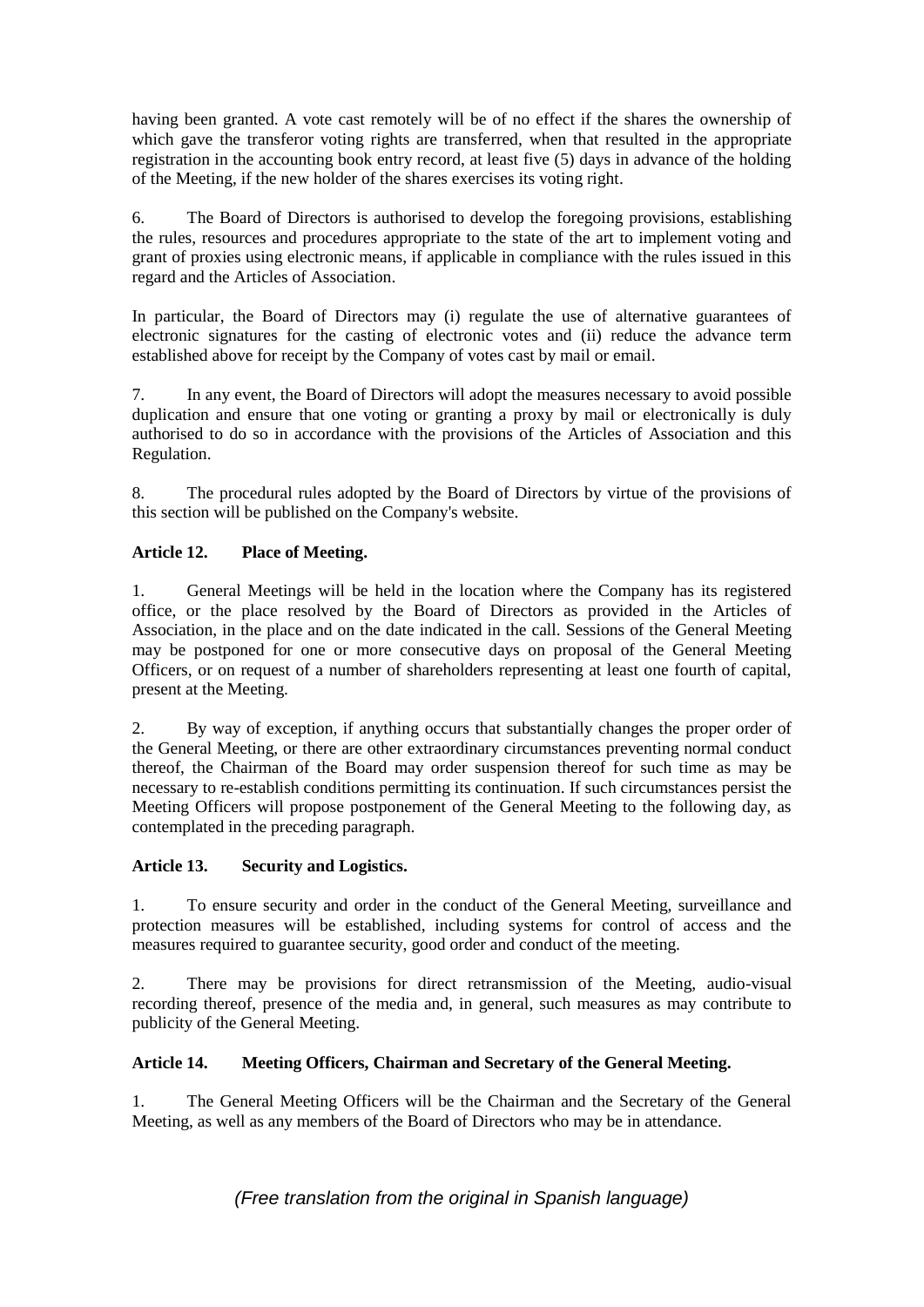having been granted. A vote cast remotely will be of no effect if the shares the ownership of which gave the transferor voting rights are transferred, when that resulted in the appropriate registration in the accounting book entry record, at least five (5) days in advance of the holding of the Meeting, if the new holder of the shares exercises its voting right.

6. The Board of Directors is authorised to develop the foregoing provisions, establishing the rules, resources and procedures appropriate to the state of the art to implement voting and grant of proxies using electronic means, if applicable in compliance with the rules issued in this regard and the Articles of Association.

In particular, the Board of Directors may (i) regulate the use of alternative guarantees of electronic signatures for the casting of electronic votes and (ii) reduce the advance term established above for receipt by the Company of votes cast by mail or email.

7. In any event, the Board of Directors will adopt the measures necessary to avoid possible duplication and ensure that one voting or granting a proxy by mail or electronically is duly authorised to do so in accordance with the provisions of the Articles of Association and this Regulation.

8. The procedural rules adopted by the Board of Directors by virtue of the provisions of this section will be published on the Company's website.

**Article 12. Place of Meeting.**

1. General Meetings will be held in the location where the Company has its registered office, or the place resolved by the Board of Directors as provided in the Articles of Association, in the place and on the date indicated in the call. Sessions of the General Meeting may be postponed for one or more consecutive days on proposal of the General Meeting Officers, or on request of a number of shareholders representing at least one fourth of capital, present at the Meeting.

2. By way of exception, if anything occurs that substantially changes the proper order of the General Meeting, or there are other extraordinary circumstances preventing normal conduct thereof, the Chairman of the Board may order suspension thereof for such time as may be necessary to re-establish conditions permitting its continuation. If such circumstances persist the Meeting Officers will propose postponement of the General Meeting to the following day, as contemplated in the preceding paragraph.

**Article 13. Security and Logistics.**

1. To ensure security and order in the conduct of the General Meeting, surveillance and protection measures will be established, including systems for control of access and the measures required to guarantee security, good order and conduct of the meeting.

2. There may be provisions for direct retransmission of the Meeting, audio-visual recording thereof, presence of the media and, in general, such measures as may contribute to publicity of the General Meeting.

**Article 14. Meeting Officers, Chairman and Secretary of the General Meeting.**

1. The General Meeting Officers will be the Chairman and the Secretary of the General Meeting, as well as any members of the Board of Directors who may be in attendance.

*(Free translation from the original in Spanish language)*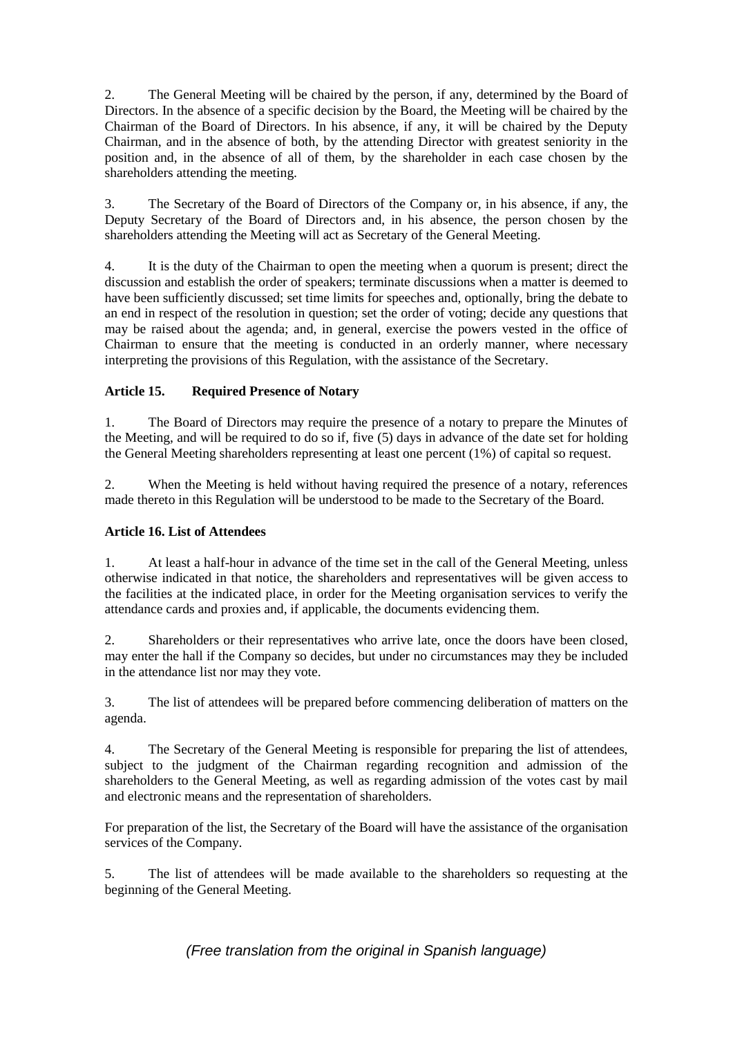2. The General Meeting will be chaired by the person, if any, determined by the Board of Directors. In the absence of a specific decision by the Board, the Meeting will be chaired by the Chairman of the Board of Directors. In his absence, if any, it will be chaired by the Deputy Chairman, and in the absence of both, by the attending Director with greatest seniority in the position and, in the absence of all of them, by the shareholder in each case chosen by the shareholders attending the meeting.

3. The Secretary of the Board of Directors of the Company or, in his absence, if any, the Deputy Secretary of the Board of Directors and, in his absence, the person chosen by the shareholders attending the Meeting will act as Secretary of the General Meeting.

4. It is the duty of the Chairman to open the meeting when a quorum is present; direct the discussion and establish the order of speakers; terminate discussions when a matter is deemed to have been sufficiently discussed; set time limits for speeches and, optionally, bring the debate to an end in respect of the resolution in question; set the order of voting; decide any questions that may be raised about the agenda; and, in general, exercise the powers vested in the office of Chairman to ensure that the meeting is conducted in an orderly manner, where necessary interpreting the provisions of this Regulation, with the assistance of the Secretary.

**Article 15. Required Presence of Notary**

1. The Board of Directors may require the presence of a notary to prepare the Minutes of the Meeting, and will be required to do so if, five (5) days in advance of the date set for holding the General Meeting shareholders representing at least one percent (1%) of capital so request.

2. When the Meeting is held without having required the presence of a notary, references made thereto in this Regulation will be understood to be made to the Secretary of the Board.

**Article 16. List of Attendees**

1. At least a half-hour in advance of the time set in the call of the General Meeting, unless otherwise indicated in that notice, the shareholders and representatives will be given access to the facilities at the indicated place, in order for the Meeting organisation services to verify the attendance cards and proxies and, if applicable, the documents evidencing them.

2. Shareholders or their representatives who arrive late, once the doors have been closed, may enter the hall if the Company so decides, but under no circumstances may they be included in the attendance list nor may they vote.

3. The list of attendees will be prepared before commencing deliberation of matters on the agenda.

4. The Secretary of the General Meeting is responsible for preparing the list of attendees, subject to the judgment of the Chairman regarding recognition and admission of the shareholders to the General Meeting, as well as regarding admission of the votes cast by mail and electronic means and the representation of shareholders.

For preparation of the list, the Secretary of the Board will have the assistance of the organisation services of the Company.

5. The list of attendees will be made available to the shareholders so requesting at the beginning of the General Meeting.

*(Free translation from the original in Spanish language)*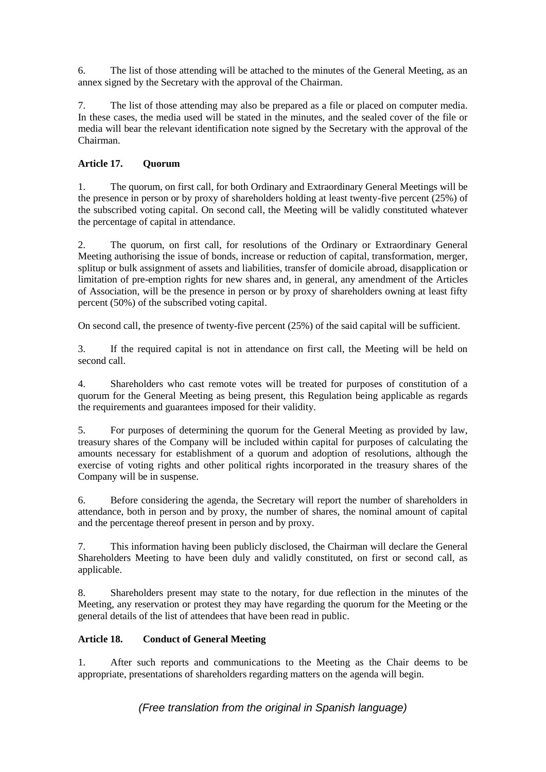6. The list of those attending will be attached to the minutes of the General Meeting, as an annex signed by the Secretary with the approval of the Chairman.

7. The list of those attending may also be prepared as a file or placed on computer media. In these cases, the media used will be stated in the minutes, and the sealed cover of the file or media will bear the relevant identification note signed by the Secretary with the approval of the Chairman.

**Article 17. Quorum**

1. The quorum, on first call, for both Ordinary and Extraordinary General Meetings will be the presence in person or by proxy of shareholders holding at least twenty-five percent (25%) of the subscribed voting capital. On second call, the Meeting will be validly constituted whatever the percentage of capital in attendance.

2. The quorum, on first call, for resolutions of the Ordinary or Extraordinary General Meeting authorising the issue of bonds, increase or reduction of capital, transformation, merger, splitup or bulk assignment of assets and liabilities, transfer of domicile abroad, disapplication or limitation of pre-emption rights for new shares and, in general, any amendment of the Articles of Association, will be the presence in person or by proxy of shareholders owning at least fifty percent (50%) of the subscribed voting capital.

On second call, the presence of twenty-five percent (25%) of the said capital will be sufficient.

3. If the required capital is not in attendance on first call, the Meeting will be held on second call.

4. Shareholders who cast remote votes will be treated for purposes of constitution of a quorum for the General Meeting as being present, this Regulation being applicable as regards the requirements and guarantees imposed for their validity.

5. For purposes of determining the quorum for the General Meeting as provided by law, treasury shares of the Company will be included within capital for purposes of calculating the amounts necessary for establishment of a quorum and adoption of resolutions, although the exercise of voting rights and other political rights incorporated in the treasury shares of the Company will be in suspense.

6. Before considering the agenda, the Secretary will report the number of shareholders in attendance, both in person and by proxy, the number of shares, the nominal amount of capital and the percentage thereof present in person and by proxy.

7. This information having been publicly disclosed, the Chairman will declare the General Shareholders Meeting to have been duly and validly constituted, on first or second call, as applicable.

8. Shareholders present may state to the notary, for due reflection in the minutes of the Meeting, any reservation or protest they may have regarding the quorum for the Meeting or the general details of the list of attendees that have been read in public.

**Article 18. Conduct of General Meeting**

1. After such reports and communications to the Meeting as the Chair deems to be appropriate, presentations of shareholders regarding matters on the agenda will begin.

*(Free translation from the original in Spanish language)*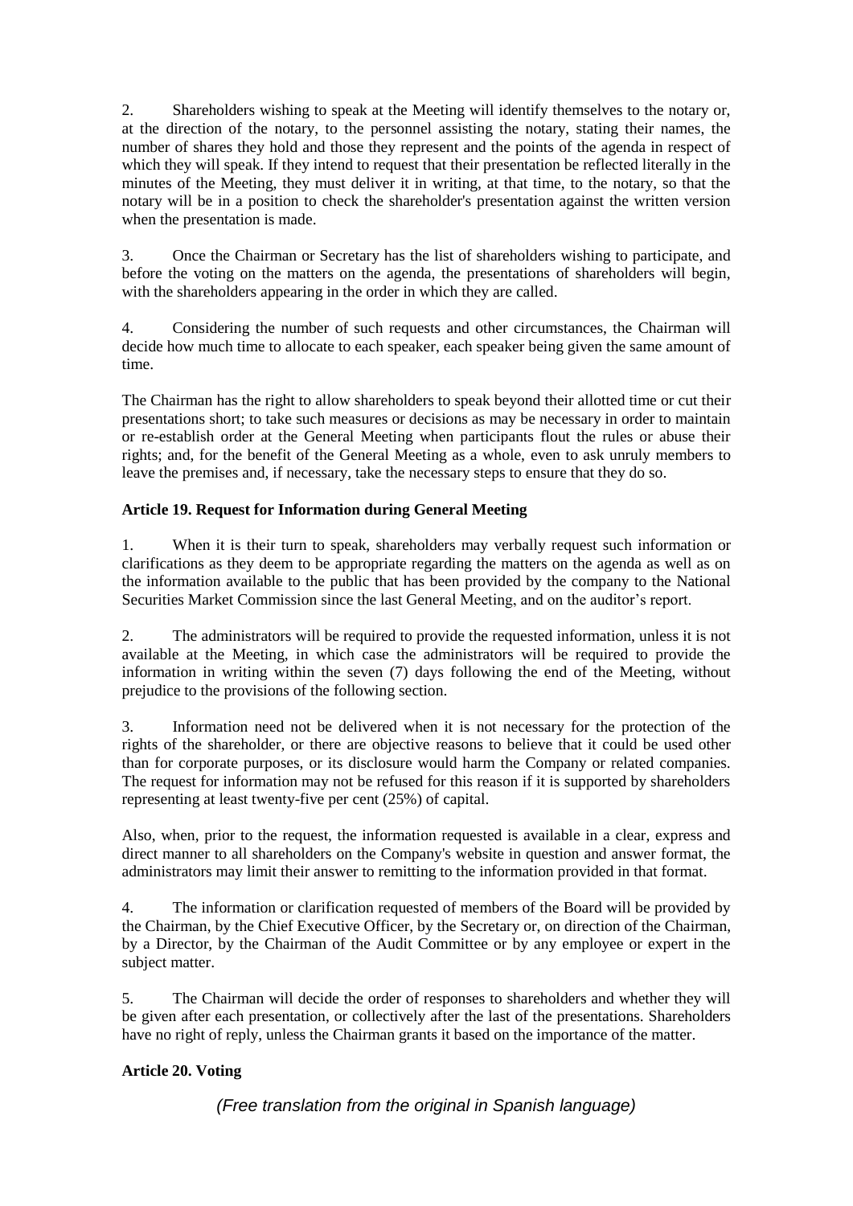2. Shareholders wishing to speak at the Meeting will identify themselves to the notary or, at the direction of the notary, to the personnel assisting the notary, stating their names, the number of shares they hold and those they represent and the points of the agenda in respect of which they will speak. If they intend to request that their presentation be reflected literally in the minutes of the Meeting, they must deliver it in writing, at that time, to the notary, so that the notary will be in a position to check the shareholder's presentation against the written version when the presentation is made.

3. Once the Chairman or Secretary has the list of shareholders wishing to participate, and before the voting on the matters on the agenda, the presentations of shareholders will begin, with the shareholders appearing in the order in which they are called.

4. Considering the number of such requests and other circumstances, the Chairman will decide how much time to allocate to each speaker, each speaker being given the same amount of time.

The Chairman has the right to allow shareholders to speak beyond their allotted time or cut their presentations short; to take such measures or decisions as may be necessary in order to maintain or re-establish order at the General Meeting when participants flout the rules or abuse their rights; and, for the benefit of the General Meeting as a whole, even to ask unruly members to leave the premises and, if necessary, take the necessary steps to ensure that they do so.

**Article 19. Request for Information during General Meeting**

1. When it is their turn to speak, shareholders may verbally request such information or clarifications as they deem to be appropriate regarding the matters on the agenda as well as on the information available to the public that has been provided by the company to the National Securities Market Commission since the last General Meeting, and on the auditor's report.

2. The administrators will be required to provide the requested information, unless it is not available at the Meeting, in which case the administrators will be required to provide the information in writing within the seven (7) days following the end of the Meeting, without prejudice to the provisions of the following section.

3. Information need not be delivered when it is not necessary for the protection of the rights of the shareholder, or there are objective reasons to believe that it could be used other than for corporate purposes, or its disclosure would harm the Company or related companies. The request for information may not be refused for this reason if it is supported by shareholders representing at least twenty-five per cent (25%) of capital.

Also, when, prior to the request, the information requested is available in a clear, express and direct manner to all shareholders on the Company's website in question and answer format, the administrators may limit their answer to remitting to the information provided in that format.

4. The information or clarification requested of members of the Board will be provided by the Chairman, by the Chief Executive Officer, by the Secretary or, on direction of the Chairman, by a Director, by the Chairman of the Audit Committee or by any employee or expert in the subject matter.

5. The Chairman will decide the order of responses to shareholders and whether they will be given after each presentation, or collectively after the last of the presentations. Shareholders have no right of reply, unless the Chairman grants it based on the importance of the matter.

**Article 20. Voting**

*(Free translation from the original in Spanish language)*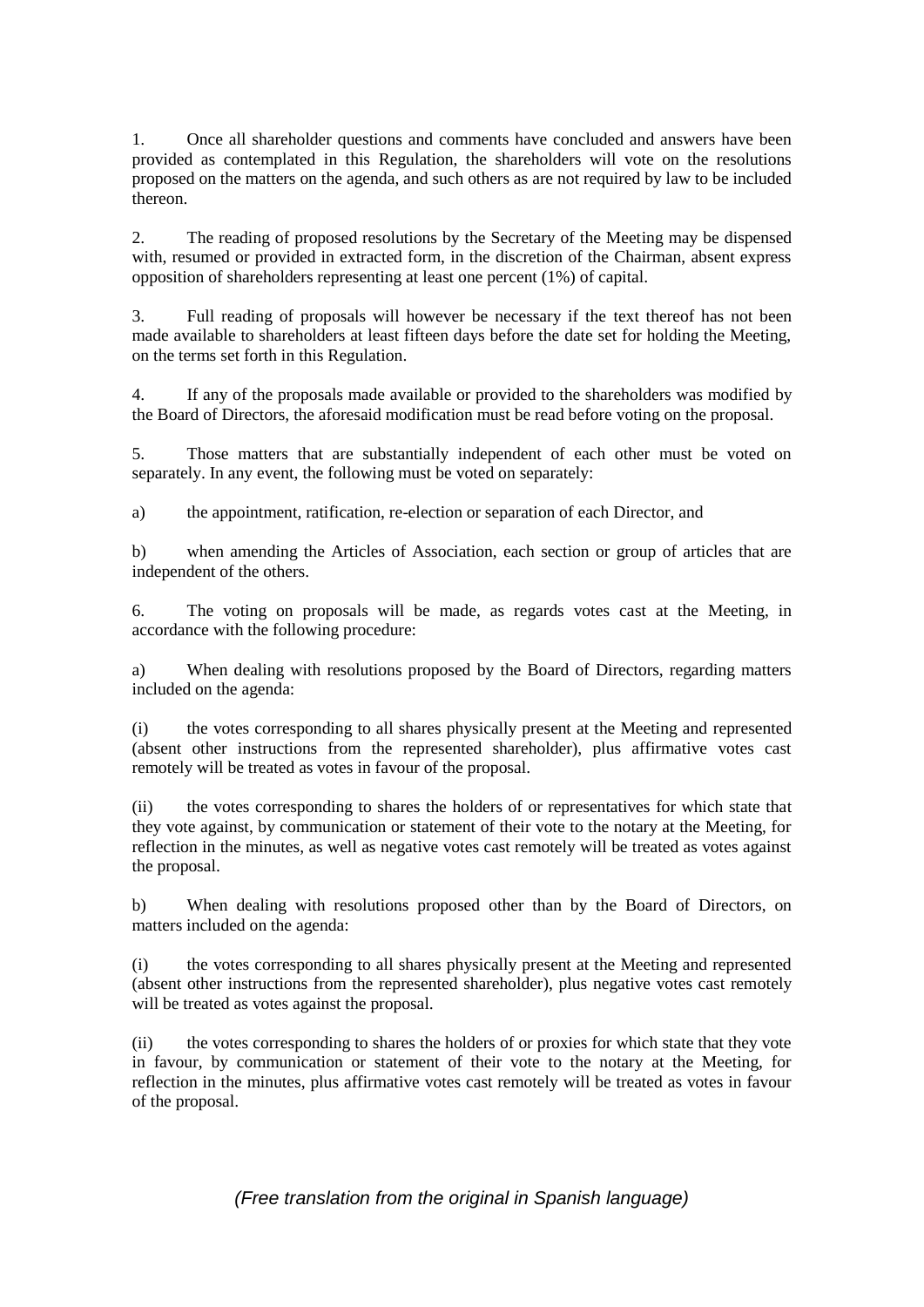1. Once all shareholder questions and comments have concluded and answers have been provided as contemplated in this Regulation, the shareholders will vote on the resolutions proposed on the matters on the agenda, and such others as are not required by law to be included thereon.

2. The reading of proposed resolutions by the Secretary of the Meeting may be dispensed with, resumed or provided in extracted form, in the discretion of the Chairman, absent express opposition of shareholders representing at least one percent (1%) of capital.

3. Full reading of proposals will however be necessary if the text thereof has not been made available to shareholders at least fifteen days before the date set for holding the Meeting, on the terms set forth in this Regulation.

4. If any of the proposals made available or provided to the shareholders was modified by the Board of Directors, the aforesaid modification must be read before voting on the proposal.

5. Those matters that are substantially independent of each other must be voted on separately. In any event, the following must be voted on separately:

a) the appointment, ratification, re-election or separation of each Director, and

b) when amending the Articles of Association, each section or group of articles that are independent of the others.

6. The voting on proposals will be made, as regards votes cast at the Meeting, in accordance with the following procedure:

a) When dealing with resolutions proposed by the Board of Directors, regarding matters included on the agenda:

(i) the votes corresponding to all shares physically present at the Meeting and represented (absent other instructions from the represented shareholder), plus affirmative votes cast remotely will be treated as votes in favour of the proposal.

(ii) the votes corresponding to shares the holders of or representatives for which state that they vote against, by communication or statement of their vote to the notary at the Meeting, for reflection in the minutes, as well as negative votes cast remotely will be treated as votes against the proposal.

b) When dealing with resolutions proposed other than by the Board of Directors, on matters included on the agenda:

(i) the votes corresponding to all shares physically present at the Meeting and represented (absent other instructions from the represented shareholder), plus negative votes cast remotely will be treated as votes against the proposal.

(ii) the votes corresponding to shares the holders of or proxies for which state that they vote in favour, by communication or statement of their vote to the notary at the Meeting, for reflection in the minutes, plus affirmative votes cast remotely will be treated as votes in favour of the proposal.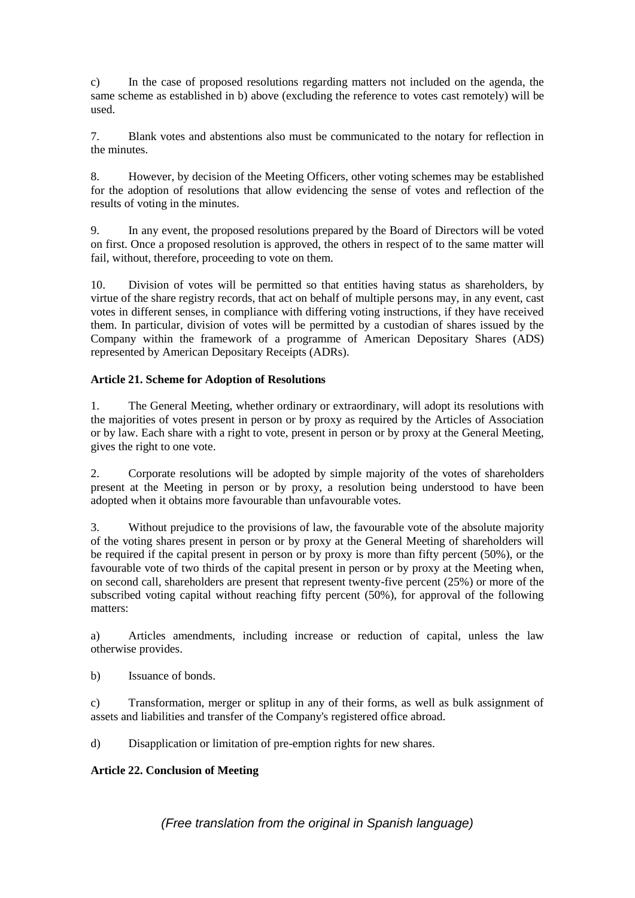c) In the case of proposed resolutions regarding matters not included on the agenda, the same scheme as established in b) above (excluding the reference to votes cast remotely) will be used.

7. Blank votes and abstentions also must be communicated to the notary for reflection in the minutes.

8. However, by decision of the Meeting Officers, other voting schemes may be established for the adoption of resolutions that allow evidencing the sense of votes and reflection of the results of voting in the minutes.

9. In any event, the proposed resolutions prepared by the Board of Directors will be voted on first. Once a proposed resolution is approved, the others in respect of to the same matter will fail, without, therefore, proceeding to vote on them.

10. Division of votes will be permitted so that entities having status as shareholders, by virtue of the share registry records, that act on behalf of multiple persons may, in any event, cast votes in different senses, in compliance with differing voting instructions, if they have received them. In particular, division of votes will be permitted by a custodian of shares issued by the Company within the framework of a programme of American Depositary Shares (ADS) represented by American Depositary Receipts (ADRs).

**Article 21. Scheme for Adoption of Resolutions**

1. The General Meeting, whether ordinary or extraordinary, will adopt its resolutions with the majorities of votes present in person or by proxy as required by the Articles of Association or by law. Each share with a right to vote, present in person or by proxy at the General Meeting, gives the right to one vote.

2. Corporate resolutions will be adopted by simple majority of the votes of shareholders present at the Meeting in person or by proxy, a resolution being understood to have been adopted when it obtains more favourable than unfavourable votes.

3. Without prejudice to the provisions of law, the favourable vote of the absolute majority of the voting shares present in person or by proxy at the General Meeting of shareholders will be required if the capital present in person or by proxy is more than fifty percent (50%), or the favourable vote of two thirds of the capital present in person or by proxy at the Meeting when, on second call, shareholders are present that represent twenty-five percent (25%) or more of the subscribed voting capital without reaching fifty percent (50%), for approval of the following matters:

a) Articles amendments, including increase or reduction of capital, unless the law otherwise provides.

b) Issuance of bonds.

c) Transformation, merger or splitup in any of their forms, as well as bulk assignment of assets and liabilities and transfer of the Company's registered office abroad.

d) Disapplication or limitation of pre-emption rights for new shares.

**Article 22. Conclusion of Meeting**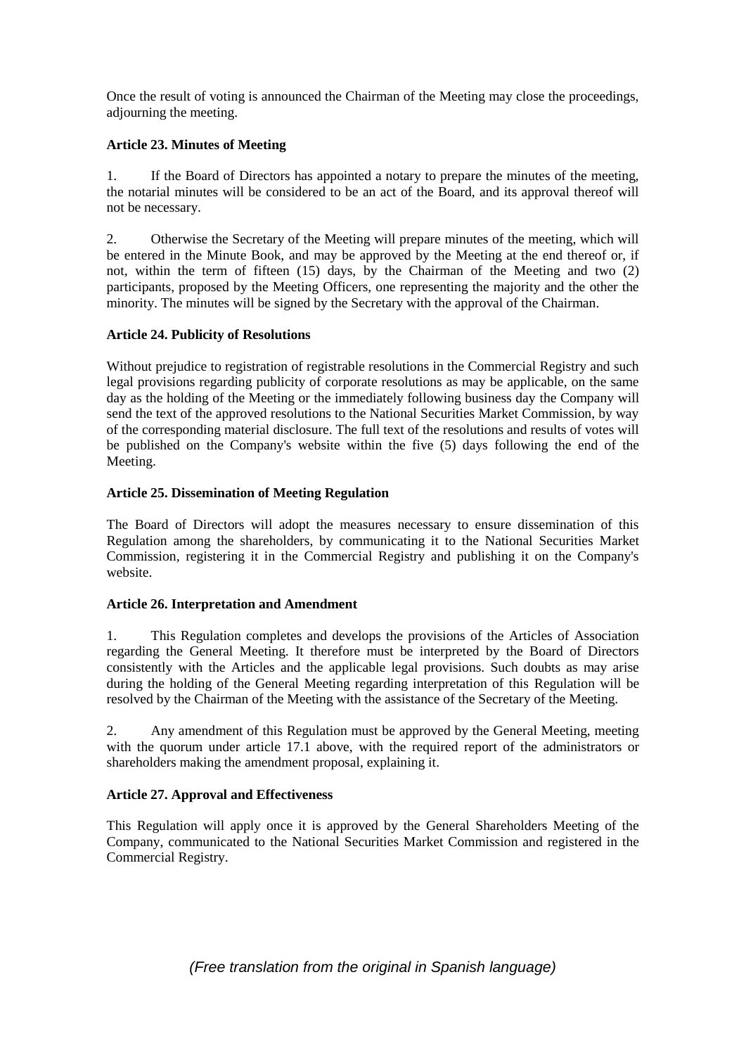Once the result of voting is announced the Chairman of the Meeting may close the proceedings, adjourning the meeting.

**Article 23. Minutes of Meeting**

1. If the Board of Directors has appointed a notary to prepare the minutes of the meeting, the notarial minutes will be considered to be an act of the Board, and its approval thereof will not be necessary.

2. Otherwise the Secretary of the Meeting will prepare minutes of the meeting, which will be entered in the Minute Book, and may be approved by the Meeting at the end thereof or, if not, within the term of fifteen (15) days, by the Chairman of the Meeting and two (2) participants, proposed by the Meeting Officers, one representing the majority and the other the minority. The minutes will be signed by the Secretary with the approval of the Chairman.

**Article 24. Publicity of Resolutions**

Without prejudice to registration of registrable resolutions in the Commercial Registry and such legal provisions regarding publicity of corporate resolutions as may be applicable, on the same day as the holding of the Meeting or the immediately following business day the Company will send the text of the approved resolutions to the National Securities Market Commission, by way of the corresponding material disclosure. The full text of the resolutions and results of votes will be published on the Company's website within the five (5) days following the end of the Meeting.

**Article 25. Dissemination of Meeting Regulation**

The Board of Directors will adopt the measures necessary to ensure dissemination of this Regulation among the shareholders, by communicating it to the National Securities Market Commission, registering it in the Commercial Registry and publishing it on the Company's website.

**Article 26. Interpretation and Amendment**

1. This Regulation completes and develops the provisions of the Articles of Association regarding the General Meeting. It therefore must be interpreted by the Board of Directors consistently with the Articles and the applicable legal provisions. Such doubts as may arise during the holding of the General Meeting regarding interpretation of this Regulation will be resolved by the Chairman of the Meeting with the assistance of the Secretary of the Meeting.

2. Any amendment of this Regulation must be approved by the General Meeting, meeting with the quorum under article 17.1 above, with the required report of the administrators or shareholders making the amendment proposal, explaining it.

**Article 27. Approval and Effectiveness**

This Regulation will apply once it is approved by the General Shareholders Meeting of the Company, communicated to the National Securities Market Commission and registered in the Commercial Registry.

*(Free translation from the original in Spanish language)*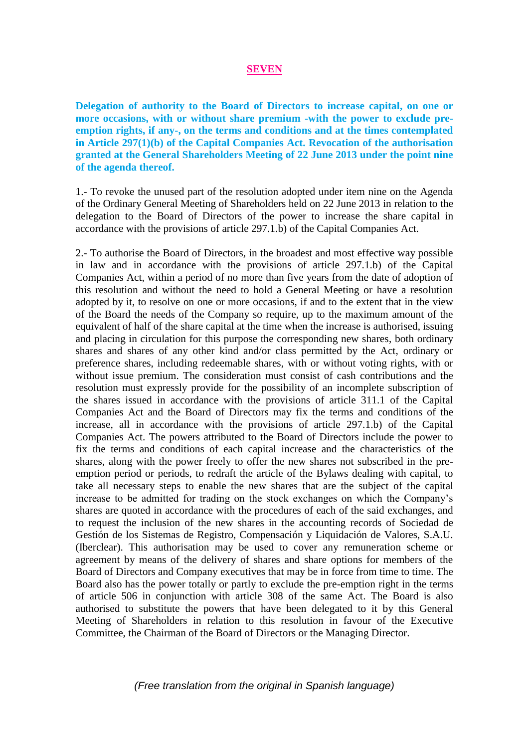## SEVEN

**Delegation of authority to the Board of Directors to increase capital, on one or more occasions, with or without share premium -with the power to exclude pre-emption rights, if any-, on the terms and conditions and at the times contemplated in Article 297(1)(b) of the Capital Companies Act. Revocation of the authorisation granted at the General Shareholders Meeting of 22 June 2013 under the point nine of the agenda thereof.**

1.- To revoke the unused part of the resolution adopted under item nine on the Agenda of the Ordinary General Meeting of Shareholders held on 22 June 2013 in relation to the delegation to the Board of Directors of the power to increase the share capital in accordance with the provisions of article 297.1.b) of the Capital Companies Act.

2.- To authorise the Board of Directors, in the broadest and most effective way possible in law and in accordance with the provisions of article 297.1.b) of the Capital Companies Act, within a period of no more than five years from the date of adoption of this resolution and without the need to hold a General Meeting or have a resolution adopted by it, to resolve on one or more occasions, if and to the extent that in the view of the Board the needs of the Company so require, up to the maximum amount of the equivalent of half of the share capital at the time when the increase is authorised, issuing and placing in circulation for this purpose the corresponding new shares, both ordinary shares and shares of any other kind and/or class permitted by the Act, ordinary or preference shares, including redeemable shares, with or without voting rights, with or without issue premium. The consideration must consist of cash contributions and the resolution must expressly provide for the possibility of an incomplete subscription of the shares issued in accordance with the provisions of article 311.1 of the Capital Companies Act and the Board of Directors may fix the terms and conditions of the increase, all in accordance with the provisions of article 297.1.b) of the Capital Companies Act. The powers attributed to the Board of Directors include the power to fix the terms and conditions of each capital increase and the characteristics of the shares, along with the power freely to offer the new shares not subscribed in the pre-emption period or periods, to redraft the article of the Bylaws dealing with capital, to take all necessary steps to enable the new shares that are the subject of the capital increase to be admitted for trading on the stock exchanges on which the Company's shares are quoted in accordance with the procedures of each of the said exchanges, and to request the inclusion of the new shares in the accounting records of Sociedad de Gestión de los Sistemas de Registro, Compensación y Liquidación de Valores, S.A.U. (Iberclear). This authorisation may be used to cover any remuneration scheme or agreement by means of the delivery of shares and share options for members of the Board of Directors and Company executives that may be in force from time to time. The Board also has the power totally or partly to exclude the pre-emption right in the terms of article 506 in conjunction with article 308 of the same Act. The Board is also authorised to substitute the powers that have been delegated to it by this General Meeting of Shareholders in relation to this resolution in favour of the Executive Committee, the Chairman of the Board of Directors or the Managing Director.

*(Free translation from the original in Spanish language)*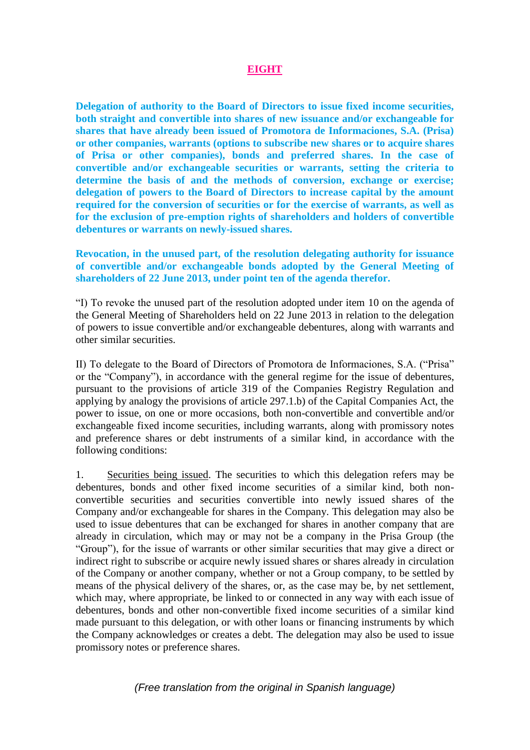# EIGHT

**Delegation of authority to the Board of Directors to issue fixed income securities, both straight and convertible into shares of new issuance and/or exchangeable for shares that have already been issued of Promotora de Informaciones, S.A. (Prisa) or other companies, warrants (options to subscribe new shares or to acquire shares of Prisa or other companies), bonds and preferred shares. In the case of convertible and/or exchangeable securities or warrants, setting the criteria to determine the basis of and the methods of conversion, exchange or exercise; delegation of powers to the Board of Directors to increase capital by the amount required for the conversion of securities or for the exercise of warrants, as well as for the exclusion of pre-emption rights of shareholders and holders of convertible debentures or warrants on newly-issued shares.**

**Revocation, in the unused part, of the resolution delegating authority for issuance of convertible and/or exchangeable bonds adopted by the General Meeting of shareholders of 22 June 2013, under point ten of the agenda therefor.**

"I) To revoke the unused part of the resolution adopted under item 10 on the agenda of the General Meeting of Shareholders held on 22 June 2013 in relation to the delegation of powers to issue convertible and/or exchangeable debentures, along with warrants and other similar securities.

II) To delegate to the Board of Directors of Promotora de Informaciones, S.A. ("Prisa" or the "Company"), in accordance with the general regime for the issue of debentures, pursuant to the provisions of article 319 of the Companies Registry Regulation and applying by analogy the provisions of article 297.1.b) of the Capital Companies Act, the power to issue, on one or more occasions, both non-convertible and convertible and/or exchangeable fixed income securities, including warrants, along with promissory notes and preference shares or debt instruments of a similar kind, in accordance with the following conditions:

1. Securities being issued. The securities to which this delegation refers may be debentures, bonds and other fixed income securities of a similar kind, both non-convertible securities and securities convertible into newly issued shares of the Company and/or exchangeable for shares in the Company. This delegation may also be used to issue debentures that can be exchanged for shares in another company that are already in circulation, which may or may not be a company in the Prisa Group (the "Group"), for the issue of warrants or other similar securities that may give a direct or indirect right to subscribe or acquire newly issued shares or shares already in circulation of the Company or another company, whether or not a Group company, to be settled by means of the physical delivery of the shares, or, as the case may be, by net settlement, which may, where appropriate, be linked to or connected in any way with each issue of debentures, bonds and other non-convertible fixed income securities of a similar kind made pursuant to this delegation, or with other loans or financing instruments by which the Company acknowledges or creates a debt. The delegation may also be used to issue promissory notes or preference shares.

*(Free translation from the original in Spanish language)*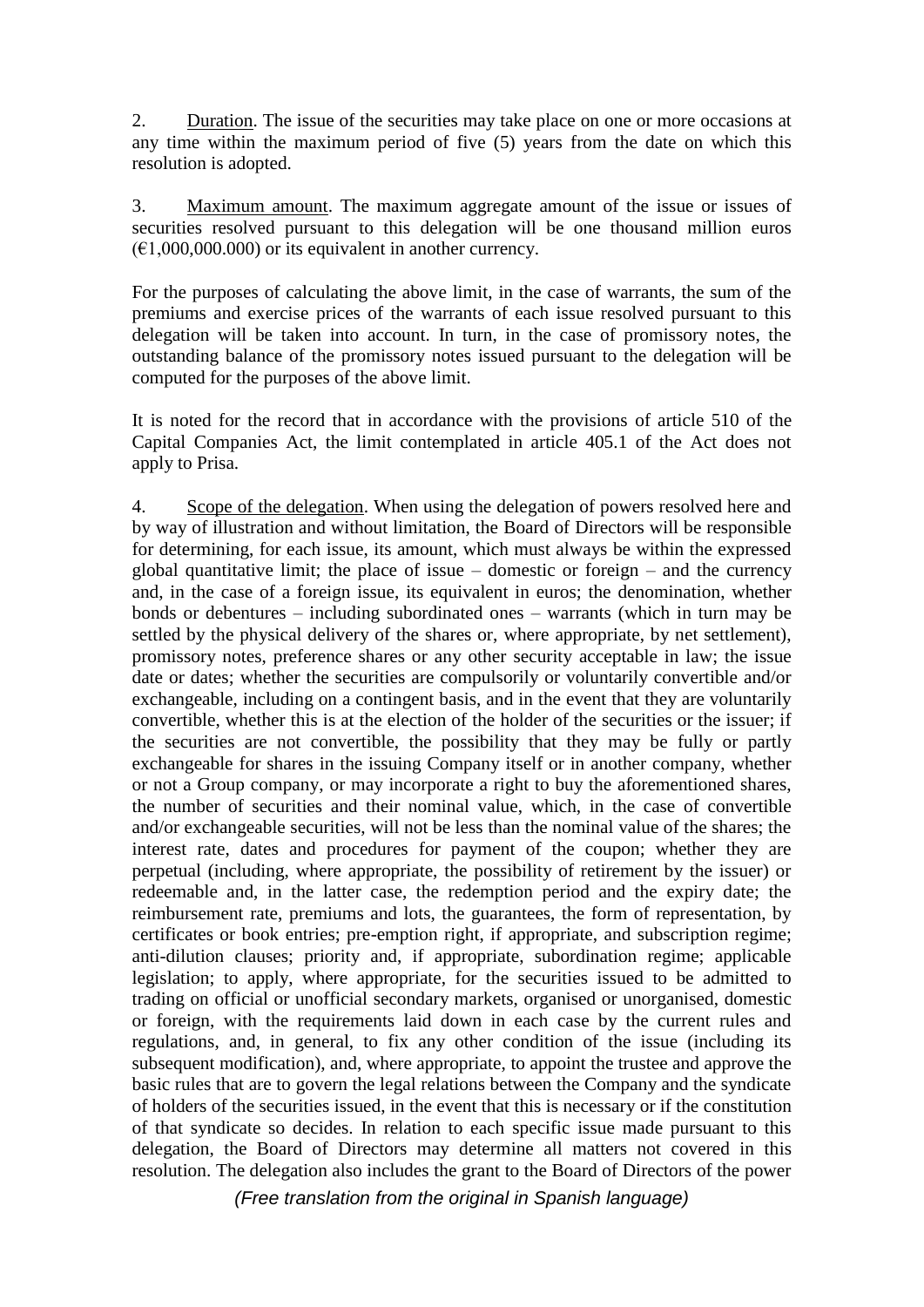2. Duration. The issue of the securities may take place on one or more occasions at any time within the maximum period of five (5) years from the date on which this resolution is adopted.

3. Maximum amount. The maximum aggregate amount of the issue or issues of securities resolved pursuant to this delegation will be one thousand million euros (€1,000,000.000) or its equivalent in another currency.

For the purposes of calculating the above limit, in the case of warrants, the sum of the premiums and exercise prices of the warrants of each issue resolved pursuant to this delegation will be taken into account. In turn, in the case of promissory notes, the outstanding balance of the promissory notes issued pursuant to the delegation will be computed for the purposes of the above limit.

It is noted for the record that in accordance with the provisions of article 510 of the Capital Companies Act, the limit contemplated in article 405.1 of the Act does not apply to Prisa.

4. Scope of the delegation. When using the delegation of powers resolved here and by way of illustration and without limitation, the Board of Directors will be responsible for determining, for each issue, its amount, which must always be within the expressed global quantitative limit; the place of issue – domestic or foreign – and the currency and, in the case of a foreign issue, its equivalent in euros; the denomination, whether bonds or debentures – including subordinated ones – warrants (which in turn may be settled by the physical delivery of the shares or, where appropriate, by net settlement), promissory notes, preference shares or any other security acceptable in law; the issue date or dates; whether the securities are compulsorily or voluntarily convertible and/or exchangeable, including on a contingent basis, and in the event that they are voluntarily convertible, whether this is at the election of the holder of the securities or the issuer; if the securities are not convertible, the possibility that they may be fully or partly exchangeable for shares in the issuing Company itself or in another company, whether or not a Group company, or may incorporate a right to buy the aforementioned shares, the number of securities and their nominal value, which, in the case of convertible and/or exchangeable securities, will not be less than the nominal value of the shares; the interest rate, dates and procedures for payment of the coupon; whether they are perpetual (including, where appropriate, the possibility of retirement by the issuer) or redeemable and, in the latter case, the redemption period and the expiry date; the reimbursement rate, premiums and lots, the guarantees, the form of representation, by certificates or book entries; pre-emption right, if appropriate, and subscription regime; anti-dilution clauses; priority and, if appropriate, subordination regime; applicable legislation; to apply, where appropriate, for the securities issued to be admitted to trading on official or unofficial secondary markets, organised or unorganised, domestic or foreign, with the requirements laid down in each case by the current rules and regulations, and, in general, to fix any other condition of the issue (including its subsequent modification), and, where appropriate, to appoint the trustee and approve the basic rules that are to govern the legal relations between the Company and the syndicate of holders of the securities issued, in the event that this is necessary or if the constitution of that syndicate so decides. In relation to each specific issue made pursuant to this delegation, the Board of Directors may determine all matters not covered in this resolution. The delegation also includes the grant to the Board of Directors of the power

*(Free translation from the original in Spanish language)*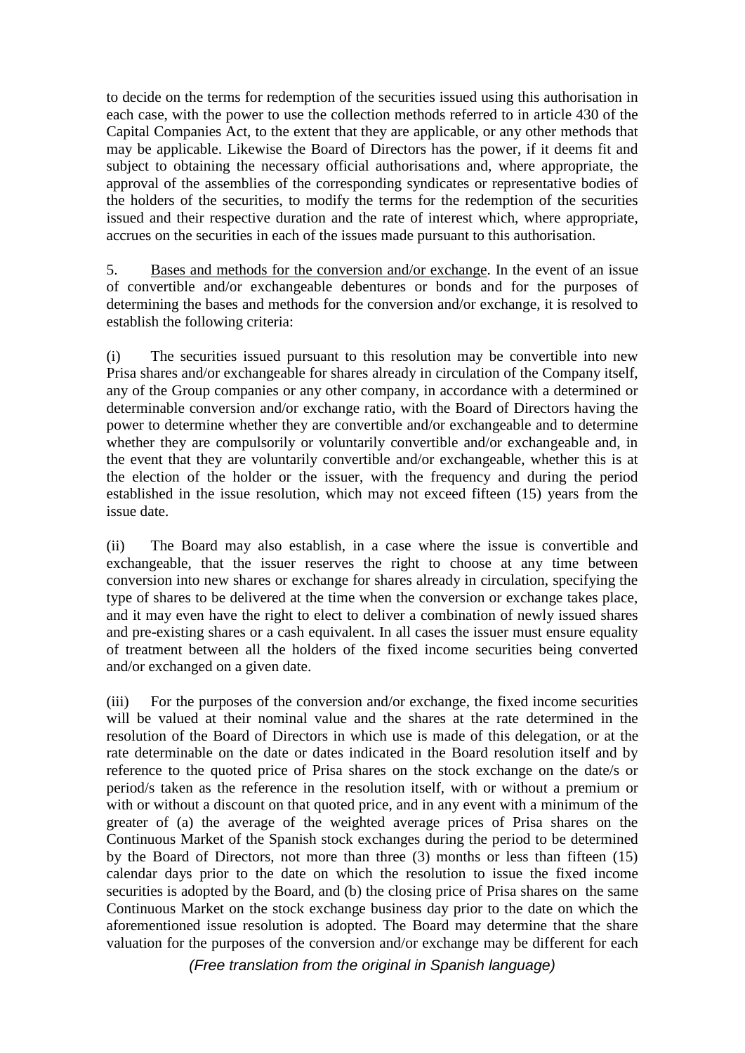to decide on the terms for redemption of the securities issued using this authorisation in each case, with the power to use the collection methods referred to in article 430 of the Capital Companies Act, to the extent that they are applicable, or any other methods that may be applicable. Likewise the Board of Directors has the power, if it deems fit and subject to obtaining the necessary official authorisations and, where appropriate, the approval of the assemblies of the corresponding syndicates or representative bodies of the holders of the securities, to modify the terms for the redemption of the securities issued and their respective duration and the rate of interest which, where appropriate, accrues on the securities in each of the issues made pursuant to this authorisation.

5. Bases and methods for the conversion and/or exchange. In the event of an issue of convertible and/or exchangeable debentures or bonds and for the purposes of determining the bases and methods for the conversion and/or exchange, it is resolved to establish the following criteria:

(i) The securities issued pursuant to this resolution may be convertible into new Prisa shares and/or exchangeable for shares already in circulation of the Company itself, any of the Group companies or any other company, in accordance with a determined or determinable conversion and/or exchange ratio, with the Board of Directors having the power to determine whether they are convertible and/or exchangeable and to determine whether they are compulsorily or voluntarily convertible and/or exchangeable and, in the event that they are voluntarily convertible and/or exchangeable, whether this is at the election of the holder or the issuer, with the frequency and during the period established in the issue resolution, which may not exceed fifteen (15) years from the issue date.

(ii) The Board may also establish, in a case where the issue is convertible and exchangeable, that the issuer reserves the right to choose at any time between conversion into new shares or exchange for shares already in circulation, specifying the type of shares to be delivered at the time when the conversion or exchange takes place, and it may even have the right to elect to deliver a combination of newly issued shares and pre-existing shares or a cash equivalent. In all cases the issuer must ensure equality of treatment between all the holders of the fixed income securities being converted and/or exchanged on a given date.

(iii) For the purposes of the conversion and/or exchange, the fixed income securities will be valued at their nominal value and the shares at the rate determined in the resolution of the Board of Directors in which use is made of this delegation, or at the rate determinable on the date or dates indicated in the Board resolution itself and by reference to the quoted price of Prisa shares on the stock exchange on the date/s or period/s taken as the reference in the resolution itself, with or without a premium or with or without a discount on that quoted price, and in any event with a minimum of the greater of (a) the average of the weighted average prices of Prisa shares on the Continuous Market of the Spanish stock exchanges during the period to be determined by the Board of Directors, not more than three (3) months or less than fifteen (15) calendar days prior to the date on which the resolution to issue the fixed income securities is adopted by the Board, and (b) the closing price of Prisa shares on the same Continuous Market on the stock exchange business day prior to the date on which the aforementioned issue resolution is adopted. The Board may determine that the share valuation for the purposes of the conversion and/or exchange may be different for each

*(Free translation from the original in Spanish language)*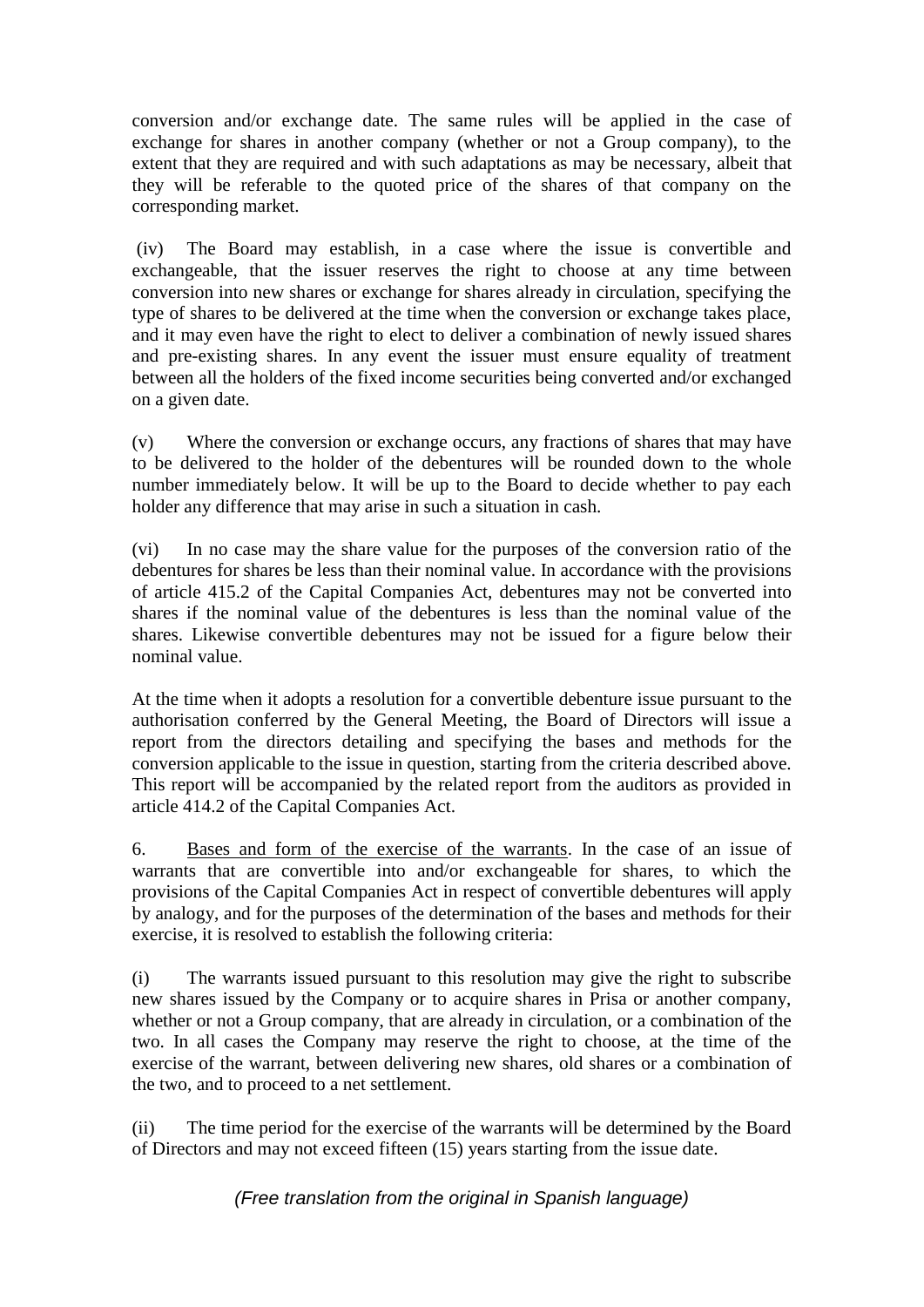conversion and/or exchange date. The same rules will be applied in the case of exchange for shares in another company (whether or not a Group company), to the extent that they are required and with such adaptations as may be necessary, albeit that they will be referable to the quoted price of the shares of that company on the corresponding market.

(iv) The Board may establish, in a case where the issue is convertible and exchangeable, that the issuer reserves the right to choose at any time between conversion into new shares or exchange for shares already in circulation, specifying the type of shares to be delivered at the time when the conversion or exchange takes place, and it may even have the right to elect to deliver a combination of newly issued shares and pre-existing shares. In any event the issuer must ensure equality of treatment between all the holders of the fixed income securities being converted and/or exchanged on a given date.

(v) Where the conversion or exchange occurs, any fractions of shares that may have to be delivered to the holder of the debentures will be rounded down to the whole number immediately below. It will be up to the Board to decide whether to pay each holder any difference that may arise in such a situation in cash.

(vi) In no case may the share value for the purposes of the conversion ratio of the debentures for shares be less than their nominal value. In accordance with the provisions of article 415.2 of the Capital Companies Act, debentures may not be converted into shares if the nominal value of the debentures is less than the nominal value of the shares. Likewise convertible debentures may not be issued for a figure below their nominal value.

At the time when it adopts a resolution for a convertible debenture issue pursuant to the authorisation conferred by the General Meeting, the Board of Directors will issue a report from the directors detailing and specifying the bases and methods for the conversion applicable to the issue in question, starting from the criteria described above. This report will be accompanied by the related report from the auditors as provided in article 414.2 of the Capital Companies Act.

6. Bases and form of the exercise of the warrants. In the case of an issue of warrants that are convertible into and/or exchangeable for shares, to which the provisions of the Capital Companies Act in respect of convertible debentures will apply by analogy, and for the purposes of the determination of the bases and methods for their exercise, it is resolved to establish the following criteria:

(i) The warrants issued pursuant to this resolution may give the right to subscribe new shares issued by the Company or to acquire shares in Prisa or another company, whether or not a Group company, that are already in circulation, or a combination of the two. In all cases the Company may reserve the right to choose, at the time of the exercise of the warrant, between delivering new shares, old shares or a combination of the two, and to proceed to a net settlement.

(ii) The time period for the exercise of the warrants will be determined by the Board of Directors and may not exceed fifteen (15) years starting from the issue date.

*(Free translation from the original in Spanish language)*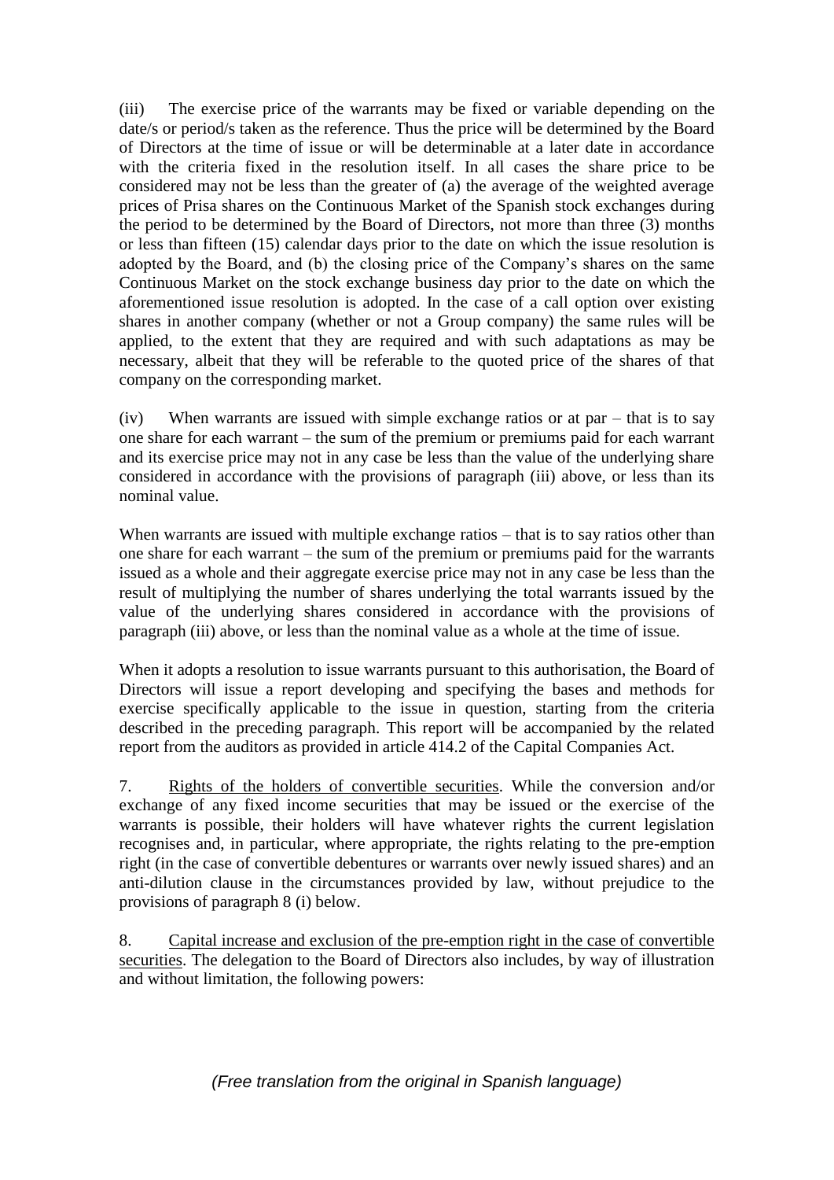(iii) The exercise price of the warrants may be fixed or variable depending on the date/s or period/s taken as the reference. Thus the price will be determined by the Board of Directors at the time of issue or will be determinable at a later date in accordance with the criteria fixed in the resolution itself. In all cases the share price to be considered may not be less than the greater of (a) the average of the weighted average prices of Prisa shares on the Continuous Market of the Spanish stock exchanges during the period to be determined by the Board of Directors, not more than three (3) months or less than fifteen (15) calendar days prior to the date on which the issue resolution is adopted by the Board, and (b) the closing price of the Company's shares on the same Continuous Market on the stock exchange business day prior to the date on which the aforementioned issue resolution is adopted. In the case of a call option over existing shares in another company (whether or not a Group company) the same rules will be applied, to the extent that they are required and with such adaptations as may be necessary, albeit that they will be referable to the quoted price of the shares of that company on the corresponding market.

(iv) When warrants are issued with simple exchange ratios or at par – that is to say one share for each warrant – the sum of the premium or premiums paid for each warrant and its exercise price may not in any case be less than the value of the underlying share considered in accordance with the provisions of paragraph (iii) above, or less than its nominal value.

When warrants are issued with multiple exchange ratios – that is to say ratios other than one share for each warrant – the sum of the premium or premiums paid for the warrants issued as a whole and their aggregate exercise price may not in any case be less than the result of multiplying the number of shares underlying the total warrants issued by the value of the underlying shares considered in accordance with the provisions of paragraph (iii) above, or less than the nominal value as a whole at the time of issue.

When it adopts a resolution to issue warrants pursuant to this authorisation, the Board of Directors will issue a report developing and specifying the bases and methods for exercise specifically applicable to the issue in question, starting from the criteria described in the preceding paragraph. This report will be accompanied by the related report from the auditors as provided in article 414.2 of the Capital Companies Act.

7. Rights of the holders of convertible securities. While the conversion and/or exchange of any fixed income securities that may be issued or the exercise of the warrants is possible, their holders will have whatever rights the current legislation recognises and, in particular, where appropriate, the rights relating to the pre-emption right (in the case of convertible debentures or warrants over newly issued shares) and an anti-dilution clause in the circumstances provided by law, without prejudice to the provisions of paragraph 8 (i) below.

8. Capital increase and exclusion of the pre-emption right in the case of convertible securities. The delegation to the Board of Directors also includes, by way of illustration and without limitation, the following powers:

*(Free translation from the original in Spanish language)*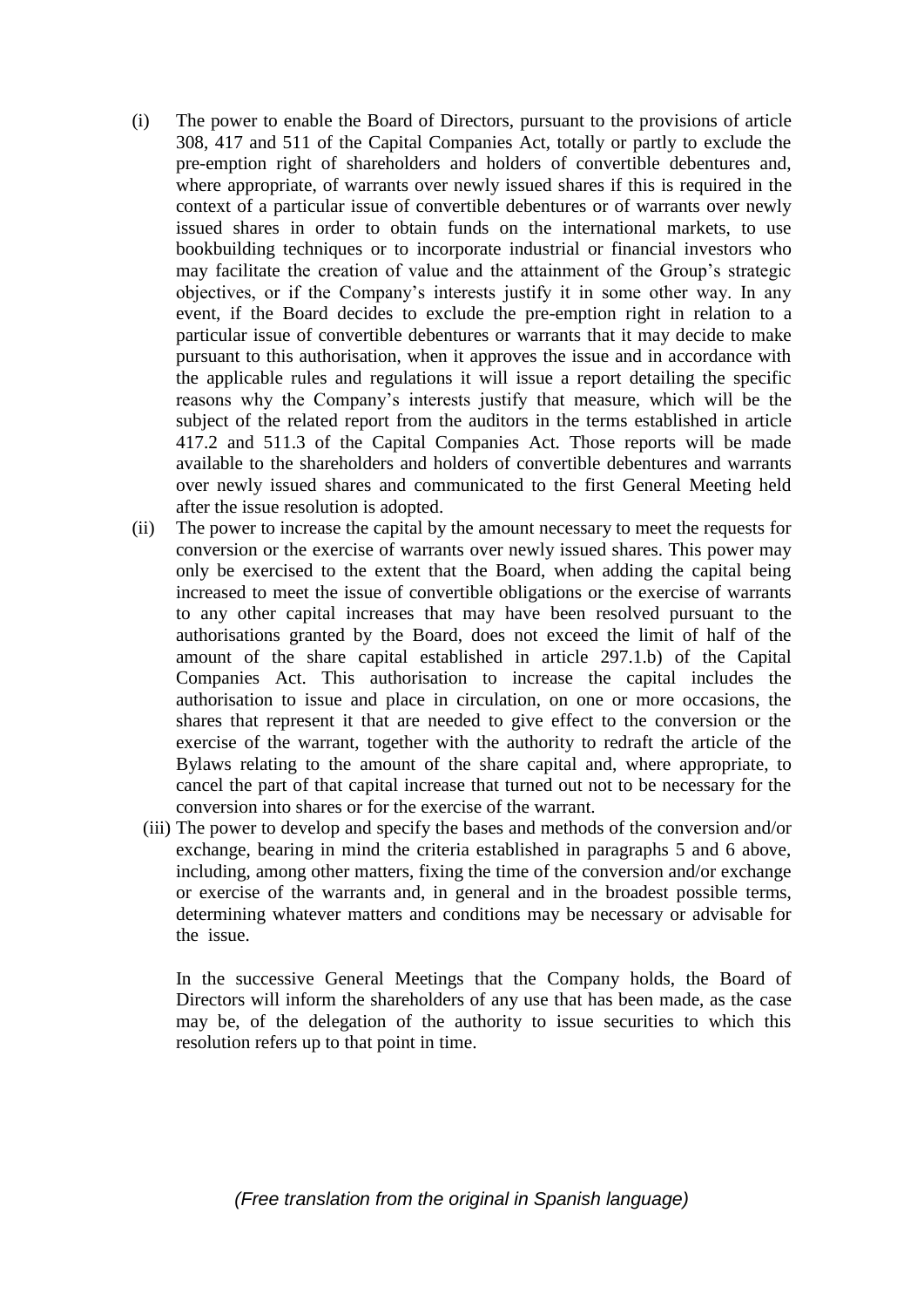(i) The power to enable the Board of Directors, pursuant to the provisions of article 308, 417 and 511 of the Capital Companies Act, totally or partly to exclude the pre-emption right of shareholders and holders of convertible debentures and, where appropriate, of warrants over newly issued shares if this is required in the context of a particular issue of convertible debentures or of warrants over newly issued shares in order to obtain funds on the international markets, to use bookbuilding techniques or to incorporate industrial or financial investors who may facilitate the creation of value and the attainment of the Group's strategic objectives, or if the Company's interests justify it in some other way. In any event, if the Board decides to exclude the pre-emption right in relation to a particular issue of convertible debentures or warrants that it may decide to make pursuant to this authorisation, when it approves the issue and in accordance with the applicable rules and regulations it will issue a report detailing the specific reasons why the Company's interests justify that measure, which will be the subject of the related report from the auditors in the terms established in article 417.2 and 511.3 of the Capital Companies Act. Those reports will be made available to the shareholders and holders of convertible debentures and warrants over newly issued shares and communicated to the first General Meeting held after the issue resolution is adopted.

(ii) The power to increase the capital by the amount necessary to meet the requests for conversion or the exercise of warrants over newly issued shares. This power may only be exercised to the extent that the Board, when adding the capital being increased to meet the issue of convertible obligations or the exercise of warrants to any other capital increases that may have been resolved pursuant to the authorisations granted by the Board, does not exceed the limit of half of the amount of the share capital established in article 297.1.b) of the Capital Companies Act. This authorisation to increase the capital includes the authorisation to issue and place in circulation, on one or more occasions, the shares that represent it that are needed to give effect to the conversion or the exercise of the warrant, together with the authority to redraft the article of the Bylaws relating to the amount of the share capital and, where appropriate, to cancel the part of that capital increase that turned out not to be necessary for the conversion into shares or for the exercise of the warrant.

(iii) The power to develop and specify the bases and methods of the conversion and/or exchange, bearing in mind the criteria established in paragraphs 5 and 6 above, including, among other matters, fixing the time of the conversion and/or exchange or exercise of the warrants and, in general and in the broadest possible terms, determining whatever matters and conditions may be necessary or advisable for the issue.

In the successive General Meetings that the Company holds, the Board of Directors will inform the shareholders of any use that has been made, as the case may be, of the delegation of the authority to issue securities to which this resolution refers up to that point in time.

*(Free translation from the original in Spanish language)*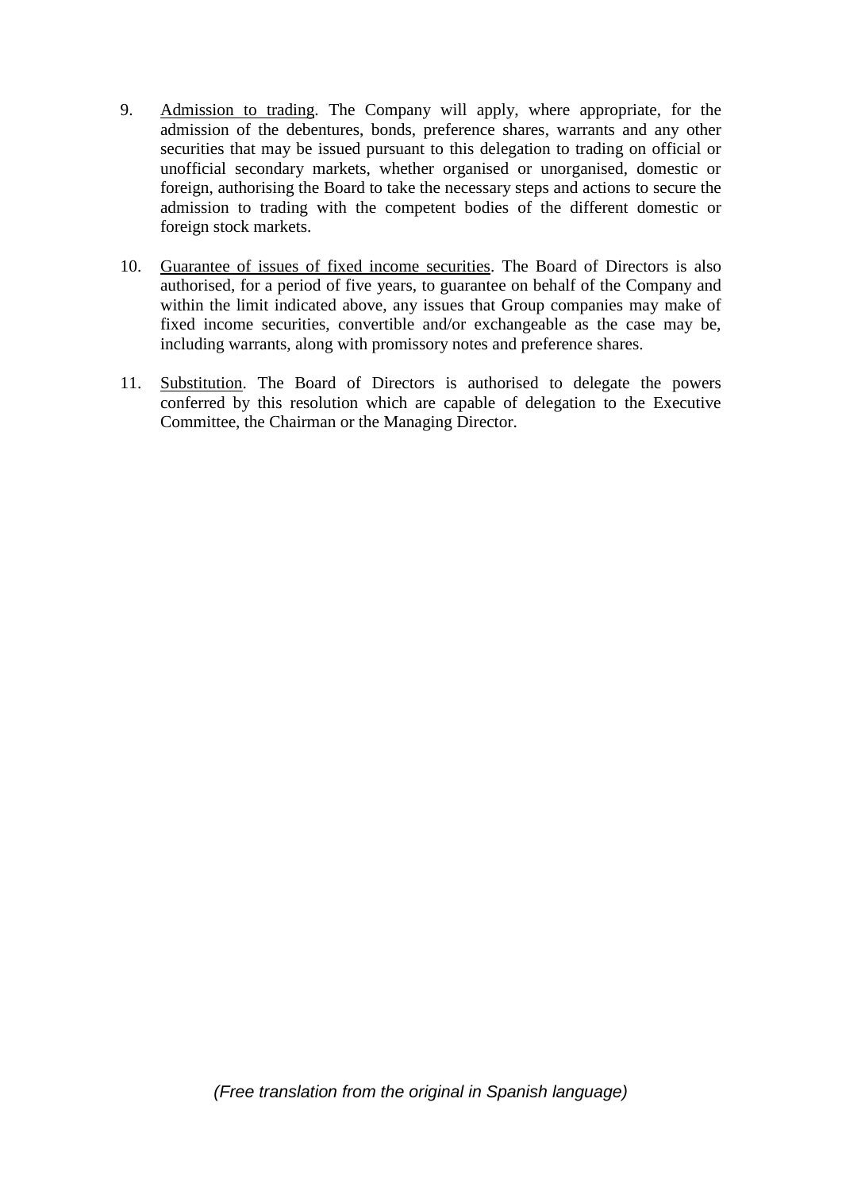9. Admission to trading. The Company will apply, where appropriate, for the admission of the debentures, bonds, preference shares, warrants and any other securities that may be issued pursuant to this delegation to trading on official or unofficial secondary markets, whether organised or unorganised, domestic or foreign, authorising the Board to take the necessary steps and actions to secure the admission to trading with the competent bodies of the different domestic or foreign stock markets.

10. Guarantee of issues of fixed income securities. The Board of Directors is also authorised, for a period of five years, to guarantee on behalf of the Company and within the limit indicated above, any issues that Group companies may make of fixed income securities, convertible and/or exchangeable as the case may be, including warrants, along with promissory notes and preference shares.

11. Substitution. The Board of Directors is authorised to delegate the powers conferred by this resolution which are capable of delegation to the Executive Committee, the Chairman or the Managing Director.

*(Free translation from the original in Spanish language)*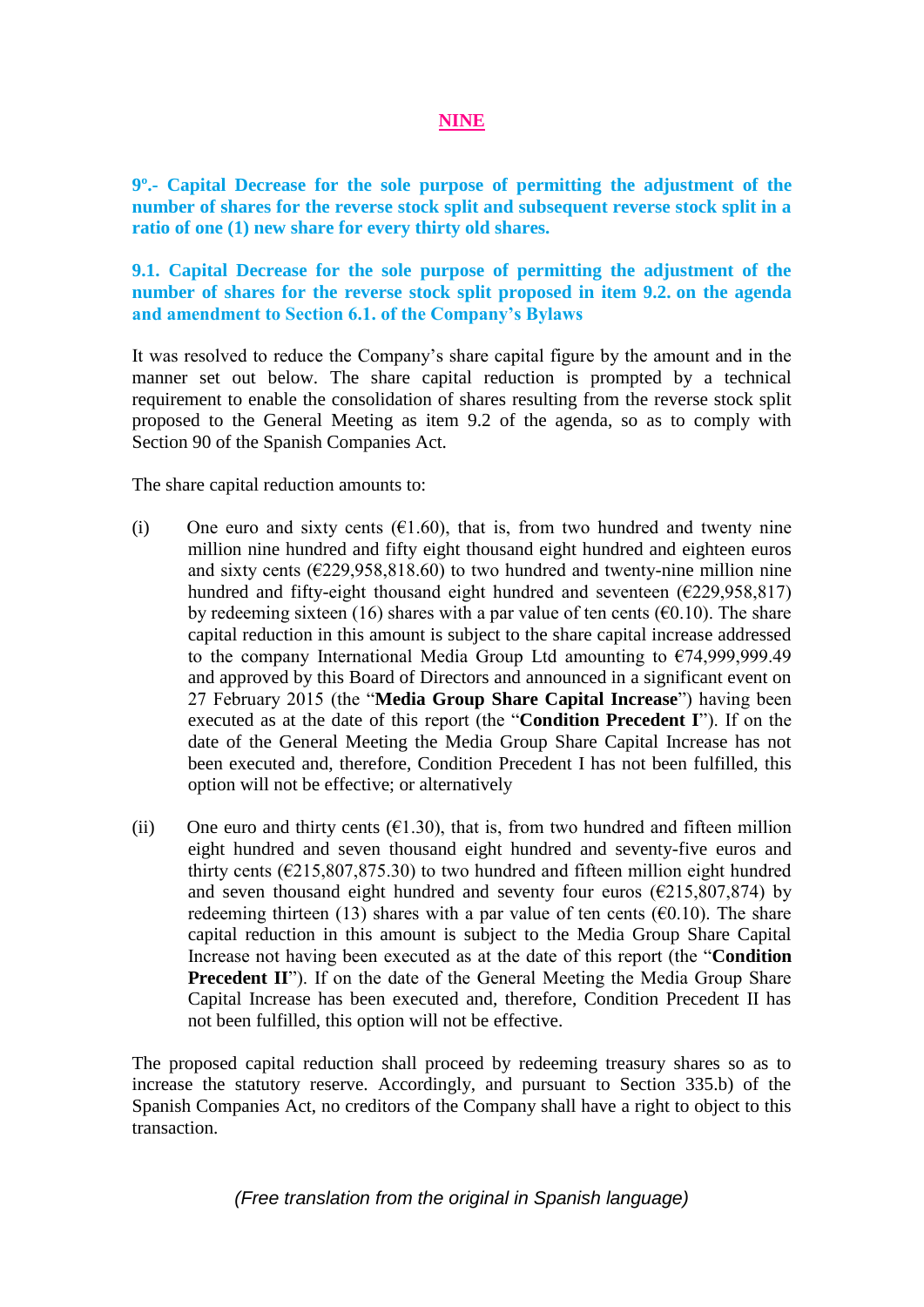## NINE

### 9º.- Capital Decrease for the sole purpose of permitting the adjustment of the number of shares for the reverse stock split and subsequent reverse stock split in a ratio of one (1) new share for every thirty old shares.

### 9.1. Capital Decrease for the sole purpose of permitting the adjustment of the number of shares for the reverse stock split proposed in item 9.2. on the agenda and amendment to Section 6.1. of the Company's Bylaws

It was resolved to reduce the Company's share capital figure by the amount and in the manner set out below. The share capital reduction is prompted by a technical requirement to enable the consolidation of shares resulting from the reverse stock split proposed to the General Meeting as item 9.2 of the agenda, so as to comply with Section 90 of the Spanish Companies Act.

The share capital reduction amounts to:

(i) One euro and sixty cents (€1.60), that is, from two hundred and twenty nine million nine hundred and fifty eight thousand eight hundred and eighteen euros and sixty cents (€229,958,818.60) to two hundred and twenty-nine million nine hundred and fifty-eight thousand eight hundred and seventeen (€229,958,817) by redeeming sixteen (16) shares with a par value of ten cents (€0.10). The share capital reduction in this amount is subject to the share capital increase addressed to the company International Media Group Ltd amounting to €74,999,999.49 and approved by this Board of Directors and announced in a significant event on 27 February 2015 (the "**Media Group Share Capital Increase**") having been executed as at the date of this report (the "**Condition Precedent I**"). If on the date of the General Meeting the Media Group Share Capital Increase has not been executed and, therefore, Condition Precedent I has not been fulfilled, this option will not be effective; or alternatively

(ii) One euro and thirty cents (€1.30), that is, from two hundred and fifteen million eight hundred and seven thousand eight hundred and seventy-five euros and thirty cents (€215,807,875.30) to two hundred and fifteen million eight hundred and seven thousand eight hundred and seventy four euros (€215,807,874) by redeeming thirteen (13) shares with a par value of ten cents (€0.10). The share capital reduction in this amount is subject to the Media Group Share Capital Increase not having been executed as at the date of this report (the "**Condition Precedent II**"). If on the date of the General Meeting the Media Group Share Capital Increase has been executed and, therefore, Condition Precedent II has not been fulfilled, this option will not be effective.

The proposed capital reduction shall proceed by redeeming treasury shares so as to increase the statutory reserve. Accordingly, and pursuant to Section 335.b) of the Spanish Companies Act, no creditors of the Company shall have a right to object to this transaction.

*(Free translation from the original in Spanish language)*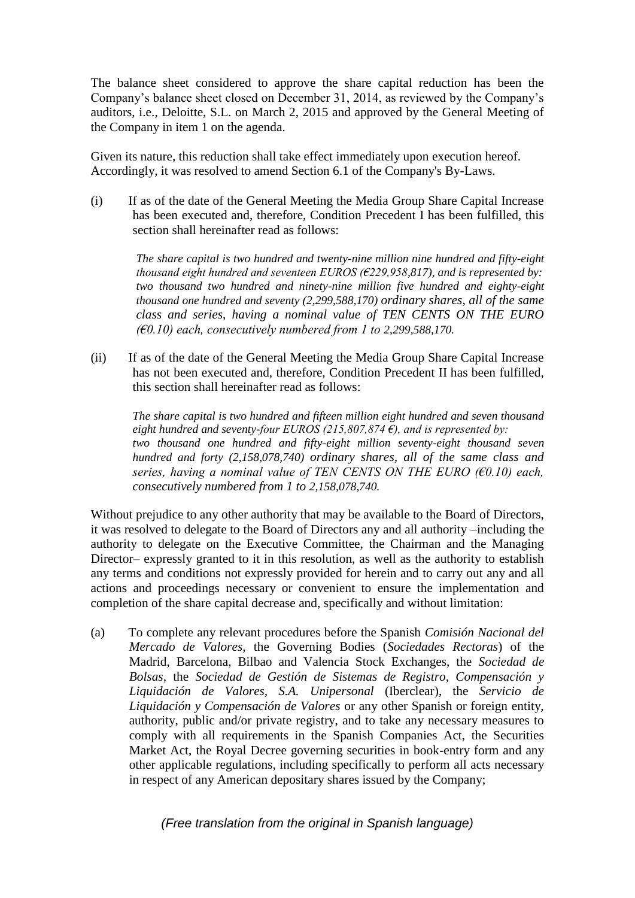The balance sheet considered to approve the share capital reduction has been the Company's balance sheet closed on December 31, 2014, as reviewed by the Company's auditors, i.e., Deloitte, S.L. on March 2, 2015 and approved by the General Meeting of the Company in item 1 on the agenda.

Given its nature, this reduction shall take effect immediately upon execution hereof. Accordingly, it was resolved to amend Section 6.1 of the Company's By-Laws.

(i) If as of the date of the General Meeting the Media Group Share Capital Increase has been executed and, therefore, Condition Precedent I has been fulfilled, this section shall hereinafter read as follows:

> *The share capital is two hundred and twenty-nine million nine hundred and fifty-eight thousand eight hundred and seventeen EUROS (€229,958,817), and is represented by: two thousand two hundred and ninety-nine million five hundred and eighty-eight thousand one hundred and seventy (2,299,588,170) ordinary shares, all of the same class and series, having a nominal value of TEN CENTS ON THE EURO (€0.10) each, consecutively numbered from 1 to 2,299,588,170.*

(ii) If as of the date of the General Meeting the Media Group Share Capital Increase has not been executed and, therefore, Condition Precedent II has been fulfilled, this section shall hereinafter read as follows:

> *The share capital is two hundred and fifteen million eight hundred and seven thousand eight hundred and seventy-four EUROS (215,807,874 €), and is represented by: two thousand one hundred and fifty-eight million seventy-eight thousand seven hundred and forty (2,158,078,740) ordinary shares, all of the same class and series, having a nominal value of TEN CENTS ON THE EURO (€0.10) each, consecutively numbered from 1 to 2,158,078,740.*

Without prejudice to any other authority that may be available to the Board of Directors, it was resolved to delegate to the Board of Directors any and all authority –including the authority to delegate on the Executive Committee, the Chairman and the Managing Director– expressly granted to it in this resolution, as well as the authority to establish any terms and conditions not expressly provided for herein and to carry out any and all actions and proceedings necessary or convenient to ensure the implementation and completion of the share capital decrease and, specifically and without limitation:

(a) To complete any relevant procedures before the Spanish *Comisión Nacional del Mercado de Valores*, the Governing Bodies (*Sociedades Rectoras*) of the Madrid, Barcelona, Bilbao and Valencia Stock Exchanges, the *Sociedad de Bolsas*, the *Sociedad de Gestión de Sistemas de Registro, Compensación y Liquidación de Valores, S.A. Unipersonal* (Iberclear), the *Servicio de Liquidación y Compensación de Valores* or any other Spanish or foreign entity, authority, public and/or private registry, and to take any necessary measures to comply with all requirements in the Spanish Companies Act, the Securities Market Act, the Royal Decree governing securities in book-entry form and any other applicable regulations, including specifically to perform all acts necessary in respect of any American depositary shares issued by the Company;

*(Free translation from the original in Spanish language)*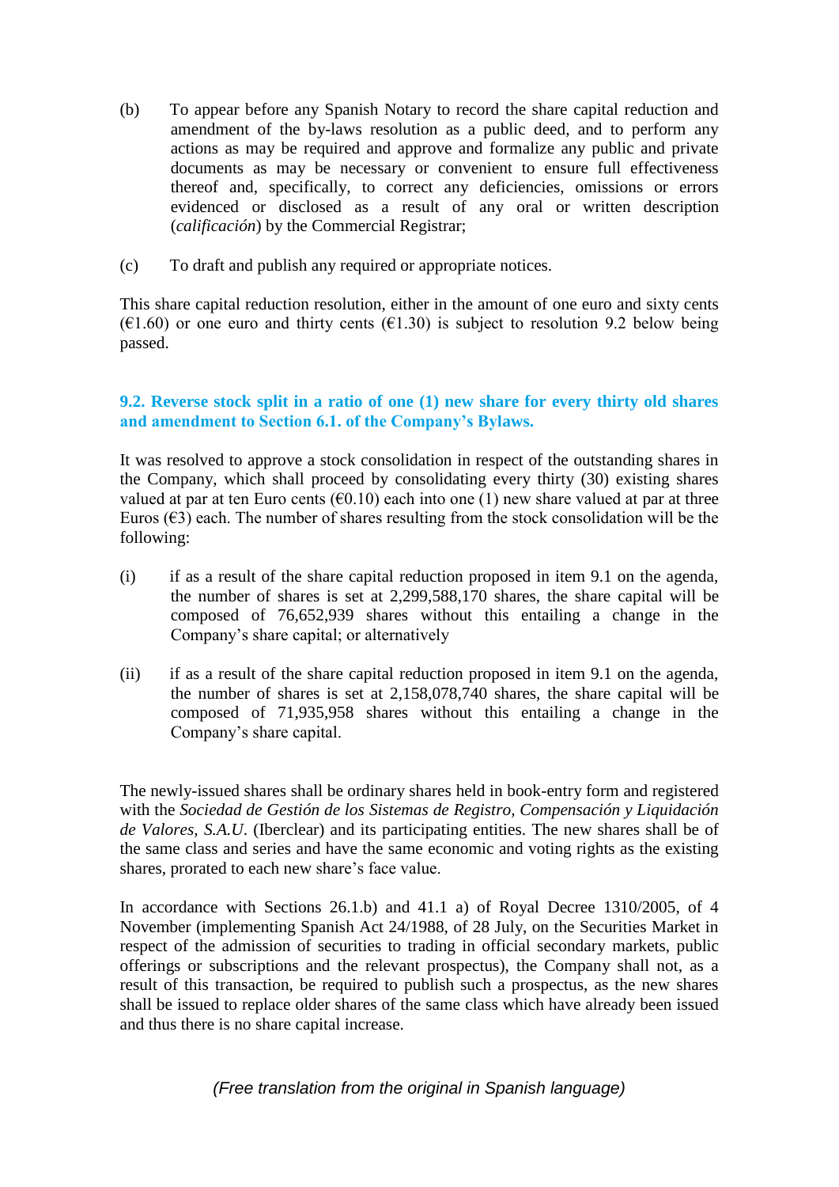(b) To appear before any Spanish Notary to record the share capital reduction and amendment of the by-laws resolution as a public deed, and to perform any actions as may be required and approve and formalize any public and private documents as may be necessary or convenient to ensure full effectiveness thereof and, specifically, to correct any deficiencies, omissions or errors evidenced or disclosed as a result of any oral or written description (*calificación*) by the Commercial Registrar;

(c) To draft and publish any required or appropriate notices.

This share capital reduction resolution, either in the amount of one euro and sixty cents (€1.60) or one euro and thirty cents (€1.30) is subject to resolution 9.2 below being passed.

### 9.2. Reverse stock split in a ratio of one (1) new share for every thirty old shares and amendment to Section 6.1. of the Company's Bylaws.

It was resolved to approve a stock consolidation in respect of the outstanding shares in the Company, which shall proceed by consolidating every thirty (30) existing shares valued at par at ten Euro cents (€0.10) each into one (1) new share valued at par at three Euros (€3) each. The number of shares resulting from the stock consolidation will be the following:

(i) if as a result of the share capital reduction proposed in item 9.1 on the agenda, the number of shares is set at 2,299,588,170 shares, the share capital will be composed of 76,652,939 shares without this entailing a change in the Company's share capital; or alternatively

(ii) if as a result of the share capital reduction proposed in item 9.1 on the agenda, the number of shares is set at 2,158,078,740 shares, the share capital will be composed of 71,935,958 shares without this entailing a change in the Company's share capital.

The newly-issued shares shall be ordinary shares held in book-entry form and registered with the *Sociedad de Gestión de los Sistemas de Registro, Compensación y Liquidación de Valores, S.A.U.* (Iberclear) and its participating entities. The new shares shall be of the same class and series and have the same economic and voting rights as the existing shares, prorated to each new share's face value.

In accordance with Sections 26.1.b) and 41.1 a) of Royal Decree 1310/2005, of 4 November (implementing Spanish Act 24/1988, of 28 July, on the Securities Market in respect of the admission of securities to trading in official secondary markets, public offerings or subscriptions and the relevant prospectus), the Company shall not, as a result of this transaction, be required to publish such a prospectus, as the new shares shall be issued to replace older shares of the same class which have already been issued and thus there is no share capital increase.

*(Free translation from the original in Spanish language)*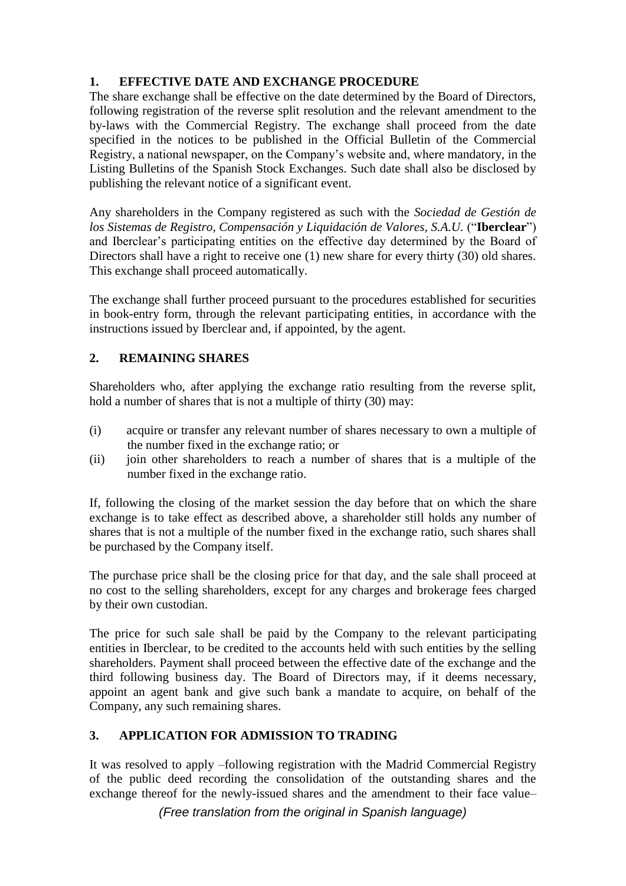## 1. EFFECTIVE DATE AND EXCHANGE PROCEDURE

The share exchange shall be effective on the date determined by the Board of Directors, following registration of the reverse split resolution and the relevant amendment to the by-laws with the Commercial Registry. The exchange shall proceed from the date specified in the notices to be published in the Official Bulletin of the Commercial Registry, a national newspaper, on the Company's website and, where mandatory, in the Listing Bulletins of the Spanish Stock Exchanges. Such date shall also be disclosed by publishing the relevant notice of a significant event.

Any shareholders in the Company registered as such with the *Sociedad de Gestión de los Sistemas de Registro, Compensación y Liquidación de Valores, S.A.U.* ("**Iberclear**") and Iberclear's participating entities on the effective day determined by the Board of Directors shall have a right to receive one (1) new share for every thirty (30) old shares. This exchange shall proceed automatically.

The exchange shall further proceed pursuant to the procedures established for securities in book-entry form, through the relevant participating entities, in accordance with the instructions issued by Iberclear and, if appointed, by the agent.

## 2. REMAINING SHARES

Shareholders who, after applying the exchange ratio resulting from the reverse split, hold a number of shares that is not a multiple of thirty (30) may:

(i) acquire or transfer any relevant number of shares necessary to own a multiple of the number fixed in the exchange ratio; or

(ii) join other shareholders to reach a number of shares that is a multiple of the number fixed in the exchange ratio.

If, following the closing of the market session the day before that on which the share exchange is to take effect as described above, a shareholder still holds any number of shares that is not a multiple of the number fixed in the exchange ratio, such shares shall be purchased by the Company itself.

The purchase price shall be the closing price for that day, and the sale shall proceed at no cost to the selling shareholders, except for any charges and brokerage fees charged by their own custodian.

The price for such sale shall be paid by the Company to the relevant participating entities in Iberclear, to be credited to the accounts held with such entities by the selling shareholders. Payment shall proceed between the effective date of the exchange and the third following business day. The Board of Directors may, if it deems necessary, appoint an agent bank and give such bank a mandate to acquire, on behalf of the Company, any such remaining shares.

## 3. APPLICATION FOR ADMISSION TO TRADING

It was resolved to apply –following registration with the Madrid Commercial Registry of the public deed recording the consolidation of the outstanding shares and the exchange thereof for the newly-issued shares and the amendment to their face value–

*(Free translation from the original in Spanish language)*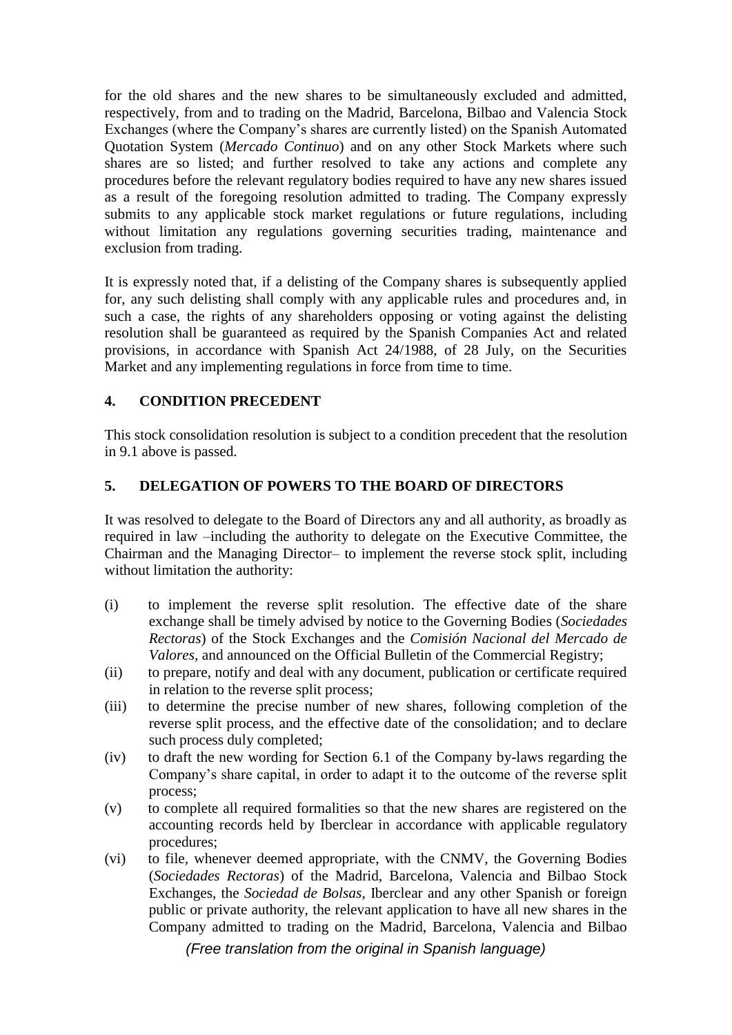for the old shares and the new shares to be simultaneously excluded and admitted, respectively, from and to trading on the Madrid, Barcelona, Bilbao and Valencia Stock Exchanges (where the Company's shares are currently listed) on the Spanish Automated Quotation System (*Mercado Continuo*) and on any other Stock Markets where such shares are so listed; and further resolved to take any actions and complete any procedures before the relevant regulatory bodies required to have any new shares issued as a result of the foregoing resolution admitted to trading. The Company expressly submits to any applicable stock market regulations or future regulations, including without limitation any regulations governing securities trading, maintenance and exclusion from trading.

It is expressly noted that, if a delisting of the Company shares is subsequently applied for, any such delisting shall comply with any applicable rules and procedures and, in such a case, the rights of any shareholders opposing or voting against the delisting resolution shall be guaranteed as required by the Spanish Companies Act and related provisions, in accordance with Spanish Act 24/1988, of 28 July, on the Securities Market and any implementing regulations in force from time to time.

## 4. CONDITION PRECEDENT

This stock consolidation resolution is subject to a condition precedent that the resolution in 9.1 above is passed.

## 5. DELEGATION OF POWERS TO THE BOARD OF DIRECTORS

It was resolved to delegate to the Board of Directors any and all authority, as broadly as required in law –including the authority to delegate on the Executive Committee, the Chairman and the Managing Director– to implement the reverse stock split, including without limitation the authority:

(i) to implement the reverse split resolution. The effective date of the share exchange shall be timely advised by notice to the Governing Bodies (*Sociedades Rectoras*) of the Stock Exchanges and the *Comisión Nacional del Mercado de Valores*, and announced on the Official Bulletin of the Commercial Registry;

(ii) to prepare, notify and deal with any document, publication or certificate required in relation to the reverse split process;

(iii) to determine the precise number of new shares, following completion of the reverse split process, and the effective date of the consolidation; and to declare such process duly completed;

(iv) to draft the new wording for Section 6.1 of the Company by-laws regarding the Company's share capital, in order to adapt it to the outcome of the reverse split process;

(v) to complete all required formalities so that the new shares are registered on the accounting records held by Iberclear in accordance with applicable regulatory procedures;

(vi) to file, whenever deemed appropriate, with the CNMV, the Governing Bodies (*Sociedades Rectoras*) of the Madrid, Barcelona, Valencia and Bilbao Stock Exchanges, the *Sociedad de Bolsas*, Iberclear and any other Spanish or foreign public or private authority, the relevant application to have all new shares in the Company admitted to trading on the Madrid, Barcelona, Valencia and Bilbao

*(Free translation from the original in Spanish language)*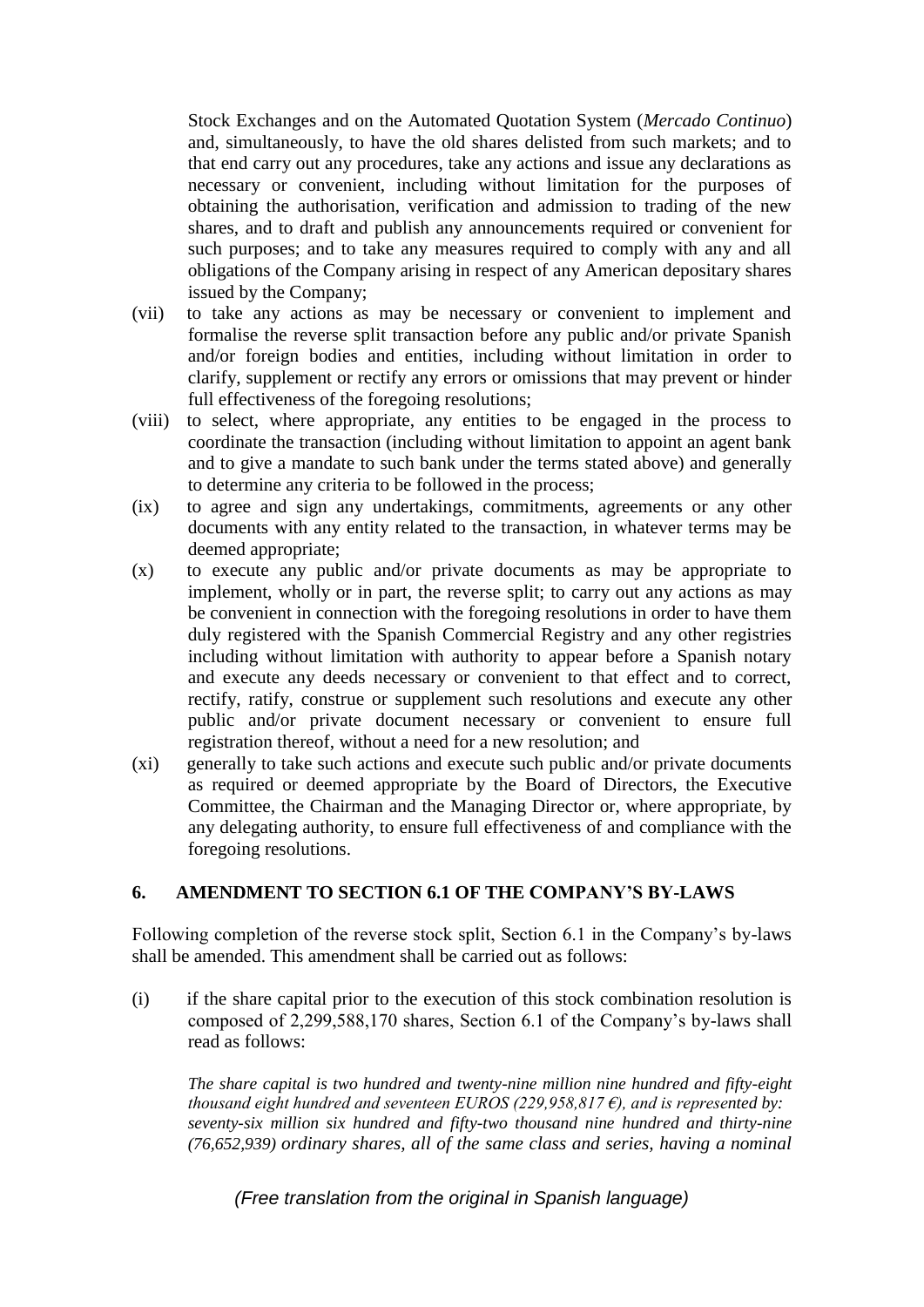Stock Exchanges and on the Automated Quotation System (*Mercado Continuo*) and, simultaneously, to have the old shares delisted from such markets; and to that end carry out any procedures, take any actions and issue any declarations as necessary or convenient, including without limitation for the purposes of obtaining the authorisation, verification and admission to trading of the new shares, and to draft and publish any announcements required or convenient for such purposes; and to take any measures required to comply with any and all obligations of the Company arising in respect of any American depositary shares issued by the Company;

(vii) to take any actions as may be necessary or convenient to implement and formalise the reverse split transaction before any public and/or private Spanish and/or foreign bodies and entities, including without limitation in order to clarify, supplement or rectify any errors or omissions that may prevent or hinder full effectiveness of the foregoing resolutions;

(viii) to select, where appropriate, any entities to be engaged in the process to coordinate the transaction (including without limitation to appoint an agent bank and to give a mandate to such bank under the terms stated above) and generally to determine any criteria to be followed in the process;

(ix) to agree and sign any undertakings, commitments, agreements or any other documents with any entity related to the transaction, in whatever terms may be deemed appropriate;

(x) to execute any public and/or private documents as may be appropriate to implement, wholly or in part, the reverse split; to carry out any actions as may be convenient in connection with the foregoing resolutions in order to have them duly registered with the Spanish Commercial Registry and any other registries including without limitation with authority to appear before a Spanish notary and execute any deeds necessary or convenient to that effect and to correct, rectify, ratify, construe or supplement such resolutions and execute any other public and/or private document necessary or convenient to ensure full registration thereof, without a need for a new resolution; and

(xi) generally to take such actions and execute such public and/or private documents as required or deemed appropriate by the Board of Directors, the Executive Committee, the Chairman and the Managing Director or, where appropriate, by any delegating authority, to ensure full effectiveness of and compliance with the foregoing resolutions.

## 6. AMENDMENT TO SECTION 6.1 OF THE COMPANY'S BY-LAWS

Following completion of the reverse stock split, Section 6.1 in the Company's by-laws shall be amended. This amendment shall be carried out as follows:

(i) if the share capital prior to the execution of this stock combination resolution is composed of 2,299,588,170 shares, Section 6.1 of the Company's by-laws shall read as follows:

> *The share capital is two hundred and twenty-nine million nine hundred and fifty-eight thousand eight hundred and seventeen EUROS (229,958,817 €), and is represented by: seventy-six million six hundred and fifty-two thousand nine hundred and thirty-nine (76,652,939) ordinary shares, all of the same class and series, having a nominal*

*(Free translation from the original in Spanish language)*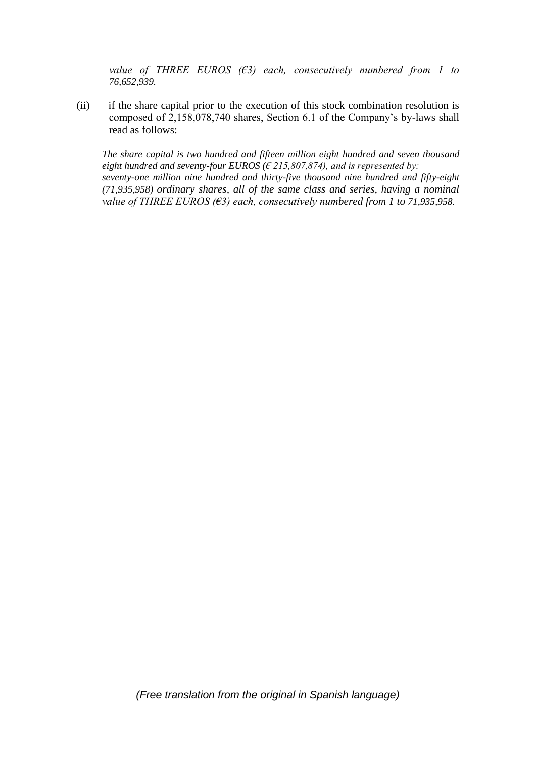*value of THREE EUROS (€3) each, consecutively numbered from 1 to 76,652,939.*

(ii) if the share capital prior to the execution of this stock combination resolution is composed of 2,158,078,740 shares, Section 6.1 of the Company's by-laws shall read as follows:

*The share capital is two hundred and fifteen million eight hundred and seven thousand eight hundred and seventy-four EUROS (€ 215,807,874), and is represented by: seventy-one million nine hundred and thirty-five thousand nine hundred and fifty-eight (71,935,958) ordinary shares, all of the same class and series, having a nominal value of THREE EUROS (€3) each, consecutively numbered from 1 to 71,935,958.*

*(Free translation from the original in Spanish language)*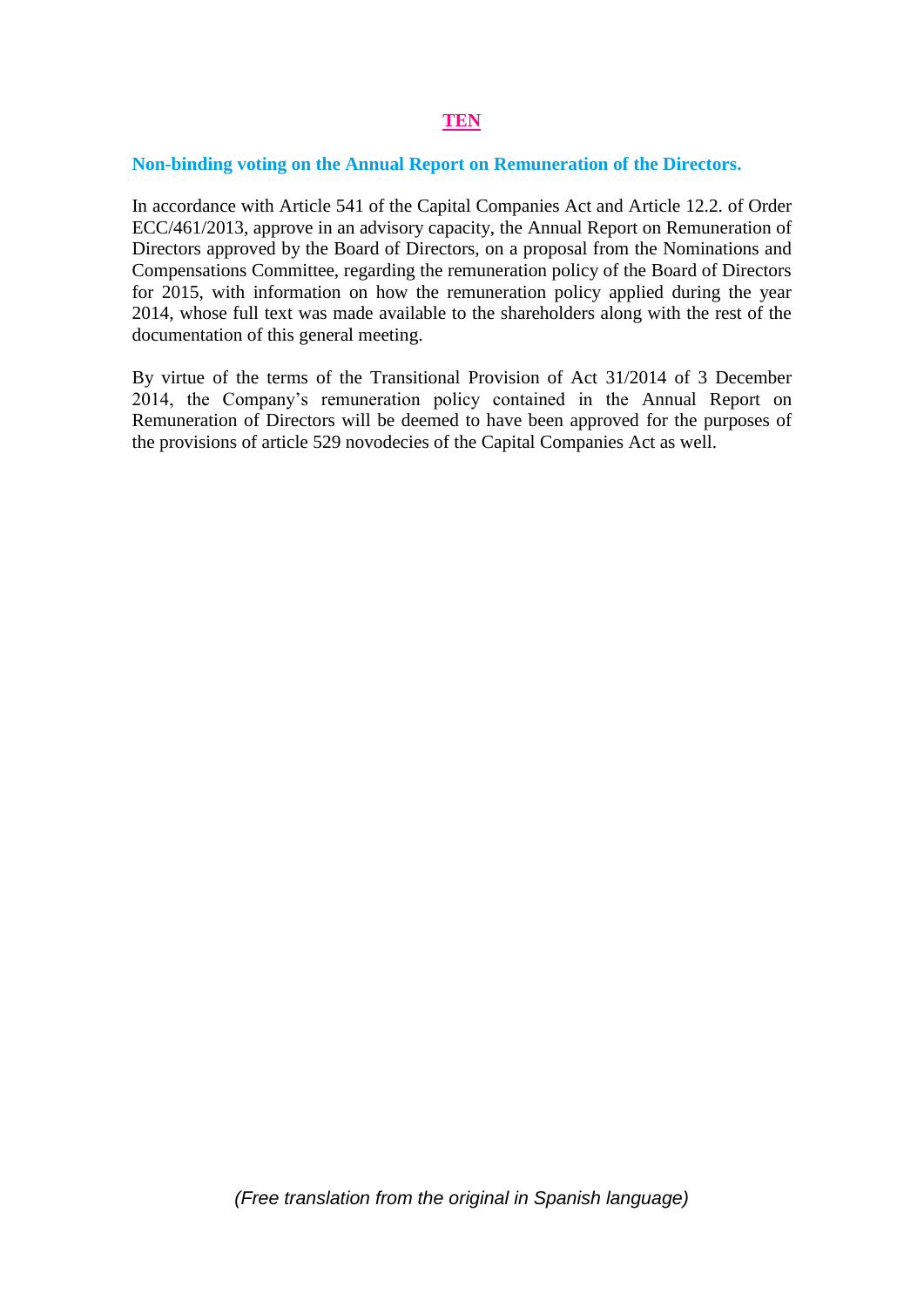**TEN**

**Non-binding voting on the Annual Report on Remuneration of the Directors.**

In accordance with Article 541 of the Capital Companies Act and Article 12.2. of Order ECC/461/2013, approve in an advisory capacity, the Annual Report on Remuneration of Directors approved by the Board of Directors, on a proposal from the Nominations and Compensations Committee, regarding the remuneration policy of the Board of Directors for 2015, with information on how the remuneration policy applied during the year 2014, whose full text was made available to the shareholders along with the rest of the documentation of this general meeting.

By virtue of the terms of the Transitional Provision of Act 31/2014 of 3 December 2014, the Company's remuneration policy contained in the Annual Report on Remuneration of Directors will be deemed to have been approved for the purposes of the provisions of article 529 novodecies of the Capital Companies Act as well.

*(Free translation from the original in Spanish language)*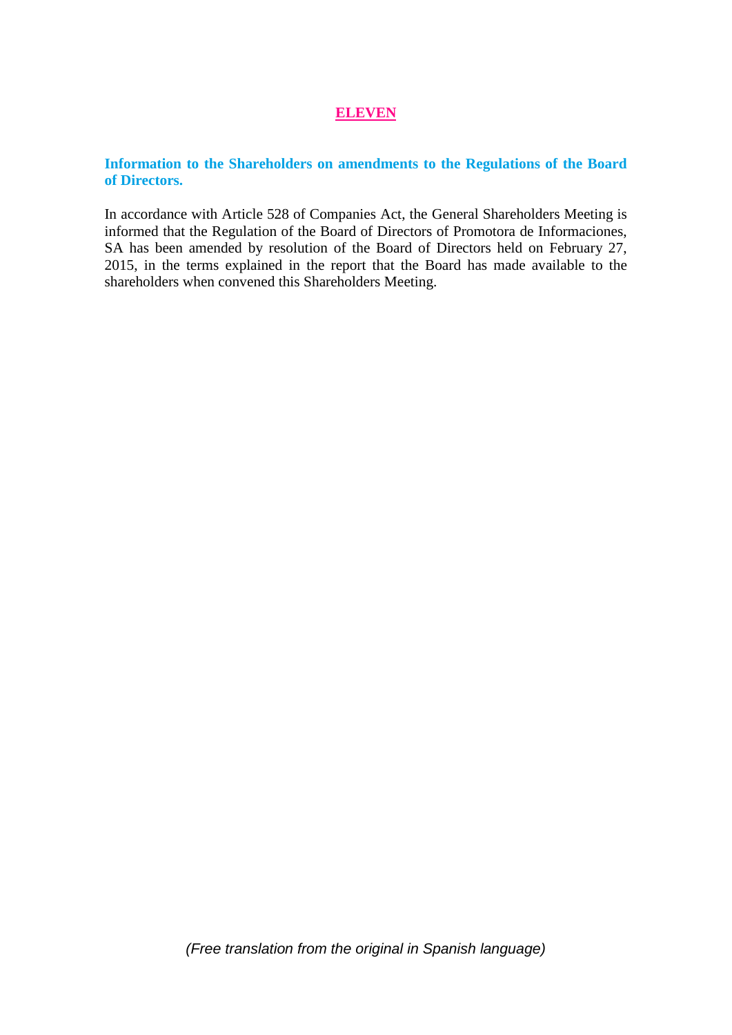## ELEVEN

**Information to the Shareholders on amendments to the Regulations of the Board of Directors.**

In accordance with Article 528 of Companies Act, the General Shareholders Meeting is informed that the Regulation of the Board of Directors of Promotora de Informaciones, SA has been amended by resolution of the Board of Directors held on February 27, 2015, in the terms explained in the report that the Board has made available to the shareholders when convened this Shareholders Meeting.

*(Free translation from the original in Spanish language)*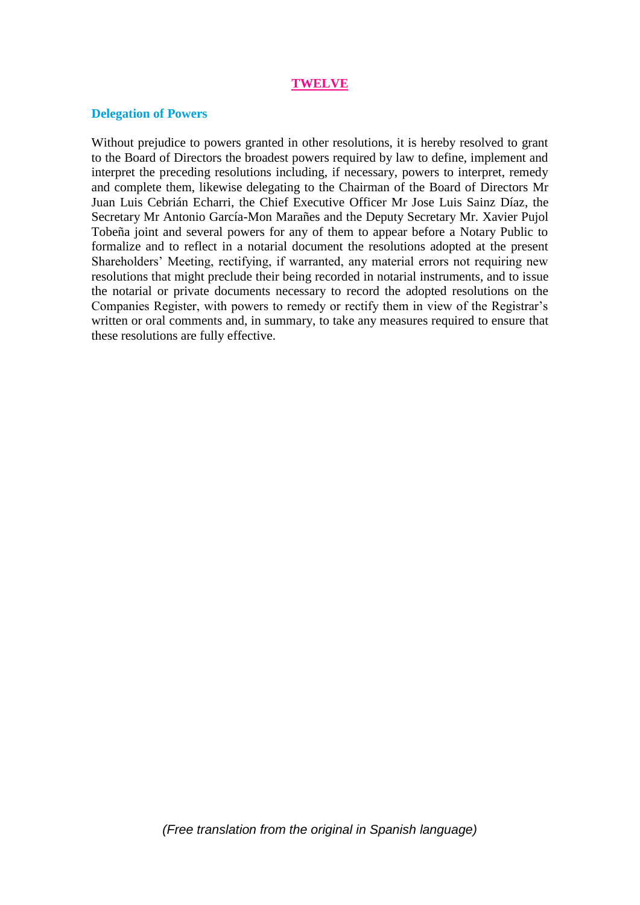# TWELVE

## Delegation of Powers

Without prejudice to powers granted in other resolutions, it is hereby resolved to grant to the Board of Directors the broadest powers required by law to define, implement and interpret the preceding resolutions including, if necessary, powers to interpret, remedy and complete them, likewise delegating to the Chairman of the Board of Directors Mr Juan Luis Cebrián Echarri, the Chief Executive Officer Mr Jose Luis Sainz Díaz, the Secretary Mr Antonio García-Mon Marañes and the Deputy Secretary Mr. Xavier Pujol Tobeña joint and several powers for any of them to appear before a Notary Public to formalize and to reflect in a notarial document the resolutions adopted at the present Shareholders' Meeting, rectifying, if warranted, any material errors not requiring new resolutions that might preclude their being recorded in notarial instruments, and to issue the notarial or private documents necessary to record the adopted resolutions on the Companies Register, with powers to remedy or rectify them in view of the Registrar's written or oral comments and, in summary, to take any measures required to ensure that these resolutions are fully effective.

*(Free translation from the original in Spanish language)*